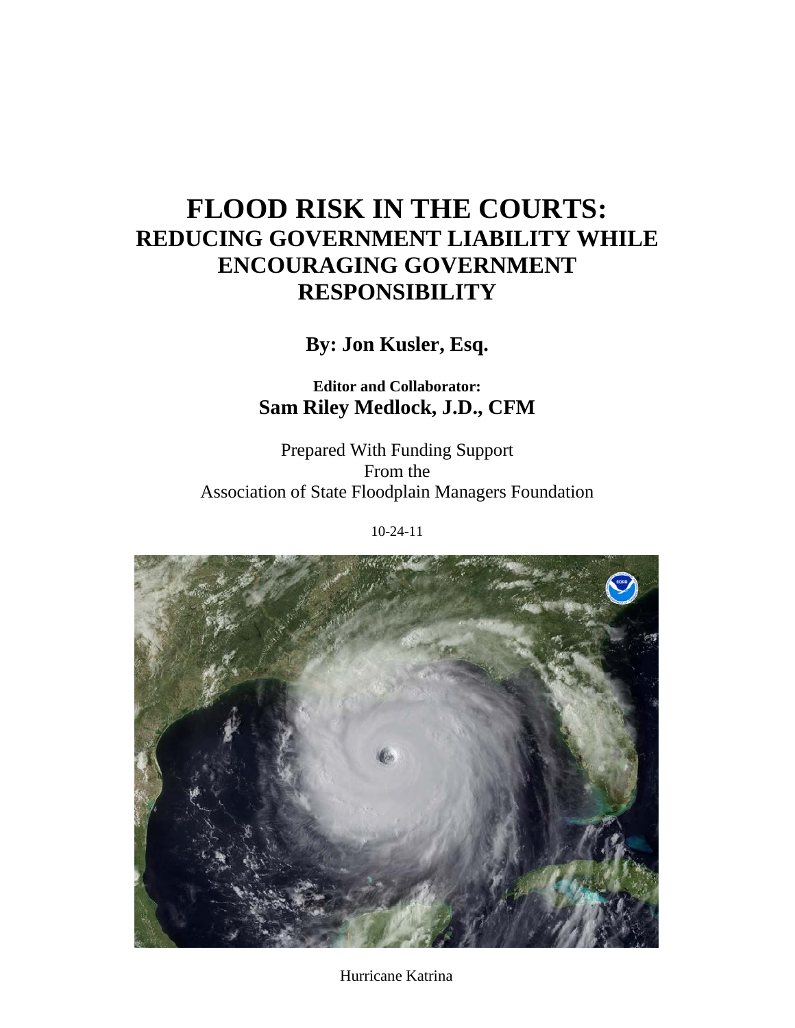# FLOOD RISK IN THE COURTS:
## REDUCING GOVERNMENT LIABILITY WHILE ENCOURAGING GOVERNMENT RESPONSIBILITY

**By: Jon Kusler, Esq.**

**Editor and Collaborator:**
**Sam Riley Medlock, J.D., CFM**

Prepared With Funding Support
From the
Association of State Floodplain Managers Foundation

10-24-11

Hurricane Katrina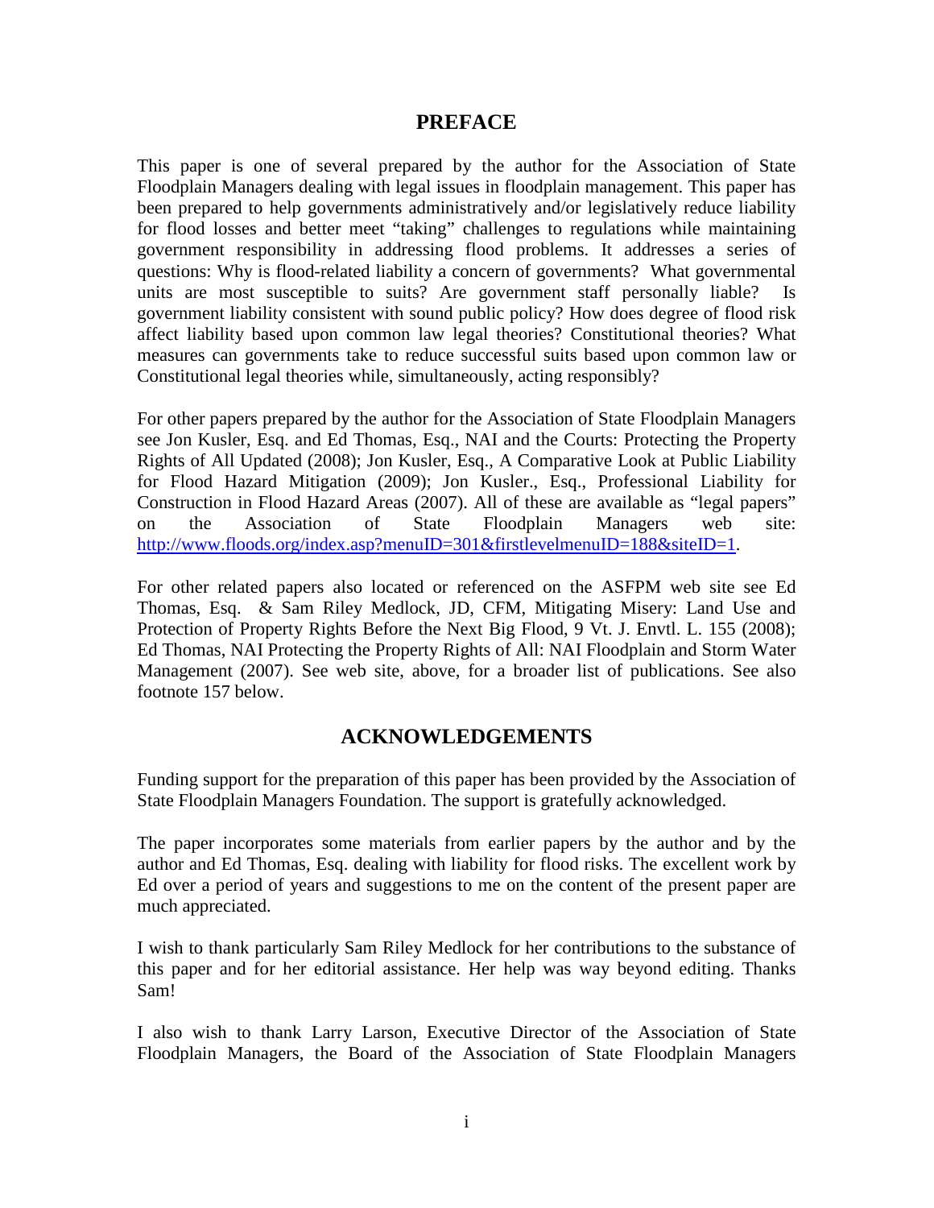## PREFACE

This paper is one of several prepared by the author for the Association of State Floodplain Managers dealing with legal issues in floodplain management. This paper has been prepared to help governments administratively and/or legislatively reduce liability for flood losses and better meet "taking" challenges to regulations while maintaining government responsibility in addressing flood problems. It addresses a series of questions: Why is flood-related liability a concern of governments? What governmental units are most susceptible to suits? Are government staff personally liable? Is government liability consistent with sound public policy? How does degree of flood risk affect liability based upon common law legal theories? Constitutional theories? What measures can governments take to reduce successful suits based upon common law or Constitutional legal theories while, simultaneously, acting responsibly?

For other papers prepared by the author for the Association of State Floodplain Managers see Jon Kusler, Esq. and Ed Thomas, Esq., NAI and the Courts: Protecting the Property Rights of All Updated (2008); Jon Kusler, Esq., A Comparative Look at Public Liability for Flood Hazard Mitigation (2009); Jon Kusler., Esq., Professional Liability for Construction in Flood Hazard Areas (2007). All of these are available as "legal papers" on the Association of State Floodplain Managers web site: http://www.floods.org/index.asp?menuID=301&firstlevelmenuID=188&siteID=1.

For other related papers also located or referenced on the ASFPM web site see Ed Thomas, Esq. & Sam Riley Medlock, JD, CFM, Mitigating Misery: Land Use and Protection of Property Rights Before the Next Big Flood, 9 Vt. J. Envtl. L. 155 (2008); Ed Thomas, NAI Protecting the Property Rights of All: NAI Floodplain and Storm Water Management (2007). See web site, above, for a broader list of publications. See also footnote 157 below.

## ACKNOWLEDGEMENTS

Funding support for the preparation of this paper has been provided by the Association of State Floodplain Managers Foundation. The support is gratefully acknowledged.

The paper incorporates some materials from earlier papers by the author and by the author and Ed Thomas, Esq. dealing with liability for flood risks. The excellent work by Ed over a period of years and suggestions to me on the content of the present paper are much appreciated.

I wish to thank particularly Sam Riley Medlock for her contributions to the substance of this paper and for her editorial assistance. Her help was way beyond editing. Thanks Sam!

I also wish to thank Larry Larson, Executive Director of the Association of State Floodplain Managers, the Board of the Association of State Floodplain Managers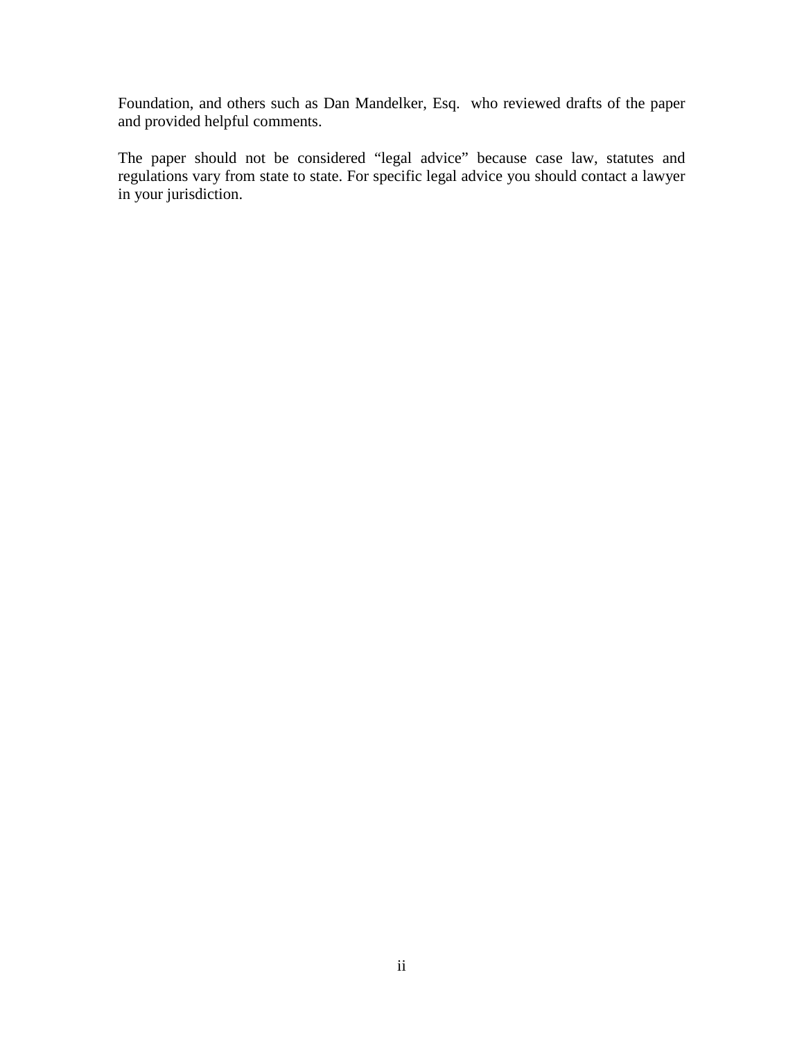Foundation, and others such as Dan Mandelker, Esq.  who reviewed drafts of the paper and provided helpful comments.

The paper should not be considered “legal advice” because case law, statutes and regulations vary from state to state. For specific legal advice you should contact a lawyer in your jurisdiction.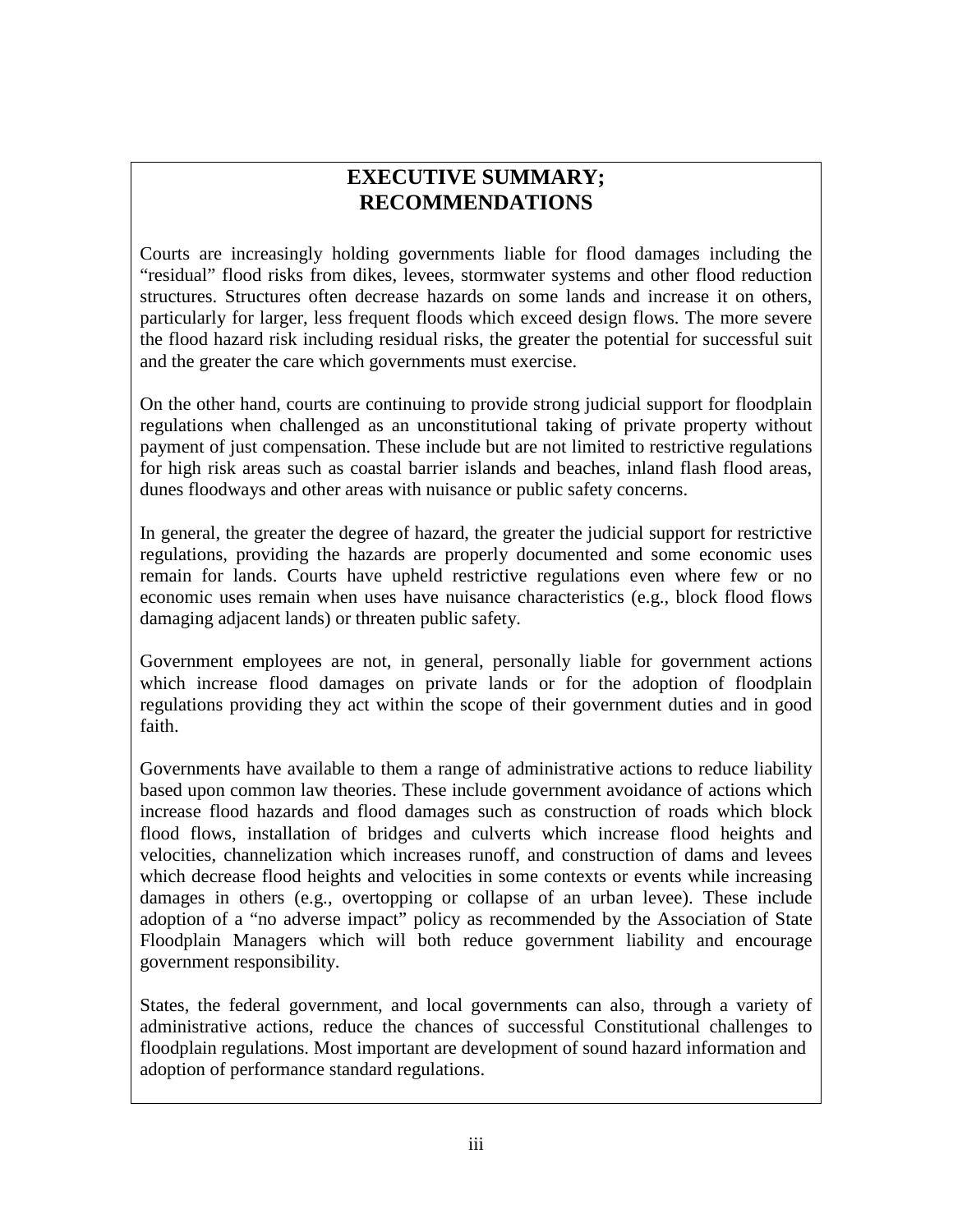# EXECUTIVE SUMMARY; RECOMMENDATIONS

Courts are increasingly holding governments liable for flood damages including the "residual" flood risks from dikes, levees, stormwater systems and other flood reduction structures. Structures often decrease hazards on some lands and increase it on others, particularly for larger, less frequent floods which exceed design flows. The more severe the flood hazard risk including residual risks, the greater the potential for successful suit and the greater the care which governments must exercise.

On the other hand, courts are continuing to provide strong judicial support for floodplain regulations when challenged as an unconstitutional taking of private property without payment of just compensation. These include but are not limited to restrictive regulations for high risk areas such as coastal barrier islands and beaches, inland flash flood areas, dunes floodways and other areas with nuisance or public safety concerns.

In general, the greater the degree of hazard, the greater the judicial support for restrictive regulations, providing the hazards are properly documented and some economic uses remain for lands. Courts have upheld restrictive regulations even where few or no economic uses remain when uses have nuisance characteristics (e.g., block flood flows damaging adjacent lands) or threaten public safety.

Government employees are not, in general, personally liable for government actions which increase flood damages on private lands or for the adoption of floodplain regulations providing they act within the scope of their government duties and in good faith.

Governments have available to them a range of administrative actions to reduce liability based upon common law theories. These include government avoidance of actions which increase flood hazards and flood damages such as construction of roads which block flood flows, installation of bridges and culverts which increase flood heights and velocities, channelization which increases runoff, and construction of dams and levees which decrease flood heights and velocities in some contexts or events while increasing damages in others (e.g., overtopping or collapse of an urban levee). These include adoption of a "no adverse impact" policy as recommended by the Association of State Floodplain Managers which will both reduce government liability and encourage government responsibility.

States, the federal government, and local governments can also, through a variety of administrative actions, reduce the chances of successful Constitutional challenges to floodplain regulations. Most important are development of sound hazard information and adoption of performance standard regulations.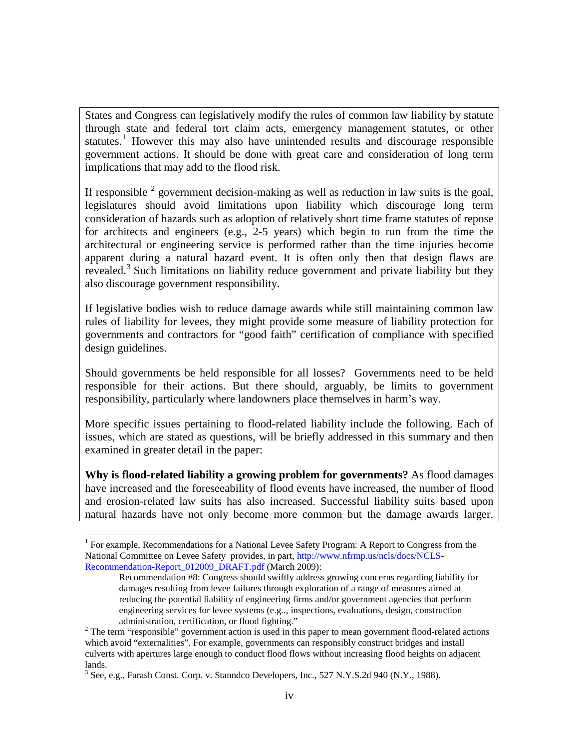States and Congress can legislatively modify the rules of common law liability by statute through state and federal tort claim acts, emergency management statutes, or other statutes.[1] However this may also have unintended results and discourage responsible government actions. It should be done with great care and consideration of long term implications that may add to the flood risk.

If responsible [2] government decision-making as well as reduction in law suits is the goal, legislatures should avoid limitations upon liability which discourage long term consideration of hazards such as adoption of relatively short time frame statutes of repose for architects and engineers (e.g., 2-5 years) which begin to run from the time the architectural or engineering service is performed rather than the time injuries become apparent during a natural hazard event. It is often only then that design flaws are revealed.[3] Such limitations on liability reduce government and private liability but they also discourage government responsibility.

If legislative bodies wish to reduce damage awards while still maintaining common law rules of liability for levees, they might provide some measure of liability protection for governments and contractors for "good faith" certification of compliance with specified design guidelines.

Should governments be held responsible for all losses? Governments need to be held responsible for their actions. But there should, arguably, be limits to government responsibility, particularly where landowners place themselves in harm's way.

More specific issues pertaining to flood-related liability include the following. Each of issues, which are stated as questions, will be briefly addressed in this summary and then examined in greater detail in the paper:

**Why is flood-related liability a growing problem for governments?** As flood damages have increased and the foreseeability of flood events have increased, the number of flood and erosion-related law suits has also increased. Successful liability suits based upon natural hazards have not only become more common but the damage awards larger.

---

[1] For example, Recommendations for a National Levee Safety Program: A Report to Congress from the National Committee on Levee Safety provides, in part, http://www.nfrmp.us/ncls/docs/NCLS-Recommendation-Report_012009_DRAFT.pdf (March 2009):

> Recommendation #8: Congress should swiftly address growing concerns regarding liability for damages resulting from levee failures through exploration of a range of measures aimed at reducing the potential liability of engineering firms and/or government agencies that perform engineering services for levee systems (e.g.., inspections, evaluations, design, construction administration, certification, or flood fighting."

[2] The term "responsible" government action is used in this paper to mean government flood-related actions which avoid "externalities". For example, governments can responsibly construct bridges and install culverts with apertures large enough to conduct flood flows without increasing flood heights on adjacent lands.

[3] See, e.g., Farash Const. Corp. v. Stanndco Developers, Inc., 527 N.Y.S.2d 940 (N.Y., 1988).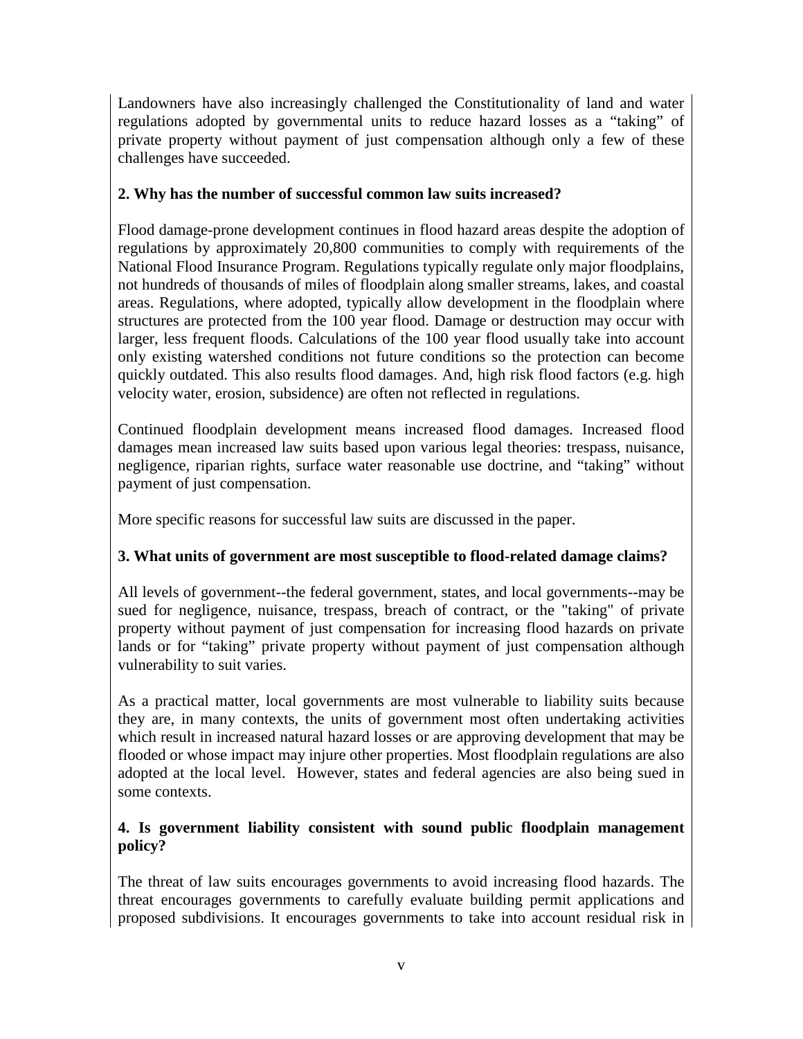Landowners have also increasingly challenged the Constitutionality of land and water regulations adopted by governmental units to reduce hazard losses as a "taking" of private property without payment of just compensation although only a few of these challenges have succeeded.

**2. Why has the number of successful common law suits increased?**

Flood damage-prone development continues in flood hazard areas despite the adoption of regulations by approximately 20,800 communities to comply with requirements of the National Flood Insurance Program. Regulations typically regulate only major floodplains, not hundreds of thousands of miles of floodplain along smaller streams, lakes, and coastal areas. Regulations, where adopted, typically allow development in the floodplain where structures are protected from the 100 year flood. Damage or destruction may occur with larger, less frequent floods. Calculations of the 100 year flood usually take into account only existing watershed conditions not future conditions so the protection can become quickly outdated. This also results flood damages. And, high risk flood factors (e.g. high velocity water, erosion, subsidence) are often not reflected in regulations.

Continued floodplain development means increased flood damages. Increased flood damages mean increased law suits based upon various legal theories: trespass, nuisance, negligence, riparian rights, surface water reasonable use doctrine, and "taking" without payment of just compensation.

More specific reasons for successful law suits are discussed in the paper.

**3. What units of government are most susceptible to flood-related damage claims?**

All levels of government--the federal government, states, and local governments--may be sued for negligence, nuisance, trespass, breach of contract, or the "taking" of private property without payment of just compensation for increasing flood hazards on private lands or for "taking" private property without payment of just compensation although vulnerability to suit varies.

As a practical matter, local governments are most vulnerable to liability suits because they are, in many contexts, the units of government most often undertaking activities which result in increased natural hazard losses or are approving development that may be flooded or whose impact may injure other properties. Most floodplain regulations are also adopted at the local level. However, states and federal agencies are also being sued in some contexts.

**4. Is government liability consistent with sound public floodplain management policy?**

The threat of law suits encourages governments to avoid increasing flood hazards. The threat encourages governments to carefully evaluate building permit applications and proposed subdivisions. It encourages governments to take into account residual risk in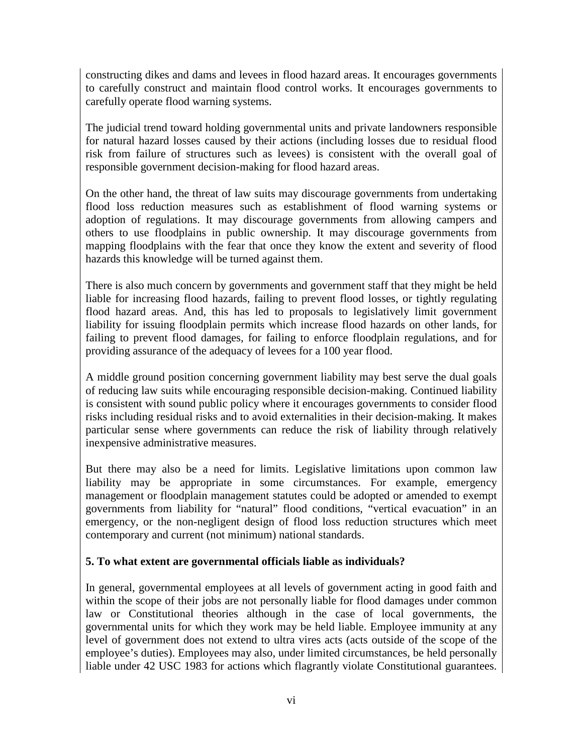constructing dikes and dams and levees in flood hazard areas. It encourages governments to carefully construct and maintain flood control works. It encourages governments to carefully operate flood warning systems.

The judicial trend toward holding governmental units and private landowners responsible for natural hazard losses caused by their actions (including losses due to residual flood risk from failure of structures such as levees) is consistent with the overall goal of responsible government decision-making for flood hazard areas.

On the other hand, the threat of law suits may discourage governments from undertaking flood loss reduction measures such as establishment of flood warning systems or adoption of regulations. It may discourage governments from allowing campers and others to use floodplains in public ownership. It may discourage governments from mapping floodplains with the fear that once they know the extent and severity of flood hazards this knowledge will be turned against them.

There is also much concern by governments and government staff that they might be held liable for increasing flood hazards, failing to prevent flood losses, or tightly regulating flood hazard areas. And, this has led to proposals to legislatively limit government liability for issuing floodplain permits which increase flood hazards on other lands, for failing to prevent flood damages, for failing to enforce floodplain regulations, and for providing assurance of the adequacy of levees for a 100 year flood.

A middle ground position concerning government liability may best serve the dual goals of reducing law suits while encouraging responsible decision-making. Continued liability is consistent with sound public policy where it encourages governments to consider flood risks including residual risks and to avoid externalities in their decision-making. It makes particular sense where governments can reduce the risk of liability through relatively inexpensive administrative measures.

But there may also be a need for limits. Legislative limitations upon common law liability may be appropriate in some circumstances. For example, emergency management or floodplain management statutes could be adopted or amended to exempt governments from liability for "natural" flood conditions, "vertical evacuation" in an emergency, or the non-negligent design of flood loss reduction structures which meet contemporary and current (not minimum) national standards.

**5. To what extent are governmental officials liable as individuals?**

In general, governmental employees at all levels of government acting in good faith and within the scope of their jobs are not personally liable for flood damages under common law or Constitutional theories although in the case of local governments, the governmental units for which they work may be held liable. Employee immunity at any level of government does not extend to ultra vires acts (acts outside of the scope of the employee's duties). Employees may also, under limited circumstances, be held personally liable under 42 USC 1983 for actions which flagrantly violate Constitutional guarantees.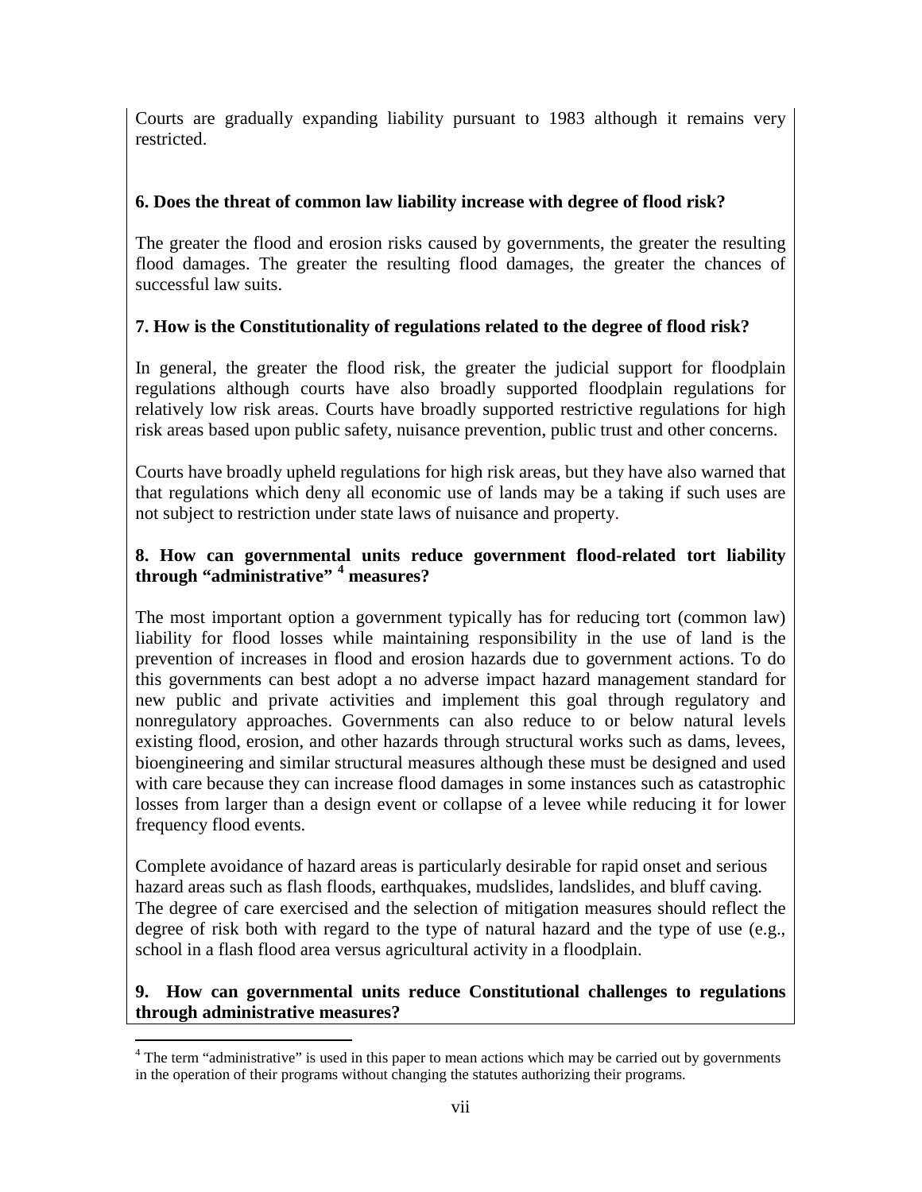Courts are gradually expanding liability pursuant to 1983 although it remains very restricted.

**6. Does the threat of common law liability increase with degree of flood risk?**

The greater the flood and erosion risks caused by governments, the greater the resulting flood damages. The greater the resulting flood damages, the greater the chances of successful law suits.

**7. How is the Constitutionality of regulations related to the degree of flood risk?**

In general, the greater the flood risk, the greater the judicial support for floodplain regulations although courts have also broadly supported floodplain regulations for relatively low risk areas. Courts have broadly supported restrictive regulations for high risk areas based upon public safety, nuisance prevention, public trust and other concerns.

Courts have broadly upheld regulations for high risk areas, but they have also warned that that regulations which deny all economic use of lands may be a taking if such uses are not subject to restriction under state laws of nuisance and property.

**8. How can governmental units reduce government flood-related tort liability through "administrative" [4] measures?**

The most important option a government typically has for reducing tort (common law) liability for flood losses while maintaining responsibility in the use of land is the prevention of increases in flood and erosion hazards due to government actions. To do this governments can best adopt a no adverse impact hazard management standard for new public and private activities and implement this goal through regulatory and nonregulatory approaches. Governments can also reduce to or below natural levels existing flood, erosion, and other hazards through structural works such as dams, levees, bioengineering and similar structural measures although these must be designed and used with care because they can increase flood damages in some instances such as catastrophic losses from larger than a design event or collapse of a levee while reducing it for lower frequency flood events.

Complete avoidance of hazard areas is particularly desirable for rapid onset and serious hazard areas such as flash floods, earthquakes, mudslides, landslides, and bluff caving. The degree of care exercised and the selection of mitigation measures should reflect the degree of risk both with regard to the type of natural hazard and the type of use (e.g., school in a flash flood area versus agricultural activity in a floodplain.

**9. How can governmental units reduce Constitutional challenges to regulations through administrative measures?**

[4] The term "administrative" is used in this paper to mean actions which may be carried out by governments in the operation of their programs without changing the statutes authorizing their programs.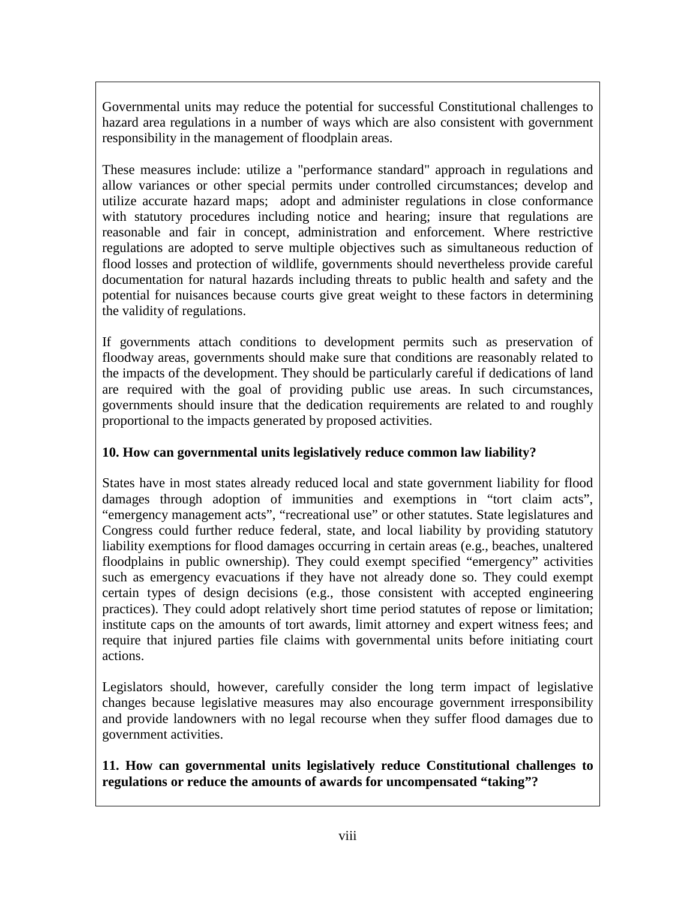Governmental units may reduce the potential for successful Constitutional challenges to hazard area regulations in a number of ways which are also consistent with government responsibility in the management of floodplain areas.

These measures include: utilize a "performance standard" approach in regulations and allow variances or other special permits under controlled circumstances; develop and utilize accurate hazard maps; adopt and administer regulations in close conformance with statutory procedures including notice and hearing; insure that regulations are reasonable and fair in concept, administration and enforcement. Where restrictive regulations are adopted to serve multiple objectives such as simultaneous reduction of flood losses and protection of wildlife, governments should nevertheless provide careful documentation for natural hazards including threats to public health and safety and the potential for nuisances because courts give great weight to these factors in determining the validity of regulations.

If governments attach conditions to development permits such as preservation of floodway areas, governments should make sure that conditions are reasonably related to the impacts of the development. They should be particularly careful if dedications of land are required with the goal of providing public use areas. In such circumstances, governments should insure that the dedication requirements are related to and roughly proportional to the impacts generated by proposed activities.

**10. How can governmental units legislatively reduce common law liability?**

States have in most states already reduced local and state government liability for flood damages through adoption of immunities and exemptions in "tort claim acts", "emergency management acts", "recreational use" or other statutes. State legislatures and Congress could further reduce federal, state, and local liability by providing statutory liability exemptions for flood damages occurring in certain areas (e.g., beaches, unaltered floodplains in public ownership). They could exempt specified "emergency" activities such as emergency evacuations if they have not already done so. They could exempt certain types of design decisions (e.g., those consistent with accepted engineering practices). They could adopt relatively short time period statutes of repose or limitation; institute caps on the amounts of tort awards, limit attorney and expert witness fees; and require that injured parties file claims with governmental units before initiating court actions.

Legislators should, however, carefully consider the long term impact of legislative changes because legislative measures may also encourage government irresponsibility and provide landowners with no legal recourse when they suffer flood damages due to government activities.

**11. How can governmental units legislatively reduce Constitutional challenges to regulations or reduce the amounts of awards for uncompensated "taking"?**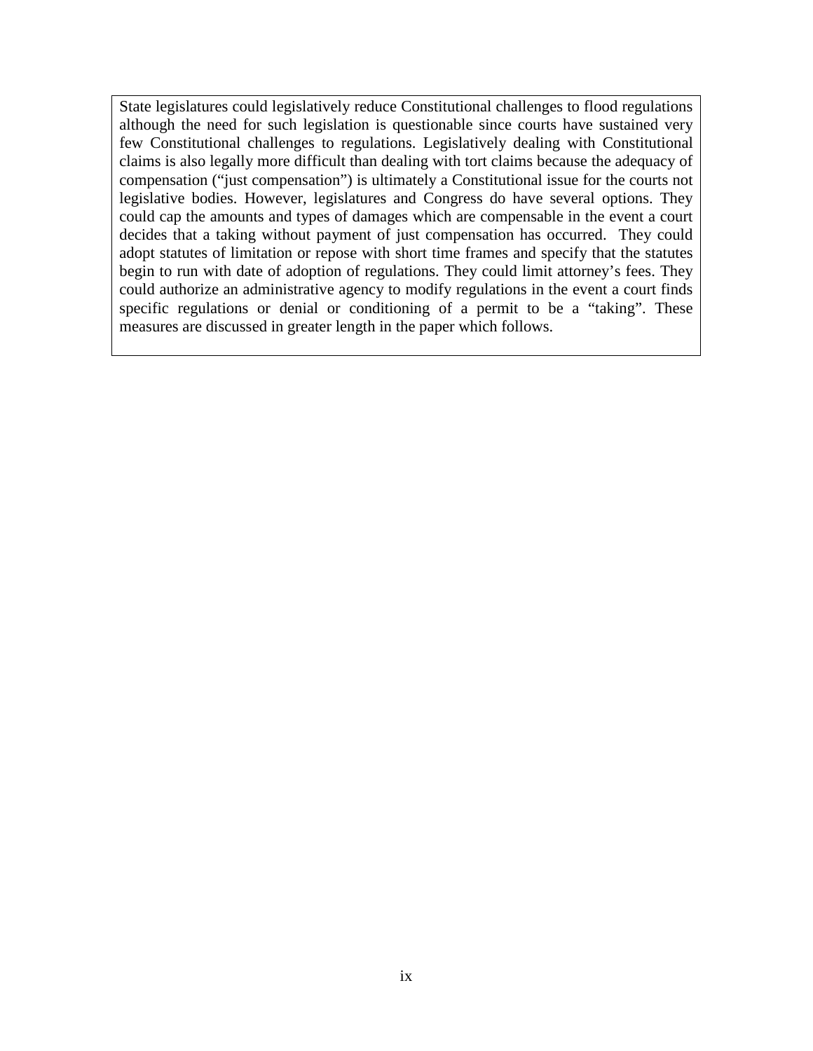State legislatures could legislatively reduce Constitutional challenges to flood regulations although the need for such legislation is questionable since courts have sustained very few Constitutional challenges to regulations. Legislatively dealing with Constitutional claims is also legally more difficult than dealing with tort claims because the adequacy of compensation ("just compensation") is ultimately a Constitutional issue for the courts not legislative bodies. However, legislatures and Congress do have several options. They could cap the amounts and types of damages which are compensable in the event a court decides that a taking without payment of just compensation has occurred. They could adopt statutes of limitation or repose with short time frames and specify that the statutes begin to run with date of adoption of regulations. They could limit attorney's fees. They could authorize an administrative agency to modify regulations in the event a court finds specific regulations or denial or conditioning of a permit to be a "taking". These measures are discussed in greater length in the paper which follows.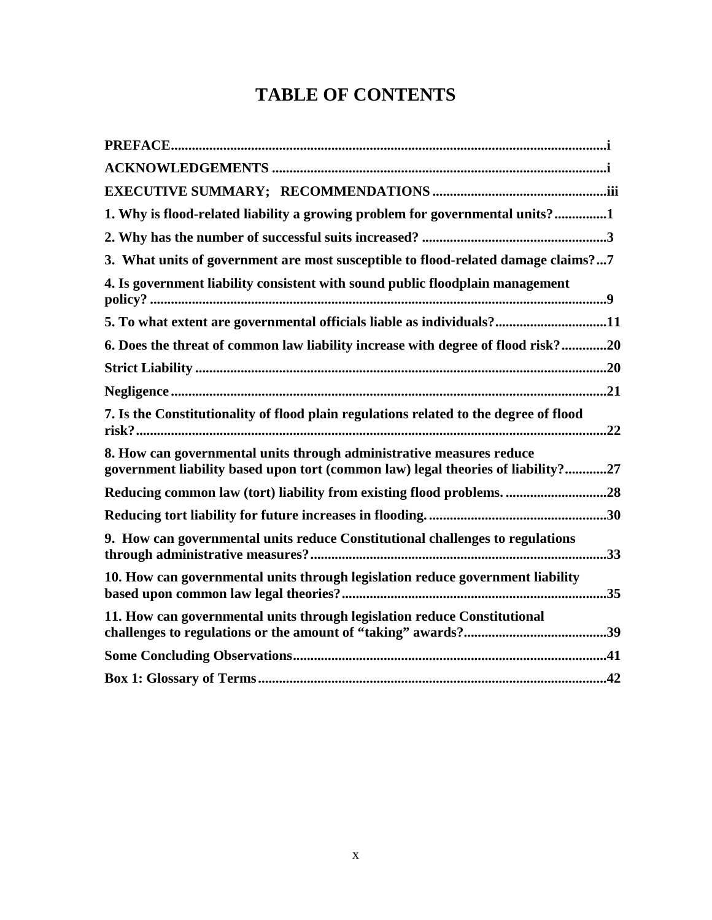# TABLE OF CONTENTS

**PREFACE**...........................................................................................................................i

**ACKNOWLEDGEMENTS** ...............................................................................................i

**EXECUTIVE SUMMARY; RECOMMENDATIONS**.................................................iii

**1. Why is flood-related liability a growing problem for governmental units?**..............1

**2. Why has the number of successful suits increased?** .....................................................3

**3. What units of government are most susceptible to flood-related damage claims?**...7

**4. Is government liability consistent with sound public floodplain management policy?** ..................................................................................................................................9

**5. To what extent are governmental officials liable as individuals?**................................11

**6. Does the threat of common law liability increase with degree of flood risk?**.............20

**Strict Liability** .....................................................................................................................20

**Negligence**............................................................................................................................21

**7. Is the Constitutionality of flood plain regulations related to the degree of flood risk?**......................................................................................................................................22

**8. How can governmental units through administrative measures reduce government liability based upon tort (common law) legal theories of liability?**............27

**Reducing common law (tort) liability from existing flood problems.** ............................28

**Reducing tort liability for future increases in flooding.**..................................................30

**9. How can governmental units reduce Constitutional challenges to regulations through administrative measures?**...................................................................................33

**10. How can governmental units through legislation reduce government liability based upon common law legal theories?**..........................................................................35

**11. How can governmental units through legislation reduce Constitutional challenges to regulations or the amount of "taking" awards?**........................................39

**Some Concluding Observations**..........................................................................................41

**Box 1: Glossary of Terms**...................................................................................................42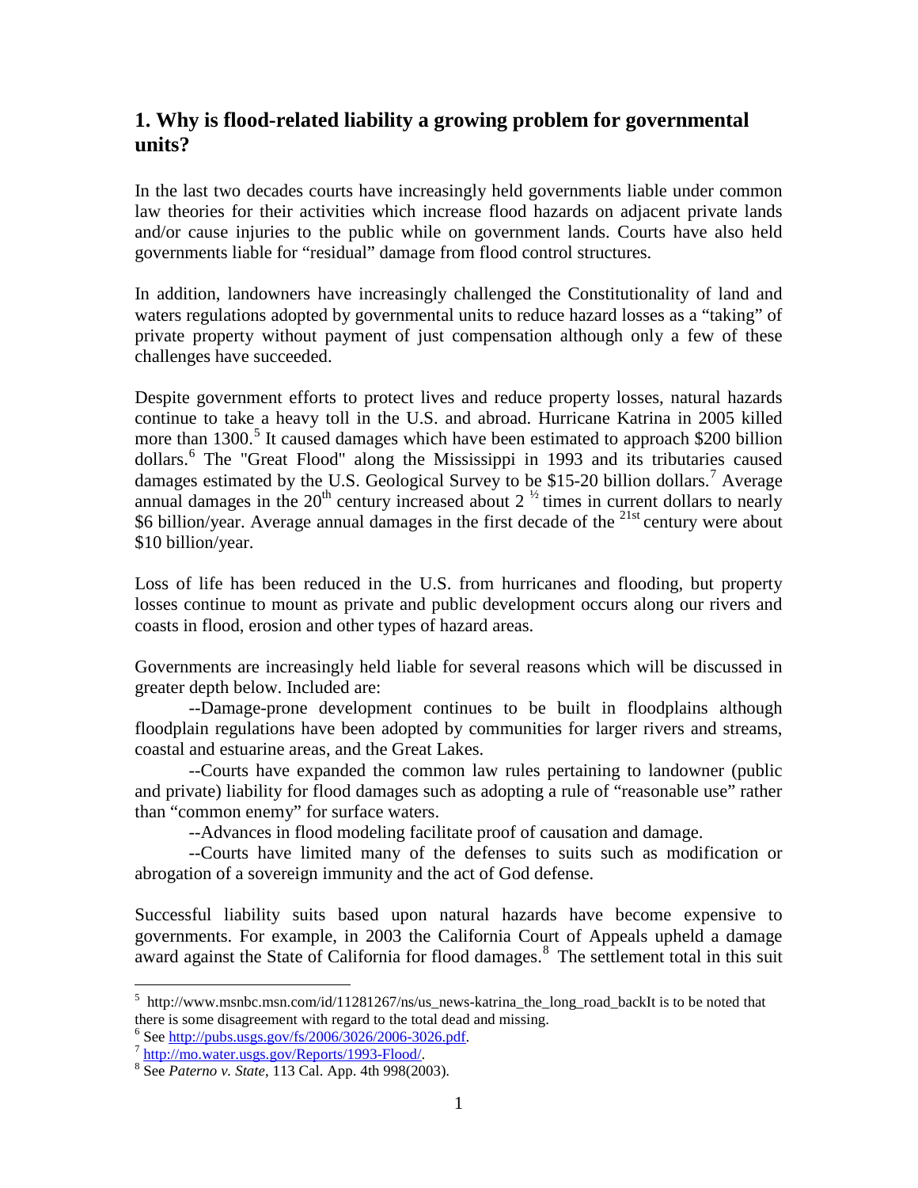## 1. Why is flood-related liability a growing problem for governmental units?

In the last two decades courts have increasingly held governments liable under common law theories for their activities which increase flood hazards on adjacent private lands and/or cause injuries to the public while on government lands. Courts have also held governments liable for "residual" damage from flood control structures.

In addition, landowners have increasingly challenged the Constitutionality of land and waters regulations adopted by governmental units to reduce hazard losses as a "taking" of private property without payment of just compensation although only a few of these challenges have succeeded.

Despite government efforts to protect lives and reduce property losses, natural hazards continue to take a heavy toll in the U.S. and abroad. Hurricane Katrina in 2005 killed more than 1300.[5] It caused damages which have been estimated to approach $200 billion dollars.[6] The "Great Flood" along the Mississippi in 1993 and its tributaries caused damages estimated by the U.S. Geological Survey to be $15-20 billion dollars.[7] Average annual damages in the 20th century increased about 2 ½ times in current dollars to nearly $6 billion/year. Average annual damages in the first decade of the 21st century were about $10 billion/year.

Loss of life has been reduced in the U.S. from hurricanes and flooding, but property losses continue to mount as private and public development occurs along our rivers and coasts in flood, erosion and other types of hazard areas.

Governments are increasingly held liable for several reasons which will be discussed in greater depth below. Included are:

--Damage-prone development continues to be built in floodplains although floodplain regulations have been adopted by communities for larger rivers and streams, coastal and estuarine areas, and the Great Lakes.

--Courts have expanded the common law rules pertaining to landowner (public and private) liability for flood damages such as adopting a rule of "reasonable use" rather than "common enemy" for surface waters.

--Advances in flood modeling facilitate proof of causation and damage.

--Courts have limited many of the defenses to suits such as modification or abrogation of a sovereign immunity and the act of God defense.

Successful liability suits based upon natural hazards have become expensive to governments. For example, in 2003 the California Court of Appeals upheld a damage award against the State of California for flood damages.[8] The settlement total in this suit

---

[5] http://www.msnbc.msn.com/id/11281267/ns/us_news-katrina_the_long_road_backIt is to be noted that there is some disagreement with regard to the total dead and missing.

[6] See http://pubs.usgs.gov/fs/2006/3026/2006-3026.pdf.

[7] http://mo.water.usgs.gov/Reports/1993-Flood/.

[8] See *Paterno v. State*, 113 Cal. App. 4th 998(2003).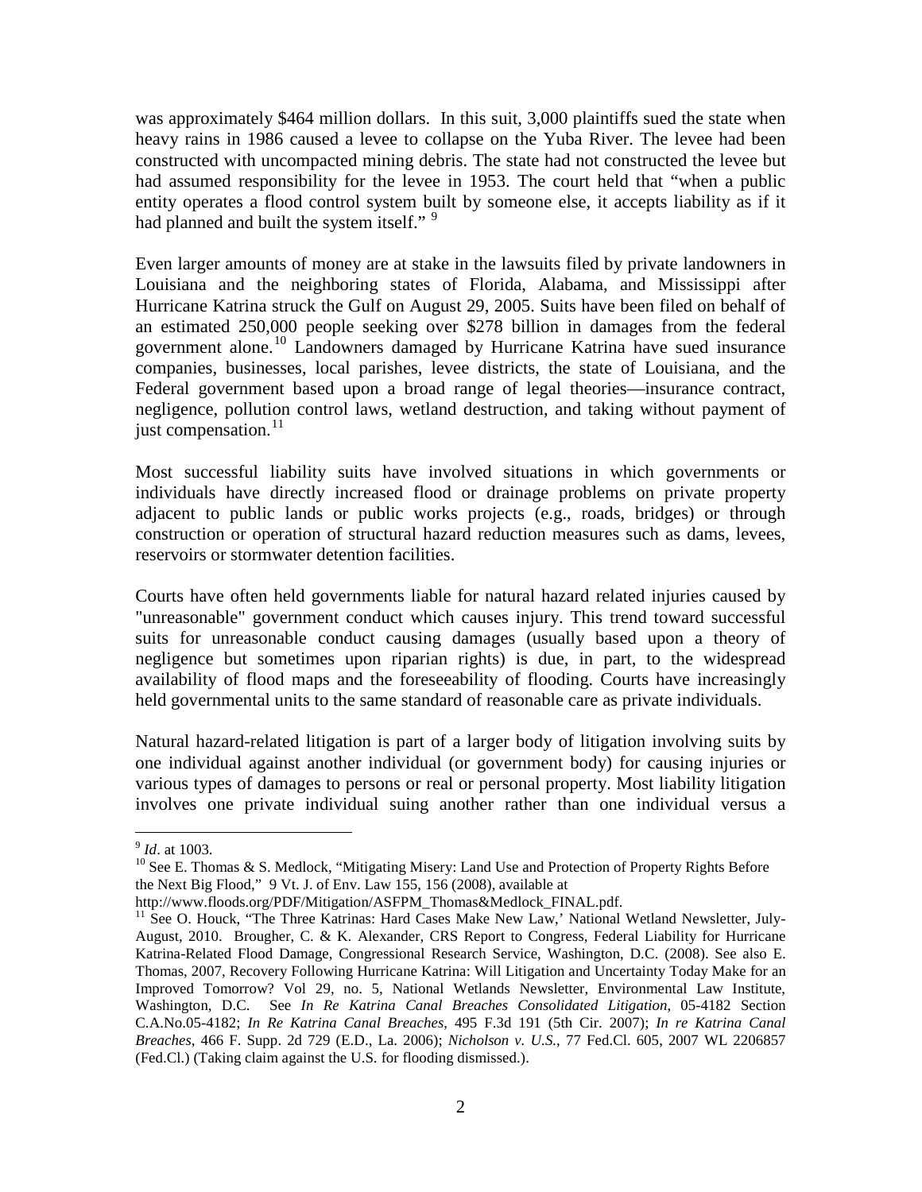was approximately $464 million dollars. In this suit, 3,000 plaintiffs sued the state when heavy rains in 1986 caused a levee to collapse on the Yuba River. The levee had been constructed with uncompacted mining debris. The state had not constructed the levee but had assumed responsibility for the levee in 1953. The court held that "when a public entity operates a flood control system built by someone else, it accepts liability as if it had planned and built the system itself." [9]

Even larger amounts of money are at stake in the lawsuits filed by private landowners in Louisiana and the neighboring states of Florida, Alabama, and Mississippi after Hurricane Katrina struck the Gulf on August 29, 2005. Suits have been filed on behalf of an estimated 250,000 people seeking over $278 billion in damages from the federal government alone.[10] Landowners damaged by Hurricane Katrina have sued insurance companies, businesses, local parishes, levee districts, the state of Louisiana, and the Federal government based upon a broad range of legal theories—insurance contract, negligence, pollution control laws, wetland destruction, and taking without payment of just compensation.[11]

Most successful liability suits have involved situations in which governments or individuals have directly increased flood or drainage problems on private property adjacent to public lands or public works projects (e.g., roads, bridges) or through construction or operation of structural hazard reduction measures such as dams, levees, reservoirs or stormwater detention facilities.

Courts have often held governments liable for natural hazard related injuries caused by "unreasonable" government conduct which causes injury. This trend toward successful suits for unreasonable conduct causing damages (usually based upon a theory of negligence but sometimes upon riparian rights) is due, in part, to the widespread availability of flood maps and the foreseeability of flooding. Courts have increasingly held governmental units to the same standard of reasonable care as private individuals.

Natural hazard-related litigation is part of a larger body of litigation involving suits by one individual against another individual (or government body) for causing injuries or various types of damages to persons or real or personal property. Most liability litigation involves one private individual suing another rather than one individual versus a

---

[9] *Id*. at 1003.

[10] See E. Thomas & S. Medlock, "Mitigating Misery: Land Use and Protection of Property Rights Before the Next Big Flood," 9 Vt. J. of Env. Law 155, 156 (2008), available at http://www.floods.org/PDF/Mitigation/ASFPM_Thomas&Medlock_FINAL.pdf.

[11] See O. Houck, "The Three Katrinas: Hard Cases Make New Law,' National Wetland Newsletter, July-August, 2010. Brougher, C. & K. Alexander, CRS Report to Congress, Federal Liability for Hurricane Katrina-Related Flood Damage, Congressional Research Service, Washington, D.C. (2008). See also E. Thomas, 2007, Recovery Following Hurricane Katrina: Will Litigation and Uncertainty Today Make for an Improved Tomorrow? Vol 29, no. 5, National Wetlands Newsletter, Environmental Law Institute, Washington, D.C. See *In Re Katrina Canal Breaches Consolidated Litigation*, 05-4182 Section C.A.No.05-4182; *In Re Katrina Canal Breaches*, 495 F.3d 191 (5th Cir. 2007); *In re Katrina Canal Breaches*, 466 F. Supp. 2d 729 (E.D., La. 2006); *Nicholson v. U.S.*, 77 Fed.Cl. 605, 2007 WL 2206857 (Fed.Cl.) (Taking claim against the U.S. for flooding dismissed.).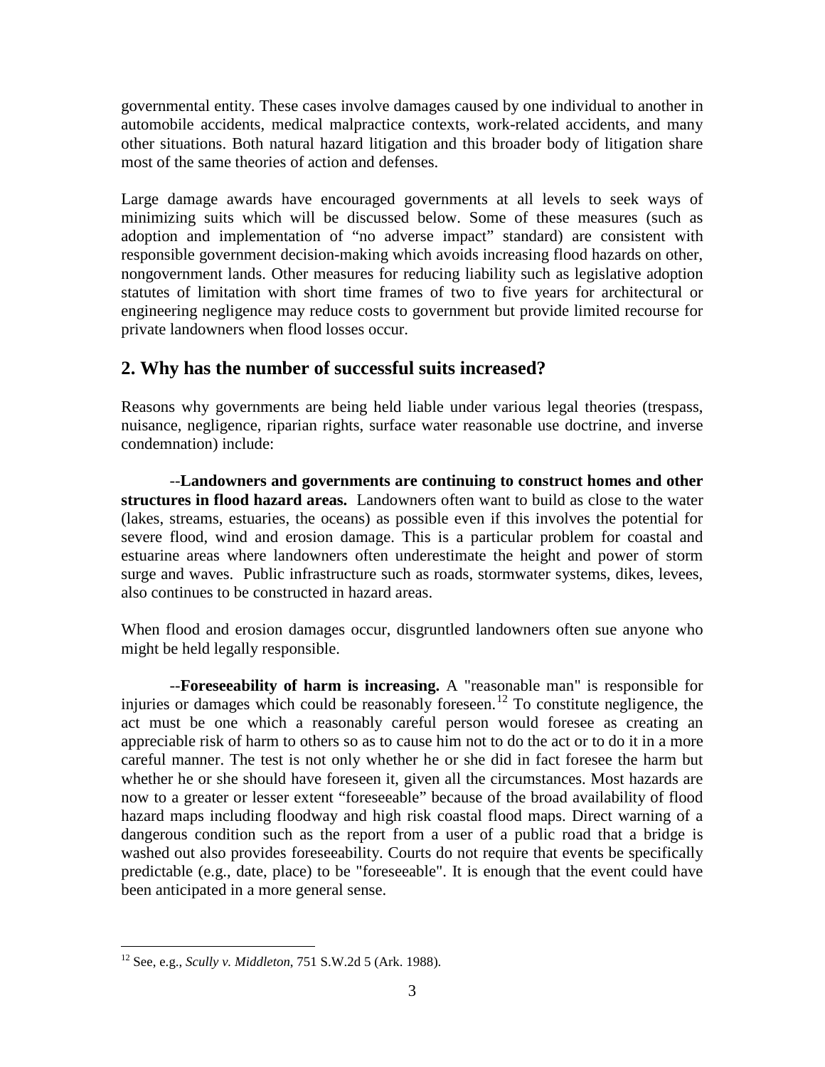governmental entity. These cases involve damages caused by one individual to another in automobile accidents, medical malpractice contexts, work-related accidents, and many other situations. Both natural hazard litigation and this broader body of litigation share most of the same theories of action and defenses.

Large damage awards have encouraged governments at all levels to seek ways of minimizing suits which will be discussed below. Some of these measures (such as adoption and implementation of "no adverse impact" standard) are consistent with responsible government decision-making which avoids increasing flood hazards on other, nongovernment lands. Other measures for reducing liability such as legislative adoption statutes of limitation with short time frames of two to five years for architectural or engineering negligence may reduce costs to government but provide limited recourse for private landowners when flood losses occur.

## 2. Why has the number of successful suits increased?

Reasons why governments are being held liable under various legal theories (trespass, nuisance, negligence, riparian rights, surface water reasonable use doctrine, and inverse condemnation) include:

--**Landowners and governments are continuing to construct homes and other structures in flood hazard areas.** Landowners often want to build as close to the water (lakes, streams, estuaries, the oceans) as possible even if this involves the potential for severe flood, wind and erosion damage. This is a particular problem for coastal and estuarine areas where landowners often underestimate the height and power of storm surge and waves. Public infrastructure such as roads, stormwater systems, dikes, levees, also continues to be constructed in hazard areas.

When flood and erosion damages occur, disgruntled landowners often sue anyone who might be held legally responsible.

--**Foreseeability of harm is increasing.** A "reasonable man" is responsible for injuries or damages which could be reasonably foreseen.[12] To constitute negligence, the act must be one which a reasonably careful person would foresee as creating an appreciable risk of harm to others so as to cause him not to do the act or to do it in a more careful manner. The test is not only whether he or she did in fact foresee the harm but whether he or she should have foreseen it, given all the circumstances. Most hazards are now to a greater or lesser extent "foreseeable" because of the broad availability of flood hazard maps including floodway and high risk coastal flood maps. Direct warning of a dangerous condition such as the report from a user of a public road that a bridge is washed out also provides foreseeability. Courts do not require that events be specifically predictable (e.g., date, place) to be "foreseeable". It is enough that the event could have been anticipated in a more general sense.

---

[12] See, e.g., *Scully v. Middleton*, 751 S.W.2d 5 (Ark. 1988).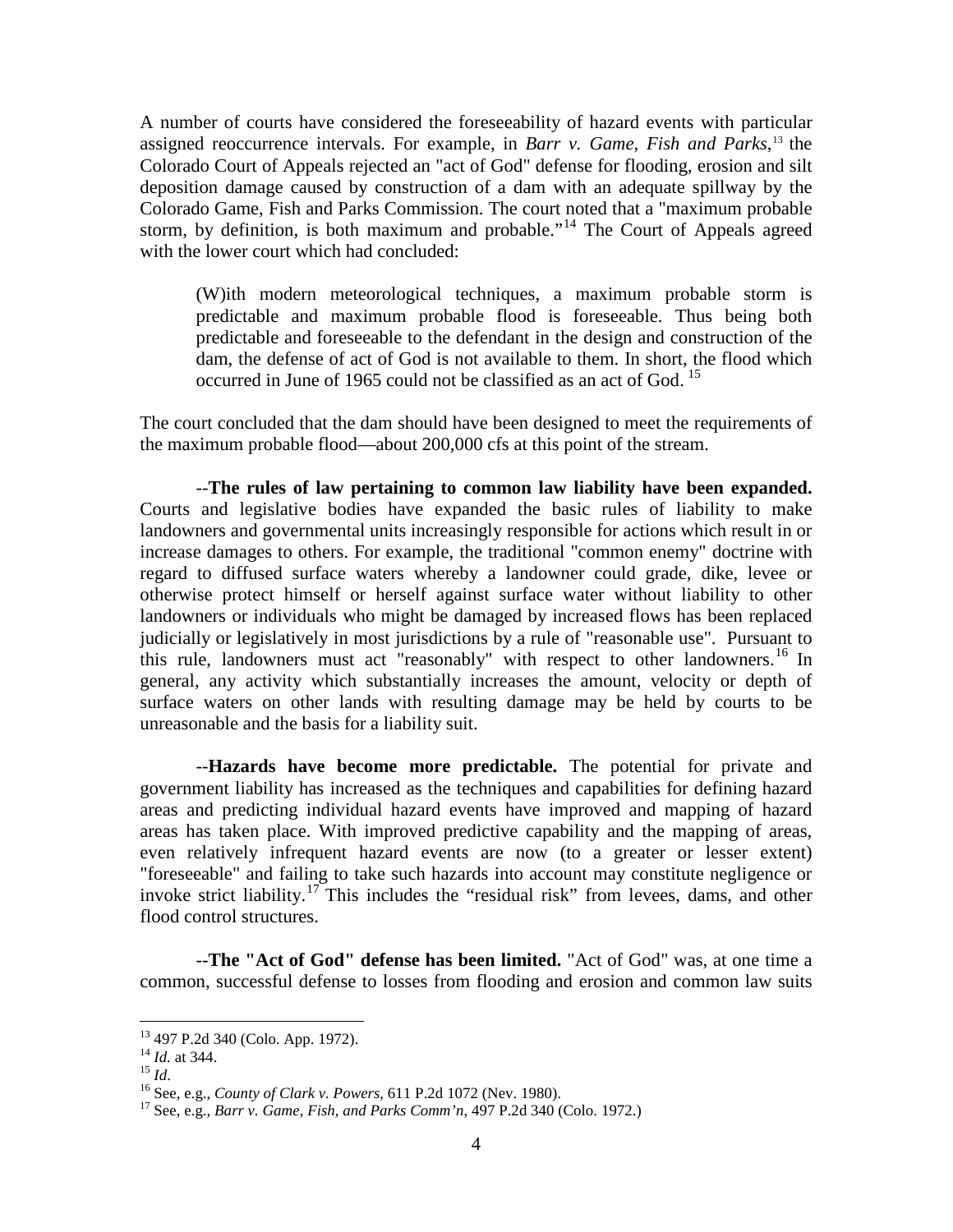A number of courts have considered the foreseeability of hazard events with particular assigned reoccurrence intervals. For example, in *Barr v. Game, Fish and Parks*,[13] the Colorado Court of Appeals rejected an "act of God" defense for flooding, erosion and silt deposition damage caused by construction of a dam with an adequate spillway by the Colorado Game, Fish and Parks Commission. The court noted that a "maximum probable storm, by definition, is both maximum and probable."[14] The Court of Appeals agreed with the lower court which had concluded:

> (W)ith modern meteorological techniques, a maximum probable storm is predictable and maximum probable flood is foreseeable. Thus being both predictable and foreseeable to the defendant in the design and construction of the dam, the defense of act of God is not available to them. In short, the flood which occurred in June of 1965 could not be classified as an act of God. [15]

The court concluded that the dam should have been designed to meet the requirements of the maximum probable flood—about 200,000 cfs at this point of the stream.

--**The rules of law pertaining to common law liability have been expanded.** Courts and legislative bodies have expanded the basic rules of liability to make landowners and governmental units increasingly responsible for actions which result in or increase damages to others. For example, the traditional "common enemy" doctrine with regard to diffused surface waters whereby a landowner could grade, dike, levee or otherwise protect himself or herself against surface water without liability to other landowners or individuals who might be damaged by increased flows has been replaced judicially or legislatively in most jurisdictions by a rule of "reasonable use". Pursuant to this rule, landowners must act "reasonably" with respect to other landowners.[16] In general, any activity which substantially increases the amount, velocity or depth of surface waters on other lands with resulting damage may be held by courts to be unreasonable and the basis for a liability suit.

--**Hazards have become more predictable.** The potential for private and government liability has increased as the techniques and capabilities for defining hazard areas and predicting individual hazard events have improved and mapping of hazard areas has taken place. With improved predictive capability and the mapping of areas, even relatively infrequent hazard events are now (to a greater or lesser extent) "foreseeable" and failing to take such hazards into account may constitute negligence or invoke strict liability.[17] This includes the "residual risk" from levees, dams, and other flood control structures.

--**The "Act of God" defense has been limited.** "Act of God" was, at one time a common, successful defense to losses from flooding and erosion and common law suits

---

[13] 497 P.2d 340 (Colo. App. 1972).

[14] *Id.* at 344.

[15] *Id*.

[16] See, e.g., *County of Clark v. Powers*, 611 P.2d 1072 (Nev. 1980).

[17] See, e.g., *Barr v. Game, Fish, and Parks Comm'n*, 497 P.2d 340 (Colo. 1972.)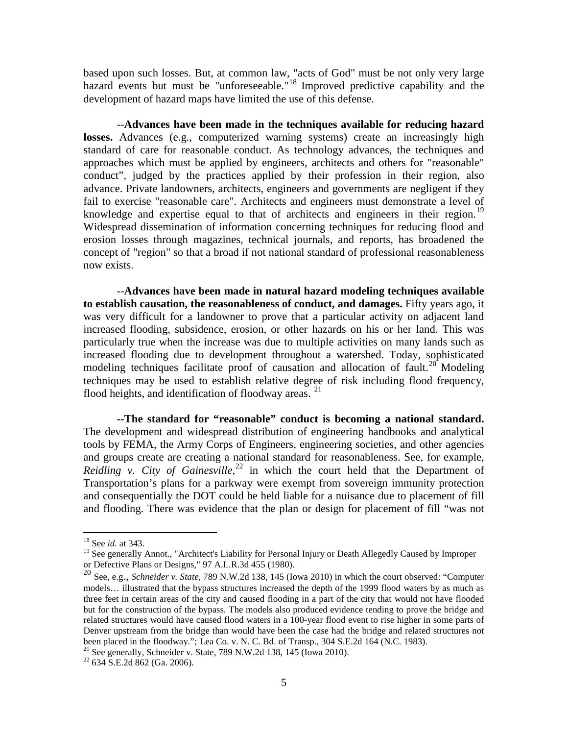based upon such losses. But, at common law, "acts of God" must be not only very large hazard events but must be "unforeseeable."[18] Improved predictive capability and the development of hazard maps have limited the use of this defense.

--**Advances have been made in the techniques available for reducing hazard losses.** Advances (e.g., computerized warning systems) create an increasingly high standard of care for reasonable conduct. As technology advances, the techniques and approaches which must be applied by engineers, architects and others for "reasonable" conduct", judged by the practices applied by their profession in their region, also advance. Private landowners, architects, engineers and governments are negligent if they fail to exercise "reasonable care". Architects and engineers must demonstrate a level of knowledge and expertise equal to that of architects and engineers in their region.[19] Widespread dissemination of information concerning techniques for reducing flood and erosion losses through magazines, technical journals, and reports, has broadened the concept of "region" so that a broad if not national standard of professional reasonableness now exists.

--**Advances have been made in natural hazard modeling techniques available to establish causation, the reasonableness of conduct, and damages.** Fifty years ago, it was very difficult for a landowner to prove that a particular activity on adjacent land increased flooding, subsidence, erosion, or other hazards on his or her land. This was particularly true when the increase was due to multiple activities on many lands such as increased flooding due to development throughout a watershed. Today, sophisticated modeling techniques facilitate proof of causation and allocation of fault.[20] Modeling techniques may be used to establish relative degree of risk including flood frequency, flood heights, and identification of floodway areas.[21]

--**The standard for "reasonable" conduct is becoming a national standard.** The development and widespread distribution of engineering handbooks and analytical tools by FEMA, the Army Corps of Engineers, engineering societies, and other agencies and groups create are creating a national standard for reasonableness. See, for example, *Reidling v. City of Gainesville*,[22] in which the court held that the Department of Transportation's plans for a parkway were exempt from sovereign immunity protection and consequentially the DOT could be held liable for a nuisance due to placement of fill and flooding. There was evidence that the plan or design for placement of fill "was not

---

[18] See *id.* at 343.

[19] See generally Annot., "Architect's Liability for Personal Injury or Death Allegedly Caused by Improper or Defective Plans or Designs," 97 A.L.R.3d 455 (1980).

[20] See, e.g., *Schneider v. State,* 789 N.W.2d 138, 145 (Iowa 2010) in which the court observed: "Computer models… illustrated that the bypass structures increased the depth of the 1999 flood waters by as much as three feet in certain areas of the city and caused flooding in a part of the city that would not have flooded but for the construction of the bypass. The models also produced evidence tending to prove the bridge and related structures would have caused flood waters in a 100-year flood event to rise higher in some parts of Denver upstream from the bridge than would have been the case had the bridge and related structures not been placed in the floodway."; Lea Co. v. N. C. Bd. of Transp., 304 S.E.2d 164 (N.C. 1983).

[21] See generally, Schneider v. State, 789 N.W.2d 138, 145 (Iowa 2010).

[22] 634 S.E.2d 862 (Ga. 2006).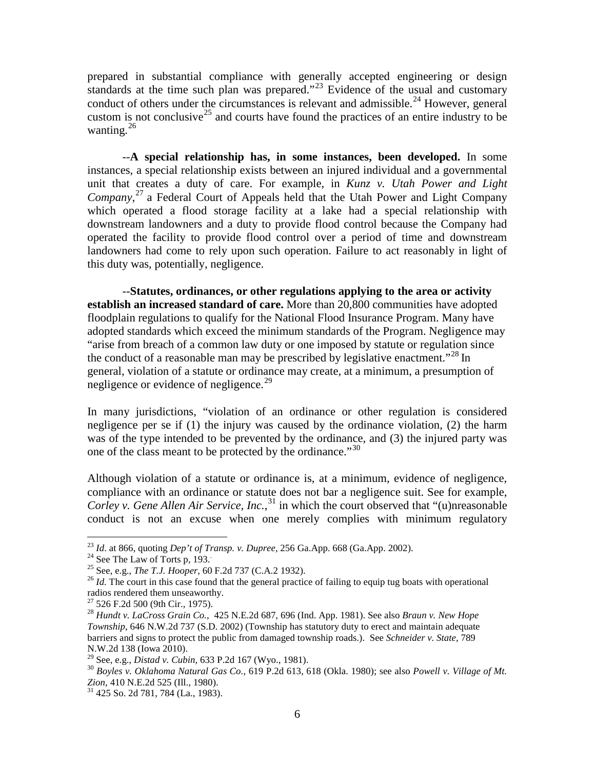prepared in substantial compliance with generally accepted engineering or design standards at the time such plan was prepared."[23] Evidence of the usual and customary conduct of others under the circumstances is relevant and admissible.[24] However, general custom is not conclusive[25] and courts have found the practices of an entire industry to be wanting.[26]

--**A special relationship has, in some instances, been developed.** In some instances, a special relationship exists between an injured individual and a governmental unit that creates a duty of care. For example, in *Kunz v. Utah Power and Light Company*,[27] a Federal Court of Appeals held that the Utah Power and Light Company which operated a flood storage facility at a lake had a special relationship with downstream landowners and a duty to provide flood control because the Company had operated the facility to provide flood control over a period of time and downstream landowners had come to rely upon such operation. Failure to act reasonably in light of this duty was, potentially, negligence.

--**Statutes, ordinances, or other regulations applying to the area or activity establish an increased standard of care.** More than 20,800 communities have adopted floodplain regulations to qualify for the National Flood Insurance Program. Many have adopted standards which exceed the minimum standards of the Program. Negligence may "arise from breach of a common law duty or one imposed by statute or regulation since the conduct of a reasonable man may be prescribed by legislative enactment."[28] In general, violation of a statute or ordinance may create, at a minimum, a presumption of negligence or evidence of negligence.[29]

In many jurisdictions, "violation of an ordinance or other regulation is considered negligence per se if (1) the injury was caused by the ordinance violation, (2) the harm was of the type intended to be prevented by the ordinance, and (3) the injured party was one of the class meant to be protected by the ordinance."[30]

Although violation of a statute or ordinance is, at a minimum, evidence of negligence, compliance with an ordinance or statute does not bar a negligence suit. See for example, *Corley v. Gene Allen Air Service, Inc.*,[31] in which the court observed that "(u)nreasonable conduct is not an excuse when one merely complies with minimum regulatory

---

[23] *Id*. at 866, quoting *Dep't of Transp. v. Dupree*, 256 Ga.App. 668 (Ga.App. 2002).

[24] See The Law of Torts p, 193.

[25] See, e.g., *The T.J. Hooper*, 60 F.2d 737 (C.A.2 1932).

[26] *Id.* The court in this case found that the general practice of failing to equip tug boats with operational radios rendered them unseaworthy.

[27] 526 F.2d 500 (9th Cir., 1975).

[28] *Hundt v. LaCross Grain Co.*, 425 N.E.2d 687, 696 (Ind. App. 1981). See also *Braun v. New Hope Township*, 646 N.W.2d 737 (S.D. 2002) (Township has statutory duty to erect and maintain adequate barriers and signs to protect the public from damaged township roads.). See *Schneider v. State*, 789 N.W.2d 138 (Iowa 2010).

[29] See, e.g., *Distad v. Cubin*, 633 P.2d 167 (Wyo., 1981).

[30] *Boyles v. Oklahoma Natural Gas Co.*, 619 P.2d 613, 618 (Okla. 1980); see also *Powell v. Village of Mt. Zion*, 410 N.E.2d 525 (Ill., 1980).

[31] 425 So. 2d 781, 784 (La., 1983).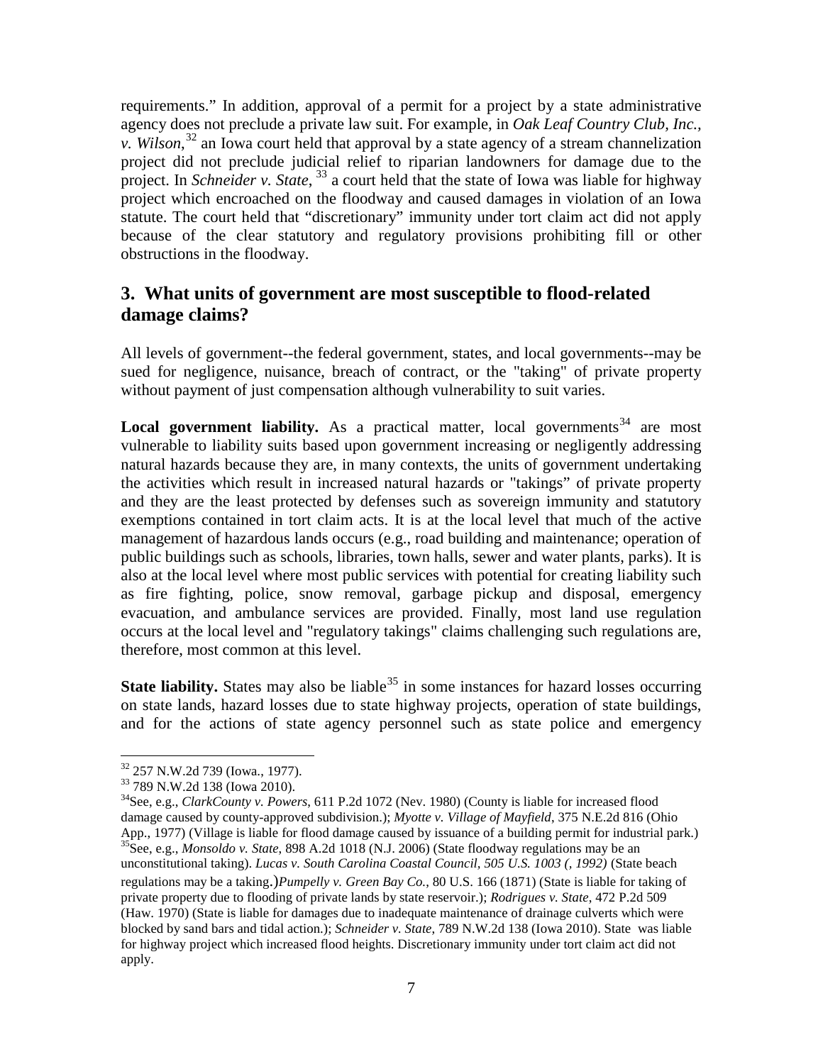requirements." In addition, approval of a permit for a project by a state administrative agency does not preclude a private law suit. For example, in *Oak Leaf Country Club, Inc., v. Wilson,*[32] an Iowa court held that approval by a state agency of a stream channelization project did not preclude judicial relief to riparian landowners for damage due to the project. In *Schneider v. State*, [33] a court held that the state of Iowa was liable for highway project which encroached on the floodway and caused damages in violation of an Iowa statute. The court held that "discretionary" immunity under tort claim act did not apply because of the clear statutory and regulatory provisions prohibiting fill or other obstructions in the floodway.

## 3. What units of government are most susceptible to flood-related damage claims?

All levels of government--the federal government, states, and local governments--may be sued for negligence, nuisance, breach of contract, or the "taking" of private property without payment of just compensation although vulnerability to suit varies.

**Local government liability.** As a practical matter, local governments[34] are most vulnerable to liability suits based upon government increasing or negligently addressing natural hazards because they are, in many contexts, the units of government undertaking the activities which result in increased natural hazards or "takings" of private property and they are the least protected by defenses such as sovereign immunity and statutory exemptions contained in tort claim acts. It is at the local level that much of the active management of hazardous lands occurs (e.g., road building and maintenance; operation of public buildings such as schools, libraries, town halls, sewer and water plants, parks). It is also at the local level where most public services with potential for creating liability such as fire fighting, police, snow removal, garbage pickup and disposal, emergency evacuation, and ambulance services are provided. Finally, most land use regulation occurs at the local level and "regulatory takings" claims challenging such regulations are, therefore, most common at this level.

**State liability.** States may also be liable[35] in some instances for hazard losses occurring on state lands, hazard losses due to state highway projects, operation of state buildings, and for the actions of state agency personnel such as state police and emergency

---

[32] 257 N.W.2d 739 (Iowa., 1977).

[33] 789 N.W.2d 138 (Iowa 2010).

[34] See, e.g., *ClarkCounty v. Powers*, 611 P.2d 1072 (Nev. 1980) (County is liable for increased flood damage caused by county-approved subdivision.); *Myotte v. Village of Mayfield*, 375 N.E.2d 816 (Ohio App., 1977) (Village is liable for flood damage caused by issuance of a building permit for industrial park.)

[35] See, e.g., *Monsoldo v. State*, 898 A.2d 1018 (N.J. 2006) (State floodway regulations may be an unconstitutional taking). *Lucas v. South Carolina Coastal Council, 505 U.S. 1003 (, 1992)* (State beach regulations may be a taking.)*Pumpelly v. Green Bay Co.*, 80 U.S. 166 (1871) (State is liable for taking of private property due to flooding of private lands by state reservoir.); *Rodrigues v. State*, 472 P.2d 509 (Haw. 1970) (State is liable for damages due to inadequate maintenance of drainage culverts which were blocked by sand bars and tidal action.); *Schneider v. State*, 789 N.W.2d 138 (Iowa 2010). State was liable for highway project which increased flood heights. Discretionary immunity under tort claim act did not apply.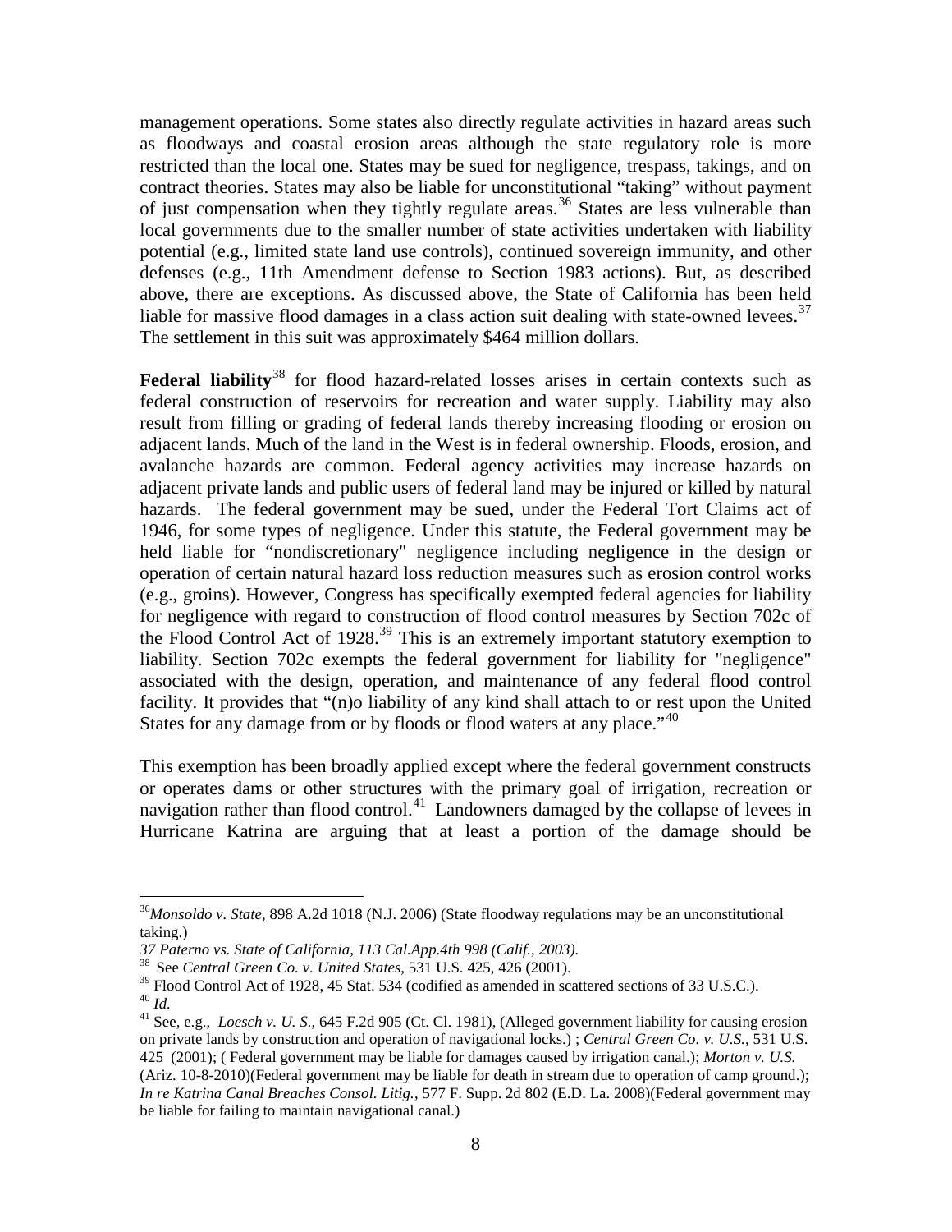management operations. Some states also directly regulate activities in hazard areas such as floodways and coastal erosion areas although the state regulatory role is more restricted than the local one. States may be sued for negligence, trespass, takings, and on contract theories. States may also be liable for unconstitutional "taking" without payment of just compensation when they tightly regulate areas.[36] States are less vulnerable than local governments due to the smaller number of state activities undertaken with liability potential (e.g., limited state land use controls), continued sovereign immunity, and other defenses (e.g., 11th Amendment defense to Section 1983 actions). But, as described above, there are exceptions. As discussed above, the State of California has been held liable for massive flood damages in a class action suit dealing with state-owned levees.[37] The settlement in this suit was approximately $464 million dollars.

**Federal liability**[38] for flood hazard-related losses arises in certain contexts such as federal construction of reservoirs for recreation and water supply. Liability may also result from filling or grading of federal lands thereby increasing flooding or erosion on adjacent lands. Much of the land in the West is in federal ownership. Floods, erosion, and avalanche hazards are common. Federal agency activities may increase hazards on adjacent private lands and public users of federal land may be injured or killed by natural hazards. The federal government may be sued, under the Federal Tort Claims act of 1946, for some types of negligence. Under this statute, the Federal government may be held liable for "nondiscretionary" negligence including negligence in the design or operation of certain natural hazard loss reduction measures such as erosion control works (e.g., groins). However, Congress has specifically exempted federal agencies for liability for negligence with regard to construction of flood control measures by Section 702c of the Flood Control Act of 1928.[39] This is an extremely important statutory exemption to liability. Section 702c exempts the federal government for liability for "negligence" associated with the design, operation, and maintenance of any federal flood control facility. It provides that "(n)o liability of any kind shall attach to or rest upon the United States for any damage from or by floods or flood waters at any place."[40]

This exemption has been broadly applied except where the federal government constructs or operates dams or other structures with the primary goal of irrigation, recreation or navigation rather than flood control.[41] Landowners damaged by the collapse of levees in Hurricane Katrina are arguing that at least a portion of the damage should be

---

[36] *Monsoldo v. State*, 898 A.2d 1018 (N.J. 2006) (State floodway regulations may be an unconstitutional taking.)

[37] *Paterno vs. State of California, 113 Cal.App.4th 998 (Calif., 2003).*

[38] See *Central Green Co. v. United States*, 531 U.S. 425, 426 (2001).

[39] Flood Control Act of 1928, 45 Stat. 534 (codified as amended in scattered sections of 33 U.S.C.).

[40] *Id.*

[41] See, e.g., *Loesch v. U. S.*, 645 F.2d 905 (Ct. Cl. 1981), (Alleged government liability for causing erosion on private lands by construction and operation of navigational locks.) ; *Central Green Co. v. U.S.*, 531 U.S. 425 (2001); ( Federal government may be liable for damages caused by irrigation canal.); *Morton v. U.S.* (Ariz. 10-8-2010)(Federal government may be liable for death in stream due to operation of camp ground.); *In re Katrina Canal Breaches Consol. Litig.*, 577 F. Supp. 2d 802 (E.D. La. 2008)(Federal government may be liable for failing to maintain navigational canal.)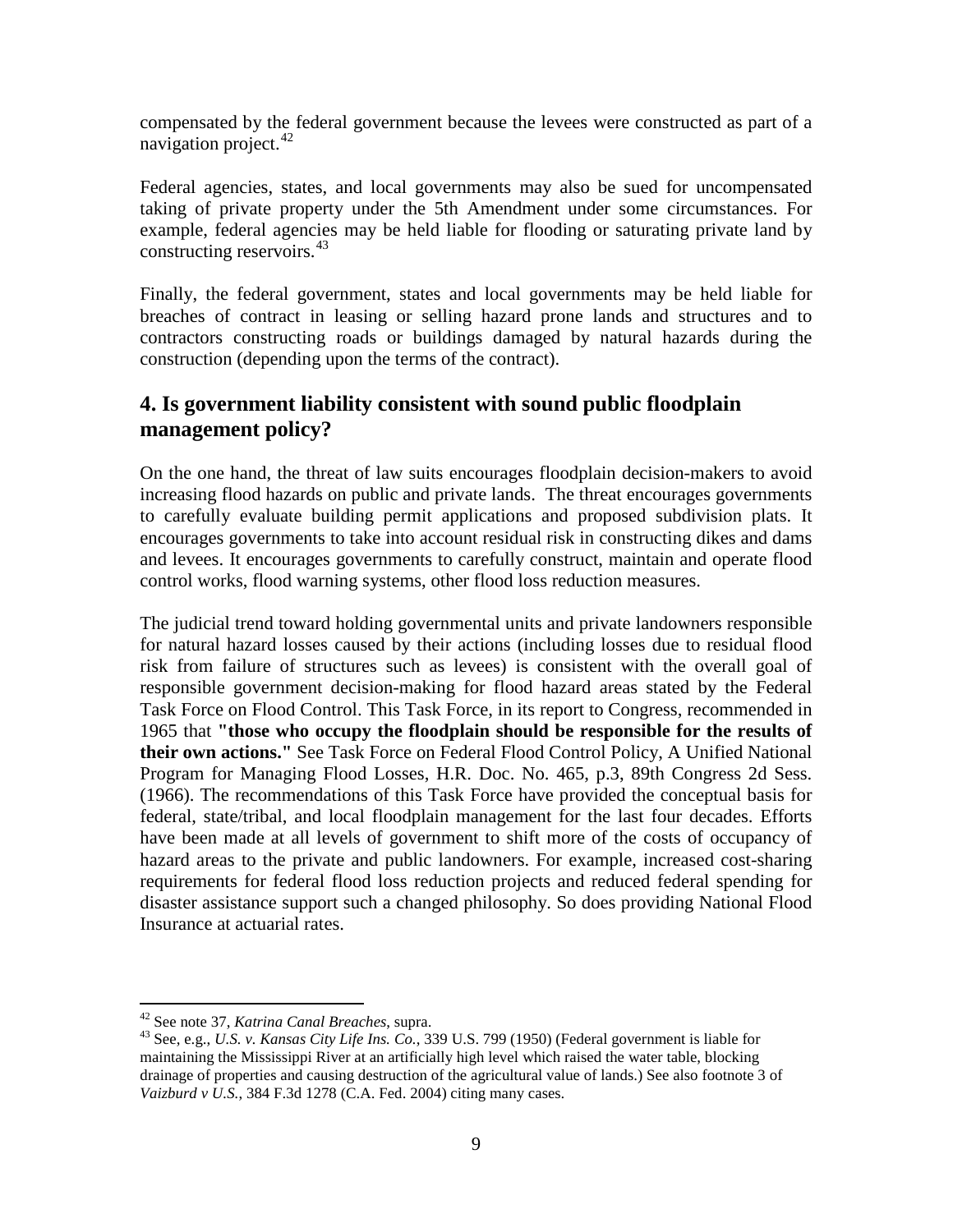compensated by the federal government because the levees were constructed as part of a navigation project.[42]

Federal agencies, states, and local governments may also be sued for uncompensated taking of private property under the 5th Amendment under some circumstances. For example, federal agencies may be held liable for flooding or saturating private land by constructing reservoirs.[43]

Finally, the federal government, states and local governments may be held liable for breaches of contract in leasing or selling hazard prone lands and structures and to contractors constructing roads or buildings damaged by natural hazards during the construction (depending upon the terms of the contract).

## 4. Is government liability consistent with sound public floodplain management policy?

On the one hand, the threat of law suits encourages floodplain decision-makers to avoid increasing flood hazards on public and private lands. The threat encourages governments to carefully evaluate building permit applications and proposed subdivision plats. It encourages governments to take into account residual risk in constructing dikes and dams and levees. It encourages governments to carefully construct, maintain and operate flood control works, flood warning systems, other flood loss reduction measures.

The judicial trend toward holding governmental units and private landowners responsible for natural hazard losses caused by their actions (including losses due to residual flood risk from failure of structures such as levees) is consistent with the overall goal of responsible government decision-making for flood hazard areas stated by the Federal Task Force on Flood Control. This Task Force, in its report to Congress, recommended in 1965 that **"those who occupy the floodplain should be responsible for the results of their own actions."** See Task Force on Federal Flood Control Policy, A Unified National Program for Managing Flood Losses, H.R. Doc. No. 465, p.3, 89th Congress 2d Sess. (1966). The recommendations of this Task Force have provided the conceptual basis for federal, state/tribal, and local floodplain management for the last four decades. Efforts have been made at all levels of government to shift more of the costs of occupancy of hazard areas to the private and public landowners. For example, increased cost-sharing requirements for federal flood loss reduction projects and reduced federal spending for disaster assistance support such a changed philosophy. So does providing National Flood Insurance at actuarial rates.

---

[42] See note 37, *Katrina Canal Breaches*, supra.

[43] See, e.g., *U.S. v. Kansas City Life Ins. Co.*, 339 U.S. 799 (1950) (Federal government is liable for maintaining the Mississippi River at an artificially high level which raised the water table, blocking drainage of properties and causing destruction of the agricultural value of lands.) See also footnote 3 of *Vaizburd v U.S.*, 384 F.3d 1278 (C.A. Fed. 2004) citing many cases.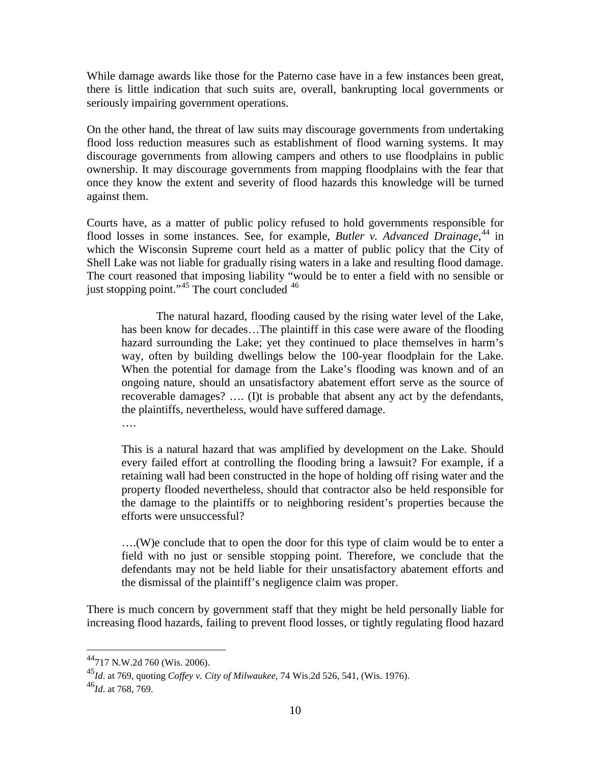While damage awards like those for the Paterno case have in a few instances been great, there is little indication that such suits are, overall, bankrupting local governments or seriously impairing government operations.

On the other hand, the threat of law suits may discourage governments from undertaking flood loss reduction measures such as establishment of flood warning systems. It may discourage governments from allowing campers and others to use floodplains in public ownership. It may discourage governments from mapping floodplains with the fear that once they know the extent and severity of flood hazards this knowledge will be turned against them.

Courts have, as a matter of public policy refused to hold governments responsible for flood losses in some instances. See, for example, *Butler v. Advanced Drainage*,[44] in which the Wisconsin Supreme court held as a matter of public policy that the City of Shell Lake was not liable for gradually rising waters in a lake and resulting flood damage. The court reasoned that imposing liability "would be to enter a field with no sensible or just stopping point."[45] The court concluded [46]

> The natural hazard, flooding caused by the rising water level of the Lake, has been know for decades…The plaintiff in this case were aware of the flooding hazard surrounding the Lake; yet they continued to place themselves in harm's way, often by building dwellings below the 100-year floodplain for the Lake. When the potential for damage from the Lake's flooding was known and of an ongoing nature, should an unsatisfactory abatement effort serve as the source of recoverable damages? …. (I)t is probable that absent any act by the defendants, the plaintiffs, nevertheless, would have suffered damage.
>
> ….
>
> This is a natural hazard that was amplified by development on the Lake. Should every failed effort at controlling the flooding bring a lawsuit? For example, if a retaining wall had been constructed in the hope of holding off rising water and the property flooded nevertheless, should that contractor also be held responsible for the damage to the plaintiffs or to neighboring resident's properties because the efforts were unsuccessful?
>
> ….(W)e conclude that to open the door for this type of claim would be to enter a field with no just or sensible stopping point. Therefore, we conclude that the defendants may not be held liable for their unsatisfactory abatement efforts and the dismissal of the plaintiff's negligence claim was proper.

There is much concern by government staff that they might be held personally liable for increasing flood hazards, failing to prevent flood losses, or tightly regulating flood hazard

---

[44] 717 N.W.2d 760 (Wis. 2006).

[45] *Id*. at 769, quoting *Coffey v. City of Milwaukee*, 74 Wis.2d 526, 541, (Wis. 1976).

[46] *Id*. at 768, 769.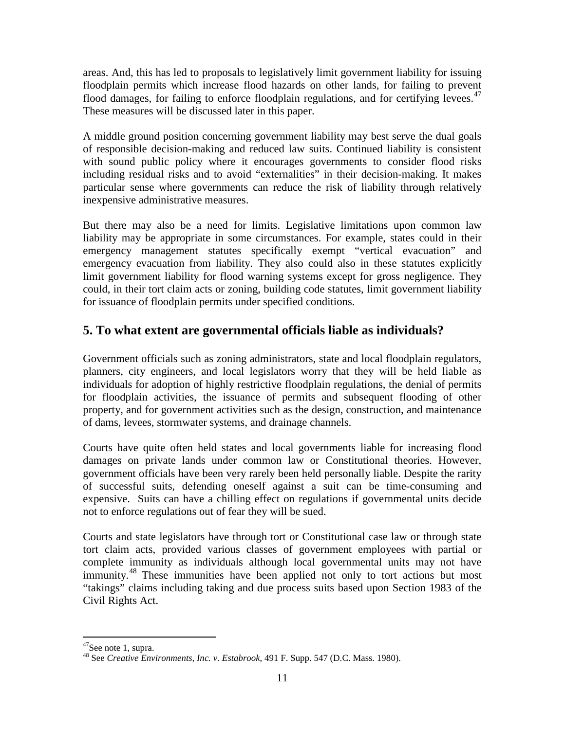areas. And, this has led to proposals to legislatively limit government liability for issuing floodplain permits which increase flood hazards on other lands, for failing to prevent flood damages, for failing to enforce floodplain regulations, and for certifying levees.[47] These measures will be discussed later in this paper.

A middle ground position concerning government liability may best serve the dual goals of responsible decision-making and reduced law suits. Continued liability is consistent with sound public policy where it encourages governments to consider flood risks including residual risks and to avoid "externalities" in their decision-making. It makes particular sense where governments can reduce the risk of liability through relatively inexpensive administrative measures.

But there may also be a need for limits. Legislative limitations upon common law liability may be appropriate in some circumstances. For example, states could in their emergency management statutes specifically exempt "vertical evacuation" and emergency evacuation from liability. They also could also in these statutes explicitly limit government liability for flood warning systems except for gross negligence. They could, in their tort claim acts or zoning, building code statutes, limit government liability for issuance of floodplain permits under specified conditions.

## 5. To what extent are governmental officials liable as individuals?

Government officials such as zoning administrators, state and local floodplain regulators, planners, city engineers, and local legislators worry that they will be held liable as individuals for adoption of highly restrictive floodplain regulations, the denial of permits for floodplain activities, the issuance of permits and subsequent flooding of other property, and for government activities such as the design, construction, and maintenance of dams, levees, stormwater systems, and drainage channels.

Courts have quite often held states and local governments liable for increasing flood damages on private lands under common law or Constitutional theories. However, government officials have been very rarely been held personally liable. Despite the rarity of successful suits, defending oneself against a suit can be time-consuming and expensive. Suits can have a chilling effect on regulations if governmental units decide not to enforce regulations out of fear they will be sued.

Courts and state legislators have through tort or Constitutional case law or through state tort claim acts, provided various classes of government employees with partial or complete immunity as individuals although local governmental units may not have immunity.[48] These immunities have been applied not only to tort actions but most "takings" claims including taking and due process suits based upon Section 1983 of the Civil Rights Act.

---

[47] See note 1, supra.

[48] See *Creative Environments, Inc. v. Estabrook*, 491 F. Supp. 547 (D.C. Mass. 1980).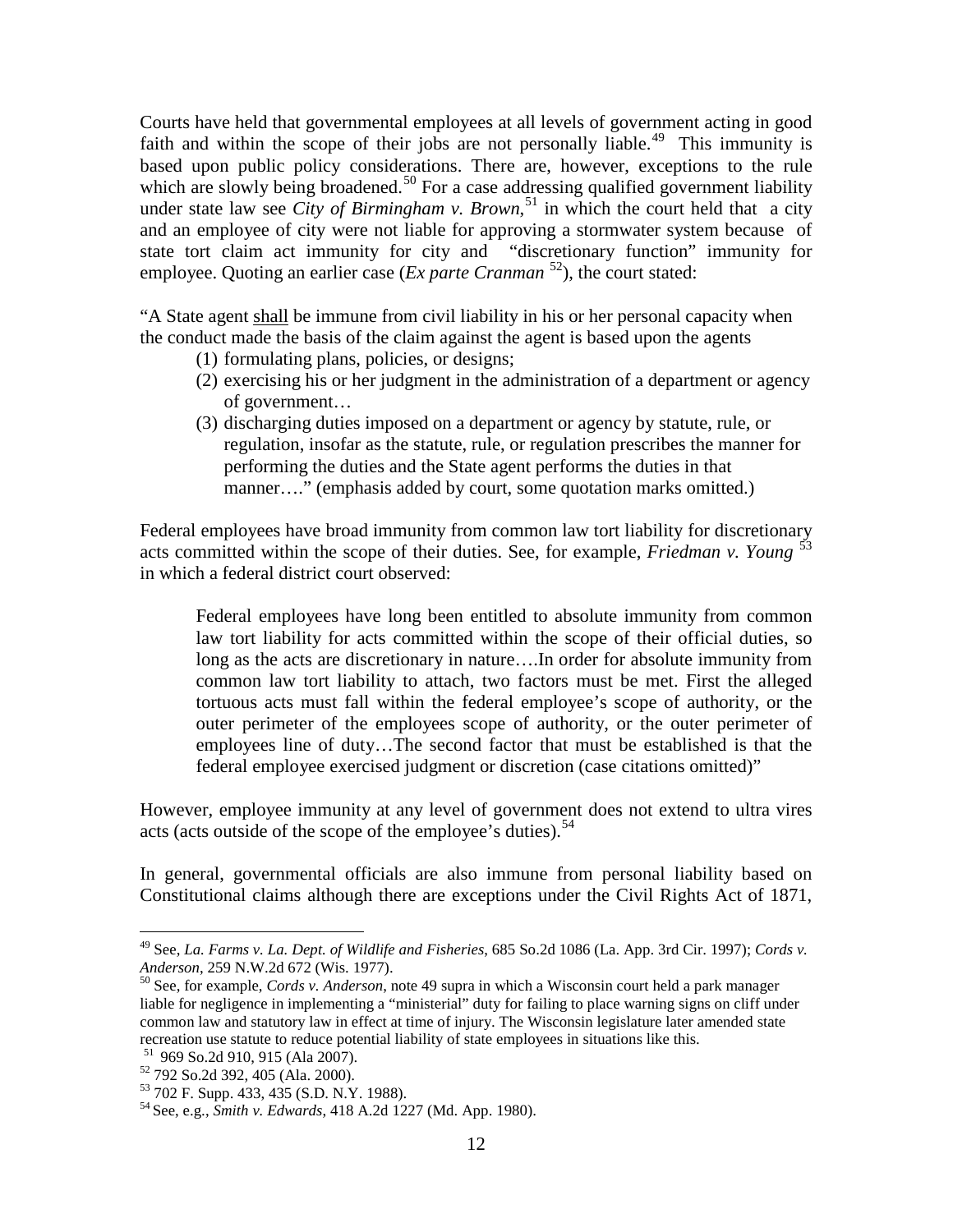Courts have held that governmental employees at all levels of government acting in good faith and within the scope of their jobs are not personally liable.[49] This immunity is based upon public policy considerations. There are, however, exceptions to the rule which are slowly being broadened.[50] For a case addressing qualified government liability under state law see *City of Birmingham v. Brown*,[51] in which the court held that a city and an employee of city were not liable for approving a stormwater system because of state tort claim act immunity for city and "discretionary function" immunity for employee. Quoting an earlier case (*Ex parte Cranman* [52]), the court stated:

"A State agent <u>shall</u> be immune from civil liability in his or her personal capacity when the conduct made the basis of the claim against the agent is based upon the agents

1. formulating plans, policies, or designs;
2. exercising his or her judgment in the administration of a department or agency of government…
3. discharging duties imposed on a department or agency by statute, rule, or regulation, insofar as the statute, rule, or regulation prescribes the manner for performing the duties and the State agent performs the duties in that manner…." (emphasis added by court, some quotation marks omitted.)

Federal employees have broad immunity from common law tort liability for discretionary acts committed within the scope of their duties. See, for example, *Friedman v. Young* [53] in which a federal district court observed:

> Federal employees have long been entitled to absolute immunity from common law tort liability for acts committed within the scope of their official duties, so long as the acts are discretionary in nature….In order for absolute immunity from common law tort liability to attach, two factors must be met. First the alleged tortuous acts must fall within the federal employee's scope of authority, or the outer perimeter of the employees scope of authority, or the outer perimeter of employees line of duty…The second factor that must be established is that the federal employee exercised judgment or discretion (case citations omitted)"

However, employee immunity at any level of government does not extend to ultra vires acts (acts outside of the scope of the employee's duties).[54]

In general, governmental officials are also immune from personal liability based on Constitutional claims although there are exceptions under the Civil Rights Act of 1871,

---

[49] See, *La. Farms v. La. Dept. of Wildlife and Fisheries*, 685 So.2d 1086 (La. App. 3rd Cir. 1997); *Cords v. Anderson*, 259 N.W.2d 672 (Wis. 1977).

[50] See, for example, *Cords v. Anderson*, note 49 supra in which a Wisconsin court held a park manager liable for negligence in implementing a "ministerial" duty for failing to place warning signs on cliff under common law and statutory law in effect at time of injury. The Wisconsin legislature later amended state recreation use statute to reduce potential liability of state employees in situations like this.

[51] 969 So.2d 910, 915 (Ala 2007).

[52] 792 So.2d 392, 405 (Ala. 2000).

[53] 702 F. Supp. 433, 435 (S.D. N.Y. 1988).

[54] See, e.g., *Smith v. Edwards*, 418 A.2d 1227 (Md. App. 1980).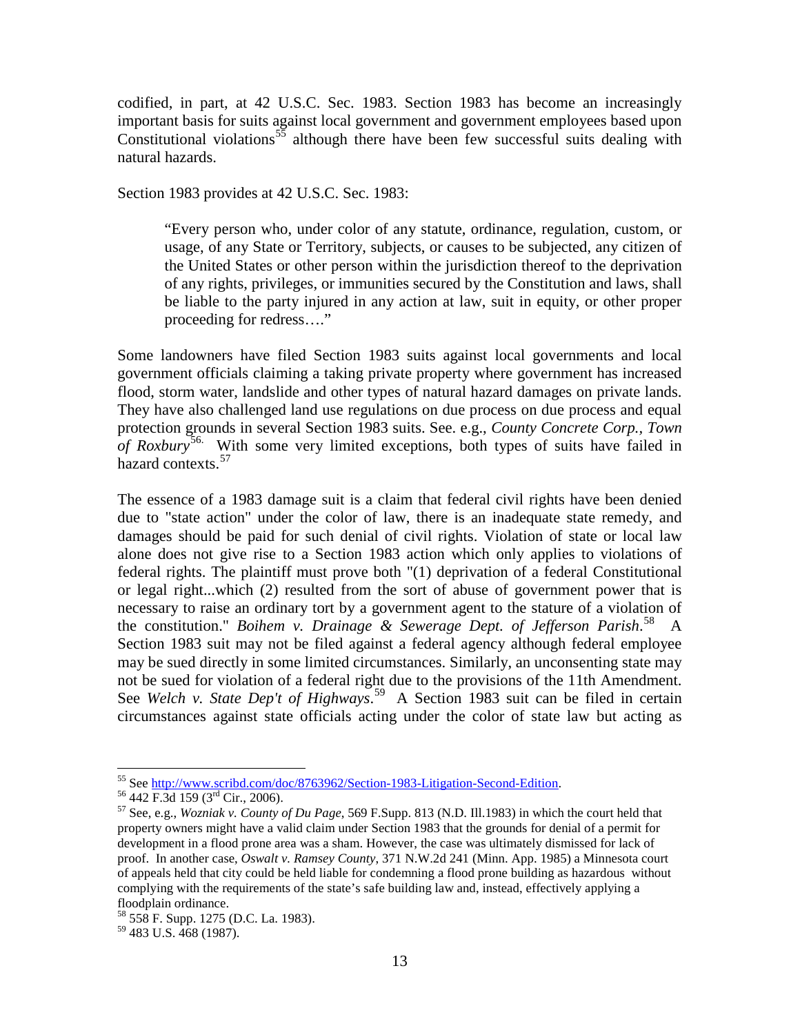codified, in part, at 42 U.S.C. Sec. 1983. Section 1983 has become an increasingly important basis for suits against local government and government employees based upon Constitutional violations[55] although there have been few successful suits dealing with natural hazards.

Section 1983 provides at 42 U.S.C. Sec. 1983:

> "Every person who, under color of any statute, ordinance, regulation, custom, or usage, of any State or Territory, subjects, or causes to be subjected, any citizen of the United States or other person within the jurisdiction thereof to the deprivation of any rights, privileges, or immunities secured by the Constitution and laws, shall be liable to the party injured in any action at law, suit in equity, or other proper proceeding for redress…."

Some landowners have filed Section 1983 suits against local governments and local government officials claiming a taking private property where government has increased flood, storm water, landslide and other types of natural hazard damages on private lands. They have also challenged land use regulations on due process on due process and equal protection grounds in several Section 1983 suits. See. e.g., *County Concrete Corp., Town of Roxbury*[56.] With some very limited exceptions, both types of suits have failed in hazard contexts.[57]

The essence of a 1983 damage suit is a claim that federal civil rights have been denied due to "state action" under the color of law, there is an inadequate state remedy, and damages should be paid for such denial of civil rights. Violation of state or local law alone does not give rise to a Section 1983 action which only applies to violations of federal rights. The plaintiff must prove both "(1) deprivation of a federal Constitutional or legal right...which (2) resulted from the sort of abuse of government power that is necessary to raise an ordinary tort by a government agent to the stature of a violation of the constitution." *Boihem v. Drainage & Sewerage Dept. of Jefferson Parish*.[58] A Section 1983 suit may not be filed against a federal agency although federal employee may be sued directly in some limited circumstances. Similarly, an unconsenting state may not be sued for violation of a federal right due to the provisions of the 11th Amendment. See *Welch v. State Dep't of Highways*.[59] A Section 1983 suit can be filed in certain circumstances against state officials acting under the color of state law but acting as

---

[55] See http://www.scribd.com/doc/8763962/Section-1983-Litigation-Second-Edition.

[56] 442 F.3d 159 (3rd Cir., 2006).

[57] See, e.g., *Wozniak v. County of Du Page*, 569 F.Supp. 813 (N.D. Ill.1983) in which the court held that property owners might have a valid claim under Section 1983 that the grounds for denial of a permit for development in a flood prone area was a sham. However, the case was ultimately dismissed for lack of proof. In another case, *Oswalt v. Ramsey County*, 371 N.W.2d 241 (Minn. App. 1985) a Minnesota court of appeals held that city could be held liable for condemning a flood prone building as hazardous without complying with the requirements of the state's safe building law and, instead, effectively applying a floodplain ordinance.

[58] 558 F. Supp. 1275 (D.C. La. 1983).

[59] 483 U.S. 468 (1987).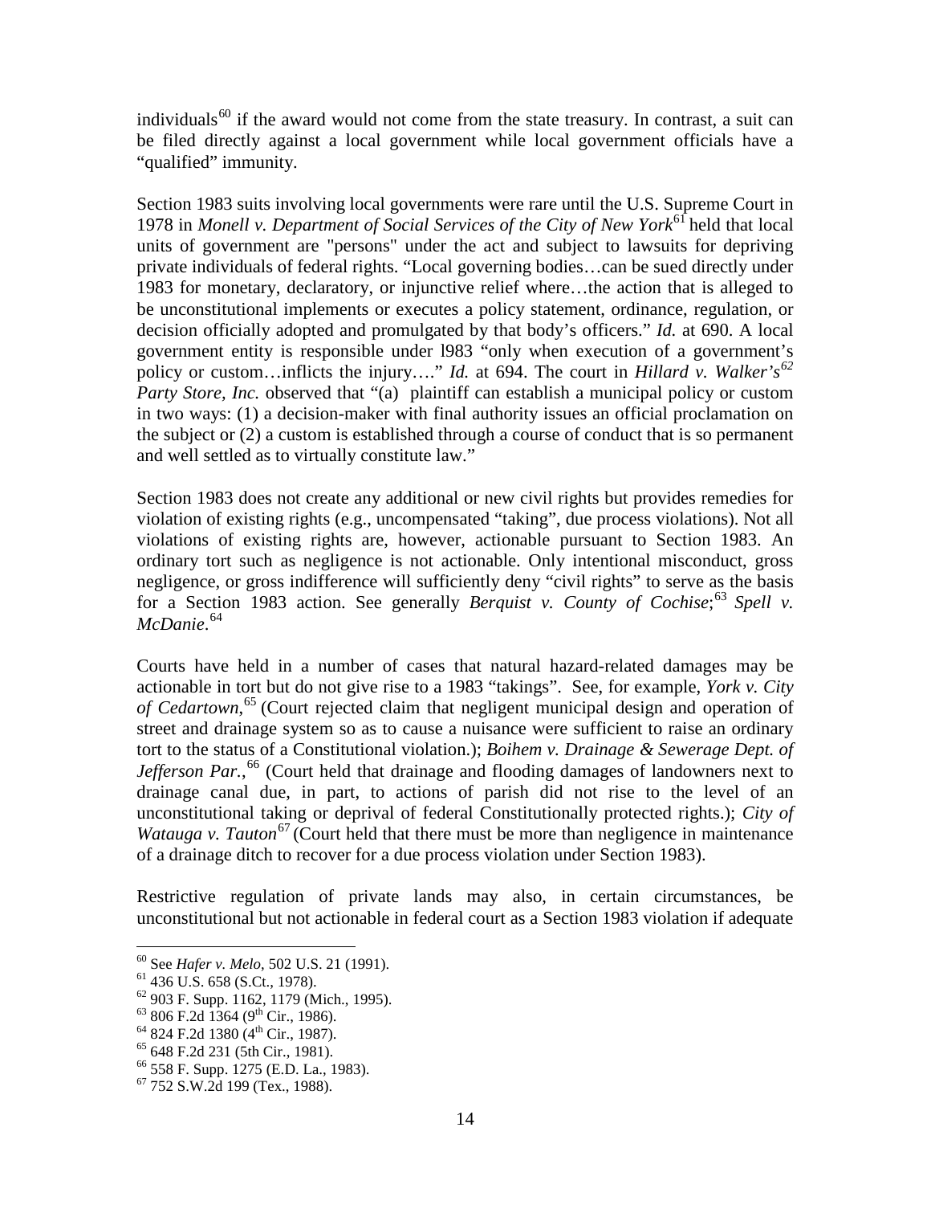individuals[60] if the award would not come from the state treasury. In contrast, a suit can be filed directly against a local government while local government officials have a "qualified" immunity.

Section 1983 suits involving local governments were rare until the U.S. Supreme Court in 1978 in *Monell v. Department of Social Services of the City of New York*[61] held that local units of government are "persons" under the act and subject to lawsuits for depriving private individuals of federal rights. "Local governing bodies…can be sued directly under 1983 for monetary, declaratory, or injunctive relief where…the action that is alleged to be unconstitutional implements or executes a policy statement, ordinance, regulation, or decision officially adopted and promulgated by that body's officers." *Id.* at 690. A local government entity is responsible under l983 "only when execution of a government's policy or custom…inflicts the injury…." *Id.* at 694. The court in *Hillard v. Walker's*[62] *Party Store, Inc.* observed that "(a) plaintiff can establish a municipal policy or custom in two ways: (1) a decision-maker with final authority issues an official proclamation on the subject or (2) a custom is established through a course of conduct that is so permanent and well settled as to virtually constitute law."

Section 1983 does not create any additional or new civil rights but provides remedies for violation of existing rights (e.g., uncompensated "taking", due process violations). Not all violations of existing rights are, however, actionable pursuant to Section 1983. An ordinary tort such as negligence is not actionable. Only intentional misconduct, gross negligence, or gross indifference will sufficiently deny "civil rights" to serve as the basis for a Section 1983 action. See generally *Berquist v. County of Cochise*;[63] *Spell v. McDanie*.[64]

Courts have held in a number of cases that natural hazard-related damages may be actionable in tort but do not give rise to a 1983 "takings". See, for example, *York v. City of Cedartown*,[65] (Court rejected claim that negligent municipal design and operation of street and drainage system so as to cause a nuisance were sufficient to raise an ordinary tort to the status of a Constitutional violation.); *Boihem v. Drainage & Sewerage Dept. of Jefferson Par.*,[66] (Court held that drainage and flooding damages of landowners next to drainage canal due, in part, to actions of parish did not rise to the level of an unconstitutional taking or deprival of federal Constitutionally protected rights.); *City of Watauga v. Tauton*[67] (Court held that there must be more than negligence in maintenance of a drainage ditch to recover for a due process violation under Section 1983).

Restrictive regulation of private lands may also, in certain circumstances, be unconstitutional but not actionable in federal court as a Section 1983 violation if adequate

---

[60] See *Hafer v. Melo*, 502 U.S. 21 (1991).

[61] 436 U.S. 658 (S.Ct., 1978).

[62] 903 F. Supp. 1162, 1179 (Mich., 1995).

[63] 806 F.2d 1364 (9th Cir., 1986).

[64] 824 F.2d 1380 (4th Cir., 1987).

[65] 648 F.2d 231 (5th Cir., 1981).

[66] 558 F. Supp. 1275 (E.D. La., 1983).

[67] 752 S.W.2d 199 (Tex., 1988).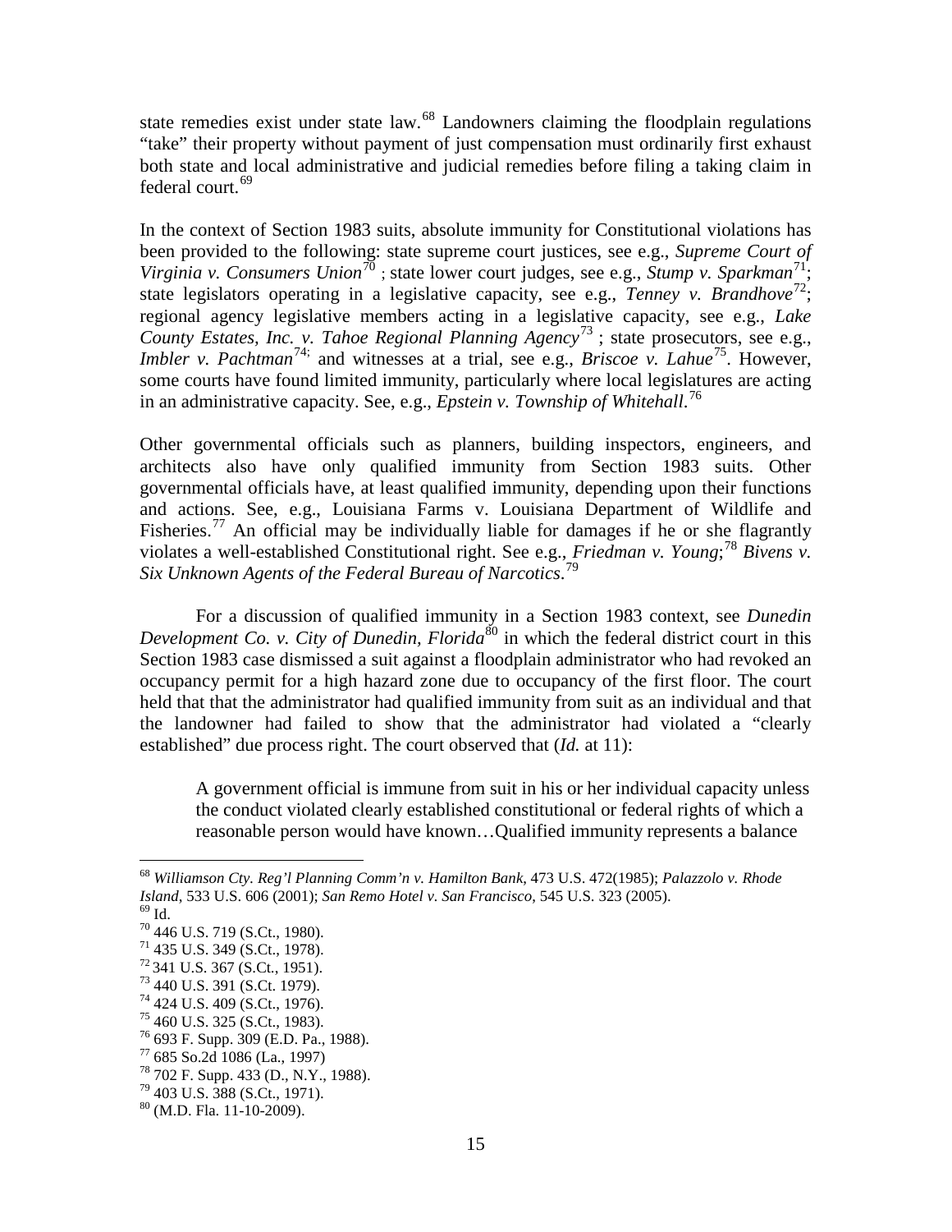state remedies exist under state law.[68] Landowners claiming the floodplain regulations "take" their property without payment of just compensation must ordinarily first exhaust both state and local administrative and judicial remedies before filing a taking claim in federal court.[69]

In the context of Section 1983 suits, absolute immunity for Constitutional violations has been provided to the following: state supreme court justices, see e.g., *Supreme Court of Virginia v. Consumers Union*[70] ; state lower court judges, see e.g., *Stump v. Sparkman*[71]; state legislators operating in a legislative capacity, see e.g., *Tenney v. Brandhove*[72]; regional agency legislative members acting in a legislative capacity, see e.g., *Lake County Estates, Inc. v. Tahoe Regional Planning Agency*[73] ; state prosecutors, see e.g., *Imbler v. Pachtman*[74]; and witnesses at a trial, see e.g., *Briscoe v. Lahue*[75]. However, some courts have found limited immunity, particularly where local legislatures are acting in an administrative capacity. See, e.g., *Epstein v. Township of Whitehall*.[76]

Other governmental officials such as planners, building inspectors, engineers, and architects also have only qualified immunity from Section 1983 suits. Other governmental officials have, at least qualified immunity, depending upon their functions and actions. See, e.g., Louisiana Farms v. Louisiana Department of Wildlife and Fisheries.[77] An official may be individually liable for damages if he or she flagrantly violates a well-established Constitutional right. See e.g., *Friedman v. Young*;[78] *Bivens v. Six Unknown Agents of the Federal Bureau of Narcotics*.[79]

For a discussion of qualified immunity in a Section 1983 context, see *Dunedin Development Co. v. City of Dunedin, Florida*[80] in which the federal district court in this Section 1983 case dismissed a suit against a floodplain administrator who had revoked an occupancy permit for a high hazard zone due to occupancy of the first floor. The court held that that the administrator had qualified immunity from suit as an individual and that the landowner had failed to show that the administrator had violated a "clearly established" due process right. The court observed that (*Id.* at 11):

> A government official is immune from suit in his or her individual capacity unless the conduct violated clearly established constitutional or federal rights of which a reasonable person would have known…Qualified immunity represents a balance

---

[68] *Williamson Cty. Reg'l Planning Comm'n v. Hamilton Bank*, 473 U.S. 472(1985); *Palazzolo v. Rhode Island*, 533 U.S. 606 (2001); *San Remo Hotel v. San Francisco*, 545 U.S. 323 (2005).
[69] Id.
[70] 446 U.S. 719 (S.Ct., 1980).
[71] 435 U.S. 349 (S.Ct., 1978).
[72] 341 U.S. 367 (S.Ct., 1951).
[73] 440 U.S. 391 (S.Ct. 1979).
[74] 424 U.S. 409 (S.Ct., 1976).
[75] 460 U.S. 325 (S.Ct., 1983).
[76] 693 F. Supp. 309 (E.D. Pa., 1988).
[77] 685 So.2d 1086 (La., 1997)
[78] 702 F. Supp. 433 (D., N.Y., 1988).
[79] 403 U.S. 388 (S.Ct., 1971).
[80] (M.D. Fla. 11-10-2009).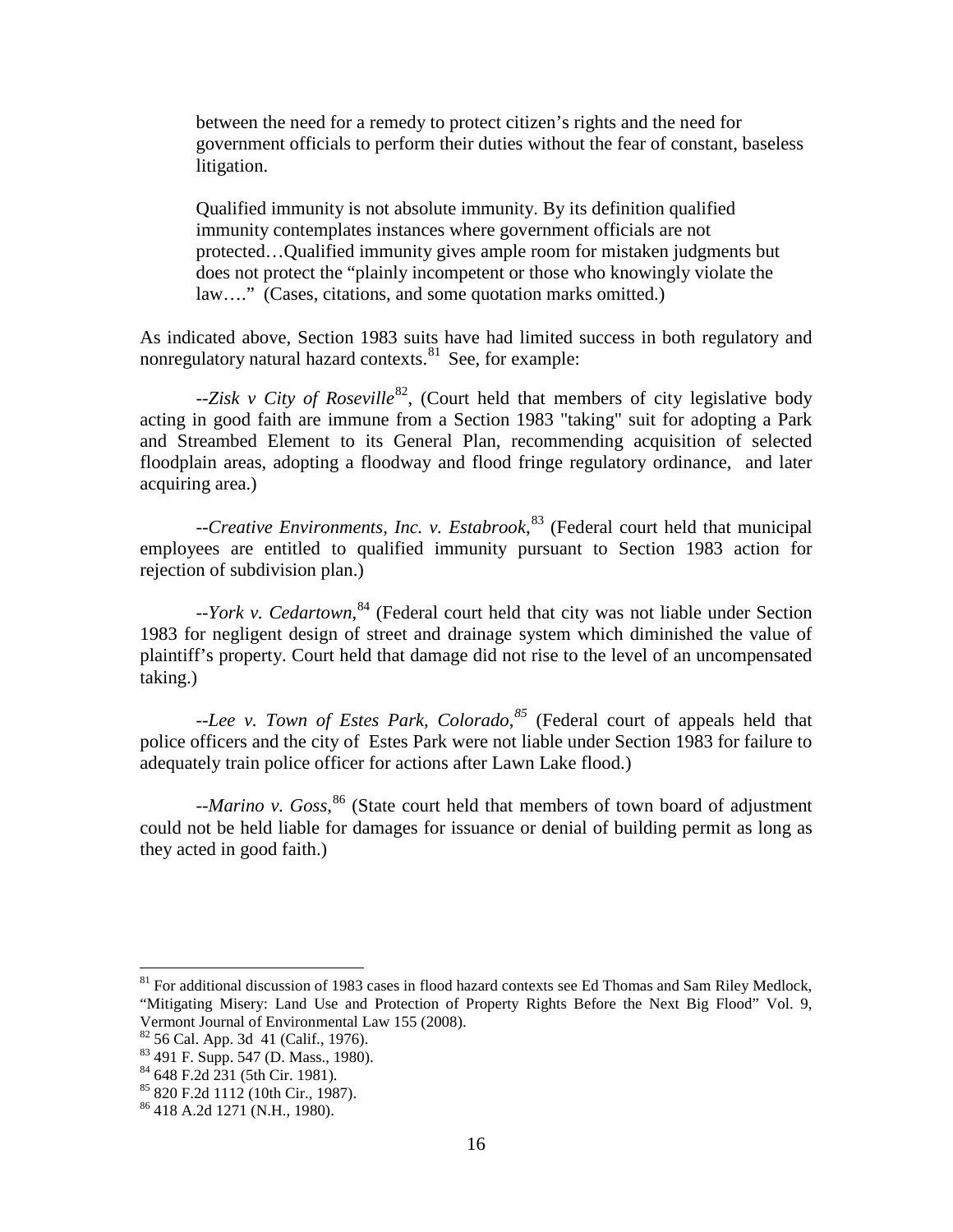> between the need for a remedy to protect citizen's rights and the need for government officials to perform their duties without the fear of constant, baseless litigation.
>
> Qualified immunity is not absolute immunity. By its definition qualified immunity contemplates instances where government officials are not protected…Qualified immunity gives ample room for mistaken judgments but does not protect the "plainly incompetent or those who knowingly violate the law…." (Cases, citations, and some quotation marks omitted.)

As indicated above, Section 1983 suits have had limited success in both regulatory and nonregulatory natural hazard contexts.[81] See, for example:

--*Zisk v City of Roseville*[82], (Court held that members of city legislative body acting in good faith are immune from a Section 1983 "taking" suit for adopting a Park and Streambed Element to its General Plan, recommending acquisition of selected floodplain areas, adopting a floodway and flood fringe regulatory ordinance, and later acquiring area.)

--*Creative Environments, Inc. v. Estabrook*,[83] (Federal court held that municipal employees are entitled to qualified immunity pursuant to Section 1983 action for rejection of subdivision plan.)

--*York v. Cedartown*,[84] (Federal court held that city was not liable under Section 1983 for negligent design of street and drainage system which diminished the value of plaintiff's property. Court held that damage did not rise to the level of an uncompensated taking.)

--*Lee v. Town of Estes Park, Colorado,*[85] (Federal court of appeals held that police officers and the city of Estes Park were not liable under Section 1983 for failure to adequately train police officer for actions after Lawn Lake flood.)

--*Marino v. Goss*,[86] (State court held that members of town board of adjustment could not be held liable for damages for issuance or denial of building permit as long as they acted in good faith.)

---

[81] For additional discussion of 1983 cases in flood hazard contexts see Ed Thomas and Sam Riley Medlock, "Mitigating Misery: Land Use and Protection of Property Rights Before the Next Big Flood" Vol. 9, Vermont Journal of Environmental Law 155 (2008).

[82] 56 Cal. App. 3d 41 (Calif., 1976).

[83] 491 F. Supp. 547 (D. Mass., 1980).

[84] 648 F.2d 231 (5th Cir. 1981).

[85] 820 F.2d 1112 (10th Cir., 1987).

[86] 418 A.2d 1271 (N.H., 1980).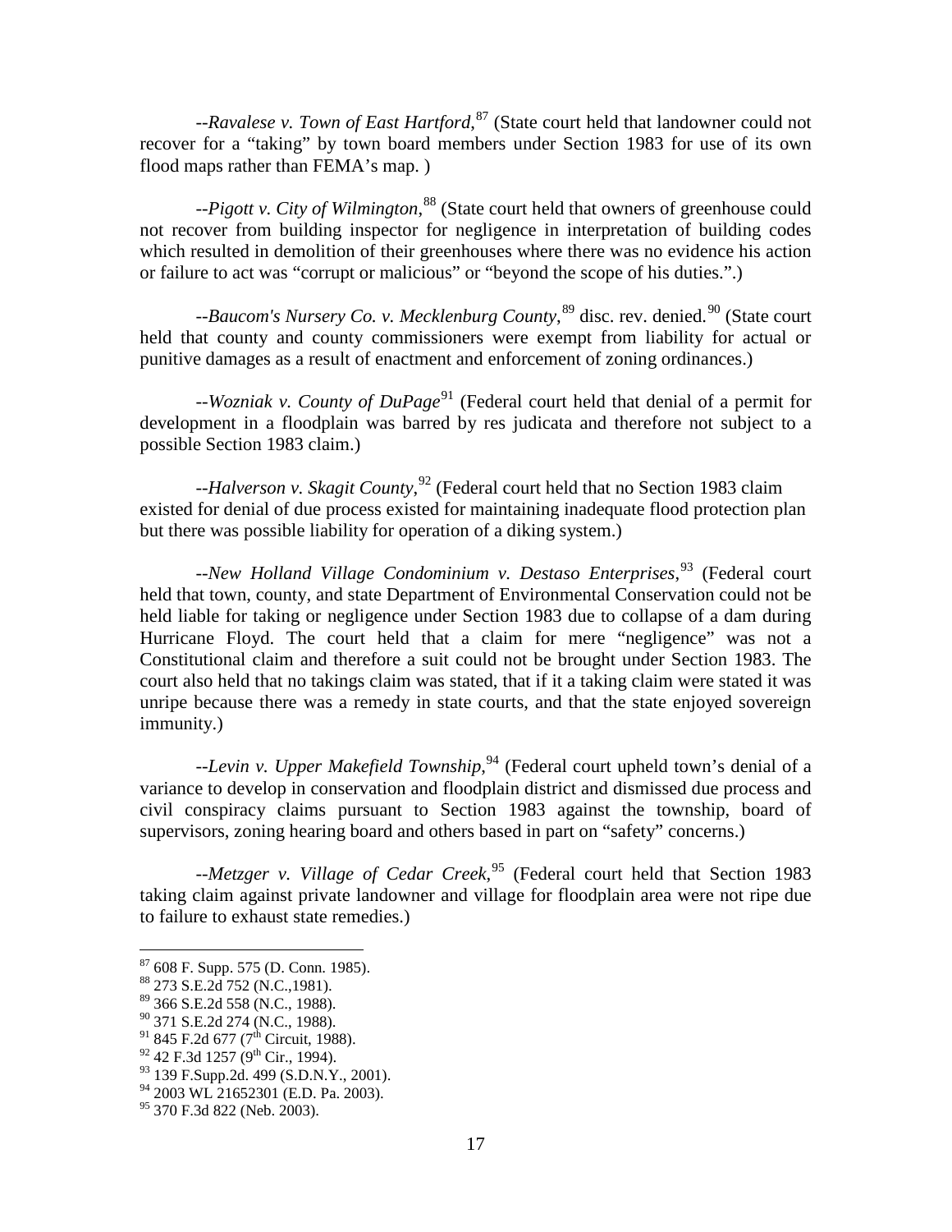--*Ravalese v. Town of East Hartford*,[87] (State court held that landowner could not recover for a "taking" by town board members under Section 1983 for use of its own flood maps rather than FEMA's map. )

--*Pigott v. City of Wilmington*,[88] (State court held that owners of greenhouse could not recover from building inspector for negligence in interpretation of building codes which resulted in demolition of their greenhouses where there was no evidence his action or failure to act was "corrupt or malicious" or "beyond the scope of his duties.".)

--*Baucom's Nursery Co. v. Mecklenburg County*,[89] disc. rev. denied.[90] (State court held that county and county commissioners were exempt from liability for actual or punitive damages as a result of enactment and enforcement of zoning ordinances.)

--*Wozniak v. County of DuPage*[91] (Federal court held that denial of a permit for development in a floodplain was barred by res judicata and therefore not subject to a possible Section 1983 claim.)

--*Halverson v. Skagit County*,[92] (Federal court held that no Section 1983 claim existed for denial of due process existed for maintaining inadequate flood protection plan but there was possible liability for operation of a diking system.)

--*New Holland Village Condominium v. Destaso Enterprises*,[93] (Federal court held that town, county, and state Department of Environmental Conservation could not be held liable for taking or negligence under Section 1983 due to collapse of a dam during Hurricane Floyd. The court held that a claim for mere "negligence" was not a Constitutional claim and therefore a suit could not be brought under Section 1983. The court also held that no takings claim was stated, that if it a taking claim were stated it was unripe because there was a remedy in state courts, and that the state enjoyed sovereign immunity.)

--*Levin v. Upper Makefield Township*,[94] (Federal court upheld town's denial of a variance to develop in conservation and floodplain district and dismissed due process and civil conspiracy claims pursuant to Section 1983 against the township, board of supervisors, zoning hearing board and others based in part on "safety" concerns.)

--*Metzger v. Village of Cedar Creek*,[95] (Federal court held that Section 1983 taking claim against private landowner and village for floodplain area were not ripe due to failure to exhaust state remedies.)

---

[87] 608 F. Supp. 575 (D. Conn. 1985).

[88] 273 S.E.2d 752 (N.C.,1981).

[89] 366 S.E.2d 558 (N.C., 1988).

[90] 371 S.E.2d 274 (N.C., 1988).

[91] 845 F.2d 677 (7th Circuit, 1988).

[92] 42 F.3d 1257 (9th Cir., 1994).

[93] 139 F.Supp.2d. 499 (S.D.N.Y., 2001).

[94] 2003 WL 21652301 (E.D. Pa. 2003).

[95] 370 F.3d 822 (Neb. 2003).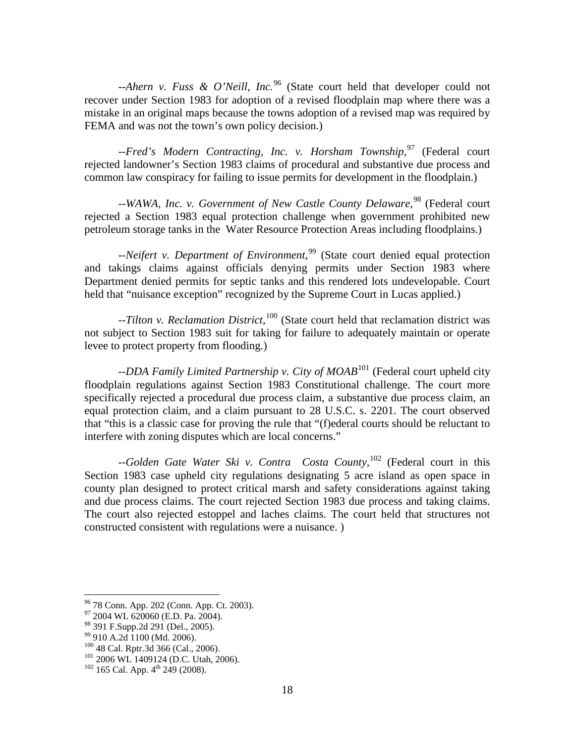--*Ahern v. Fuss & O'Neill, Inc.*[96] (State court held that developer could not recover under Section 1983 for adoption of a revised floodplain map where there was a mistake in an original maps because the towns adoption of a revised map was required by FEMA and was not the town's own policy decision.)

--*Fred's Modern Contracting, Inc. v. Horsham Township*,[97] (Federal court rejected landowner's Section 1983 claims of procedural and substantive due process and common law conspiracy for failing to issue permits for development in the floodplain.)

--*WAWA, Inc. v. Government of New Castle County Delaware*,[98] (Federal court rejected a Section 1983 equal protection challenge when government prohibited new petroleum storage tanks in the Water Resource Protection Areas including floodplains.)

--*Neifert v. Department of Environment*,[99] (State court denied equal protection and takings claims against officials denying permits under Section 1983 where Department denied permits for septic tanks and this rendered lots undevelopable. Court held that "nuisance exception" recognized by the Supreme Court in Lucas applied.)

--*Tilton v. Reclamation District*,[100] (State court held that reclamation district was not subject to Section 1983 suit for taking for failure to adequately maintain or operate levee to protect property from flooding.)

--*DDA Family Limited Partnership v. City of MOAB*[101] (Federal court upheld city floodplain regulations against Section 1983 Constitutional challenge. The court more specifically rejected a procedural due process claim, a substantive due process claim, an equal protection claim, and a claim pursuant to 28 U.S.C. s. 2201. The court observed that "this is a classic case for proving the rule that "(f)ederal courts should be reluctant to interfere with zoning disputes which are local concerns."

--*Golden Gate Water Ski v. Contra Costa County*,[102] (Federal court in this Section 1983 case upheld city regulations designating 5 acre island as open space in county plan designed to protect critical marsh and safety considerations against taking and due process claims. The court rejected Section 1983 due process and taking claims. The court also rejected estoppel and laches claims. The court held that structures not constructed consistent with regulations were a nuisance. )

---

[96] 78 Conn. App. 202 (Conn. App. Ct. 2003).

[97] 2004 WL 620060 (E.D. Pa. 2004).

[98] 391 F.Supp.2d 291 (Del., 2005).

[99] 910 A.2d 1100 (Md. 2006).

[100] 48 Cal. Rptr.3d 366 (Cal., 2006).

[101] 2006 WL 1409124 (D.C. Utah, 2006).

[102] 165 Cal. App. 4th 249 (2008).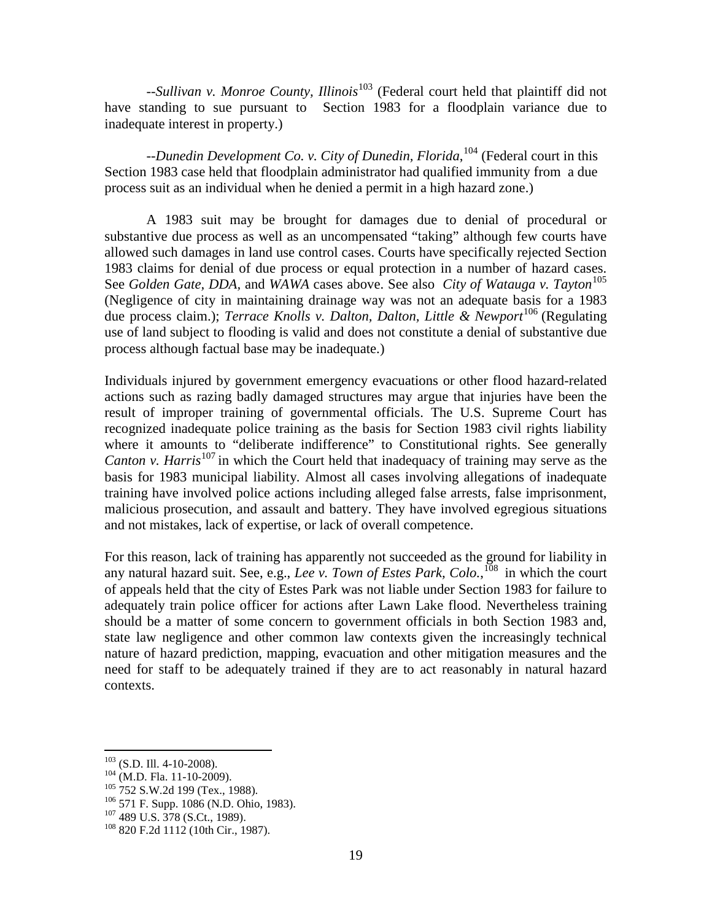--*Sullivan v. Monroe County, Illinois*[103] (Federal court held that plaintiff did not have standing to sue pursuant to Section 1983 for a floodplain variance due to inadequate interest in property.)

--*Dunedin Development Co. v. City of Dunedin, Florida*,[104] (Federal court in this Section 1983 case held that floodplain administrator had qualified immunity from a due process suit as an individual when he denied a permit in a high hazard zone.)

A 1983 suit may be brought for damages due to denial of procedural or substantive due process as well as an uncompensated "taking" although few courts have allowed such damages in land use control cases. Courts have specifically rejected Section 1983 claims for denial of due process or equal protection in a number of hazard cases. See *Golden Gate*, *DDA*, and *WAWA* cases above. See also *City of Watauga v. Tayton*[105] (Negligence of city in maintaining drainage way was not an adequate basis for a 1983 due process claim.); *Terrace Knolls v. Dalton, Dalton, Little & Newport*[106] (Regulating use of land subject to flooding is valid and does not constitute a denial of substantive due process although factual base may be inadequate.)

Individuals injured by government emergency evacuations or other flood hazard-related actions such as razing badly damaged structures may argue that injuries have been the result of improper training of governmental officials. The U.S. Supreme Court has recognized inadequate police training as the basis for Section 1983 civil rights liability where it amounts to "deliberate indifference" to Constitutional rights. See generally *Canton v. Harris*[107] in which the Court held that inadequacy of training may serve as the basis for 1983 municipal liability. Almost all cases involving allegations of inadequate training have involved police actions including alleged false arrests, false imprisonment, malicious prosecution, and assault and battery. They have involved egregious situations and not mistakes, lack of expertise, or lack of overall competence.

For this reason, lack of training has apparently not succeeded as the ground for liability in any natural hazard suit. See, e.g., *Lee v. Town of Estes Park, Colo.*,[108] in which the court of appeals held that the city of Estes Park was not liable under Section 1983 for failure to adequately train police officer for actions after Lawn Lake flood. Nevertheless training should be a matter of some concern to government officials in both Section 1983 and, state law negligence and other common law contexts given the increasingly technical nature of hazard prediction, mapping, evacuation and other mitigation measures and the need for staff to be adequately trained if they are to act reasonably in natural hazard contexts.

---

[103] (S.D. Ill. 4-10-2008).
[104] (M.D. Fla. 11-10-2009).
[105] 752 S.W.2d 199 (Tex., 1988).
[106] 571 F. Supp. 1086 (N.D. Ohio, 1983).
[107] 489 U.S. 378 (S.Ct., 1989).
[108] 820 F.2d 1112 (10th Cir., 1987).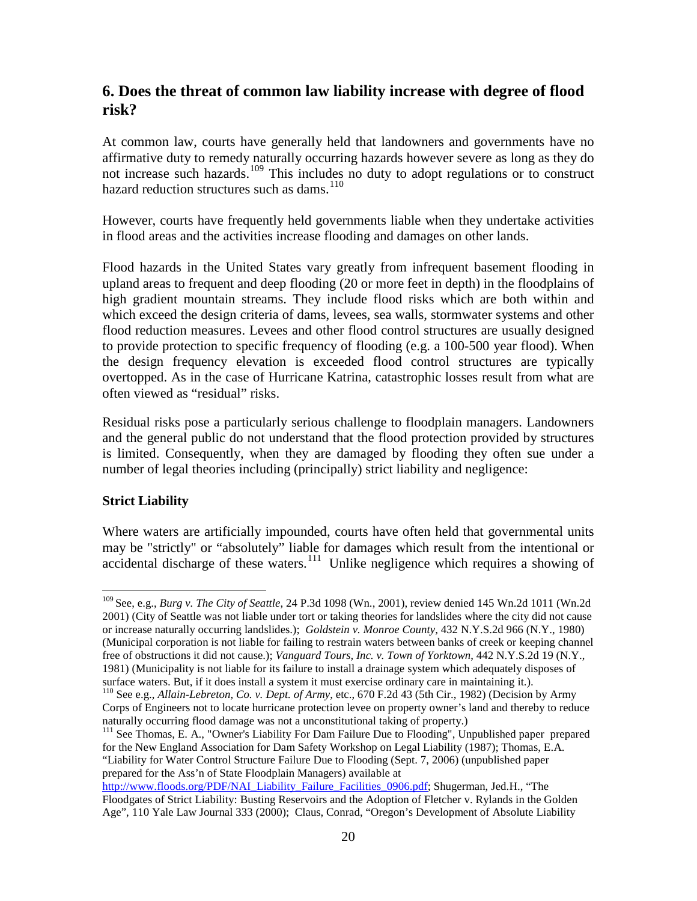## 6. Does the threat of common law liability increase with degree of flood risk?

At common law, courts have generally held that landowners and governments have no affirmative duty to remedy naturally occurring hazards however severe as long as they do not increase such hazards.[109] This includes no duty to adopt regulations or to construct hazard reduction structures such as dams.[110]

However, courts have frequently held governments liable when they undertake activities in flood areas and the activities increase flooding and damages on other lands.

Flood hazards in the United States vary greatly from infrequent basement flooding in upland areas to frequent and deep flooding (20 or more feet in depth) in the floodplains of high gradient mountain streams. They include flood risks which are both within and which exceed the design criteria of dams, levees, sea walls, stormwater systems and other flood reduction measures. Levees and other flood control structures are usually designed to provide protection to specific frequency of flooding (e.g. a 100-500 year flood). When the design frequency elevation is exceeded flood control structures are typically overtopped. As in the case of Hurricane Katrina, catastrophic losses result from what are often viewed as "residual" risks.

Residual risks pose a particularly serious challenge to floodplain managers. Landowners and the general public do not understand that the flood protection provided by structures is limited. Consequently, when they are damaged by flooding they often sue under a number of legal theories including (principally) strict liability and negligence:

### Strict Liability

Where waters are artificially impounded, courts have often held that governmental units may be "strictly" or "absolutely" liable for damages which result from the intentional or accidental discharge of these waters.[111] Unlike negligence which requires a showing of

---

[109] See, e.g., *Burg v. The City of Seattle*, 24 P.3d 1098 (Wn., 2001), review denied 145 Wn.2d 1011 (Wn.2d 2001) (City of Seattle was not liable under tort or taking theories for landslides where the city did not cause or increase naturally occurring landslides.); *Goldstein v. Monroe County*, 432 N.Y.S.2d 966 (N.Y., 1980) (Municipal corporation is not liable for failing to restrain waters between banks of creek or keeping channel free of obstructions it did not cause.); *Vanguard Tours, Inc. v. Town of Yorktown*, 442 N.Y.S.2d 19 (N.Y., 1981) (Municipality is not liable for its failure to install a drainage system which adequately disposes of surface waters. But, if it does install a system it must exercise ordinary care in maintaining it.).

[110] See e.g., *Allain-Lebreton, Co. v. Dept. of Army*, etc., 670 F.2d 43 (5th Cir., 1982) (Decision by Army Corps of Engineers not to locate hurricane protection levee on property owner's land and thereby to reduce naturally occurring flood damage was not a unconstitutional taking of property.)

[111] See Thomas, E. A., "Owner's Liability For Dam Failure Due to Flooding", Unpublished paper prepared for the New England Association for Dam Safety Workshop on Legal Liability (1987); Thomas, E.A. "Liability for Water Control Structure Failure Due to Flooding (Sept. 7, 2006) (unpublished paper prepared for the Ass'n of State Floodplain Managers) available at http://www.floods.org/PDF/NAI_Liability_Failure_Facilities_0906.pdf; Shugerman, Jed.H., "The Floodgates of Strict Liability: Busting Reservoirs and the Adoption of Fletcher v. Rylands in the Golden Age", 110 Yale Law Journal 333 (2000); Claus, Conrad, "Oregon's Development of Absolute Liability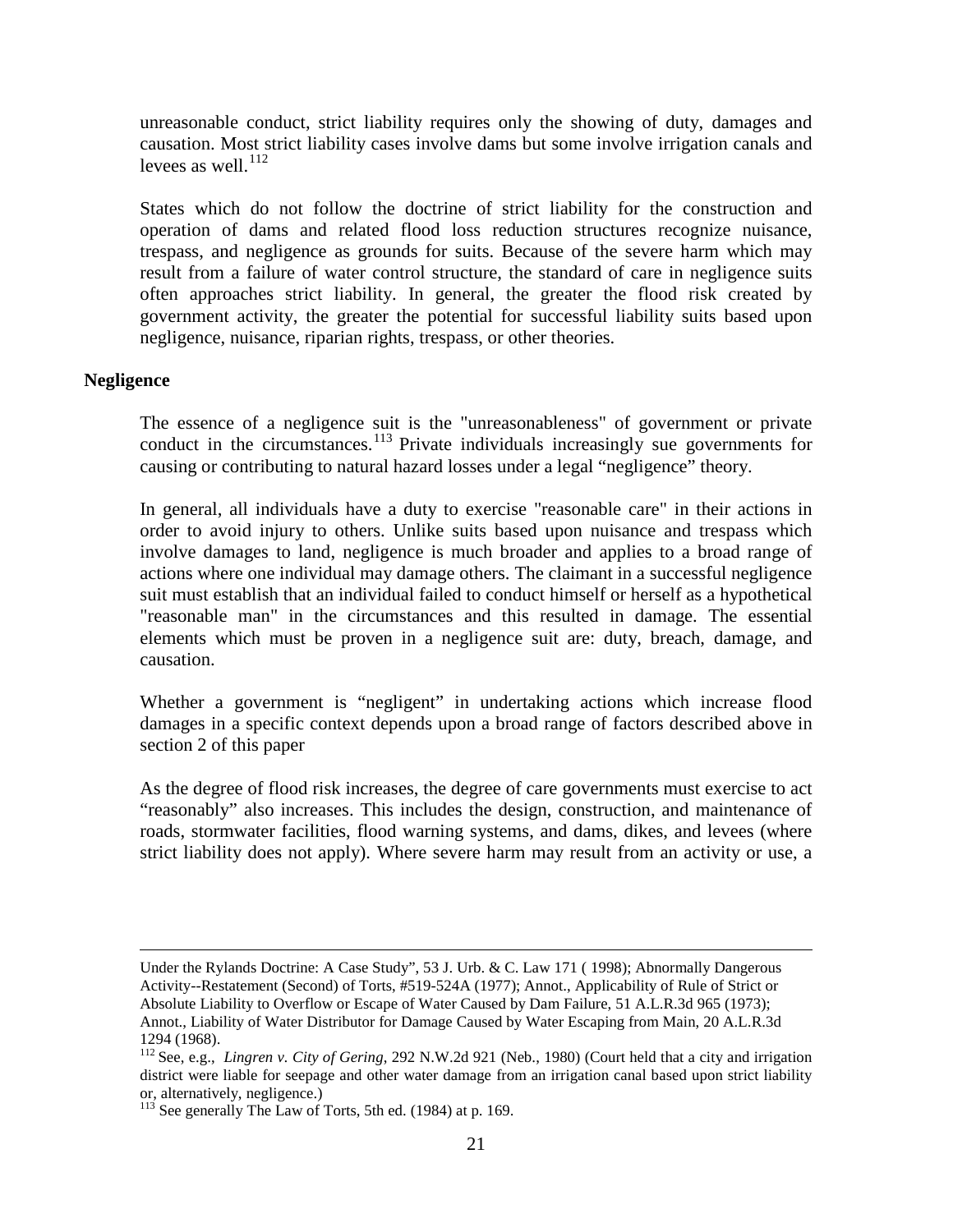unreasonable conduct, strict liability requires only the showing of duty, damages and causation. Most strict liability cases involve dams but some involve irrigation canals and levees as well.[112]

States which do not follow the doctrine of strict liability for the construction and operation of dams and related flood loss reduction structures recognize nuisance, trespass, and negligence as grounds for suits. Because of the severe harm which may result from a failure of water control structure, the standard of care in negligence suits often approaches strict liability. In general, the greater the flood risk created by government activity, the greater the potential for successful liability suits based upon negligence, nuisance, riparian rights, trespass, or other theories.

**Negligence**

The essence of a negligence suit is the "unreasonableness" of government or private conduct in the circumstances.[113] Private individuals increasingly sue governments for causing or contributing to natural hazard losses under a legal "negligence" theory.

In general, all individuals have a duty to exercise "reasonable care" in their actions in order to avoid injury to others. Unlike suits based upon nuisance and trespass which involve damages to land, negligence is much broader and applies to a broad range of actions where one individual may damage others. The claimant in a successful negligence suit must establish that an individual failed to conduct himself or herself as a hypothetical "reasonable man" in the circumstances and this resulted in damage. The essential elements which must be proven in a negligence suit are: duty, breach, damage, and causation.

Whether a government is "negligent" in undertaking actions which increase flood damages in a specific context depends upon a broad range of factors described above in section 2 of this paper

As the degree of flood risk increases, the degree of care governments must exercise to act "reasonably" also increases. This includes the design, construction, and maintenance of roads, stormwater facilities, flood warning systems, and dams, dikes, and levees (where strict liability does not apply). Where severe harm may result from an activity or use, a

---

Under the Rylands Doctrine: A Case Study", 53 J. Urb. & C. Law 171 ( 1998); Abnormally Dangerous Activity--Restatement (Second) of Torts, #519-524A (1977); Annot., Applicability of Rule of Strict or Absolute Liability to Overflow or Escape of Water Caused by Dam Failure, 51 A.L.R.3d 965 (1973); Annot., Liability of Water Distributor for Damage Caused by Water Escaping from Main, 20 A.L.R.3d 1294 (1968).

[112] See, e.g., *Lingren v. City of Gering*, 292 N.W.2d 921 (Neb., 1980) (Court held that a city and irrigation district were liable for seepage and other water damage from an irrigation canal based upon strict liability or, alternatively, negligence.)

[113] See generally The Law of Torts, 5th ed. (1984) at p. 169.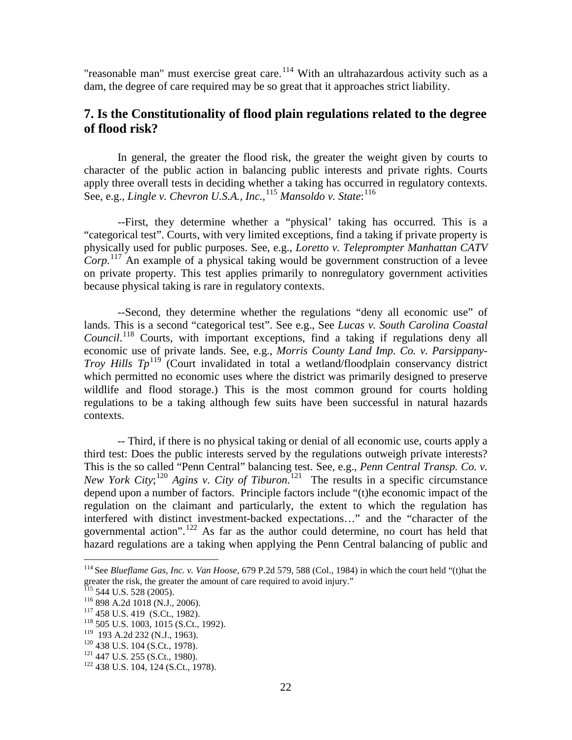"reasonable man" must exercise great care.[114] With an ultrahazardous activity such as a dam, the degree of care required may be so great that it approaches strict liability.

## 7. Is the Constitutionality of flood plain regulations related to the degree of flood risk?

In general, the greater the flood risk, the greater the weight given by courts to character of the public action in balancing public interests and private rights. Courts apply three overall tests in deciding whether a taking has occurred in regulatory contexts. See, e.g., *Lingle v. Chevron U.S.A., Inc.*,[115] *Mansoldo v. State*:[116]

--First, they determine whether a "physical' taking has occurred. This is a "categorical test". Courts, with very limited exceptions, find a taking if private property is physically used for public purposes. See, e.g., *Loretto v. Teleprompter Manhattan CATV Corp.*[117] An example of a physical taking would be government construction of a levee on private property. This test applies primarily to nonregulatory government activities because physical taking is rare in regulatory contexts.

--Second, they determine whether the regulations "deny all economic use" of lands. This is a second "categorical test". See e.g., See *Lucas v. South Carolina Coastal Council*.[118] Courts, with important exceptions, find a taking if regulations deny all economic use of private lands. See, e.g., *Morris County Land Imp. Co. v. Parsippany-Troy Hills Tp*[119] (Court invalidated in total a wetland/floodplain conservancy district which permitted no economic uses where the district was primarily designed to preserve wildlife and flood storage.) This is the most common ground for courts holding regulations to be a taking although few suits have been successful in natural hazards contexts.

-- Third, if there is no physical taking or denial of all economic use, courts apply a third test: Does the public interests served by the regulations outweigh private interests? This is the so called "Penn Central" balancing test. See, e.g., *Penn Central Transp. Co. v. New York City*;[120] *Agins v. City of Tiburon*.[121] The results in a specific circumstance depend upon a number of factors. Principle factors include "(t)he economic impact of the regulation on the claimant and particularly, the extent to which the regulation has interfered with distinct investment-backed expectations…" and the "character of the governmental action".[122] As far as the author could determine, no court has held that hazard regulations are a taking when applying the Penn Central balancing of public and

---

[114] See *Blueflame Gas, Inc. v. Van Hoose*, 679 P.2d 579, 588 (Col., 1984) in which the court held "(t)hat the greater the risk, the greater the amount of care required to avoid injury."

[115] 544 U.S. 528 (2005).

[116] 898 A.2d 1018 (N.J., 2006).

[117] 458 U.S. 419 (S.Ct., 1982).

[118] 505 U.S. 1003, 1015 (S.Ct., 1992).

[119] 193 A.2d 232 (N.J., 1963).

[120] 438 U.S. 104 (S.Ct., 1978).

[121] 447 U.S. 255 (S.Ct., 1980).

[122] 438 U.S. 104, 124 (S.Ct., 1978).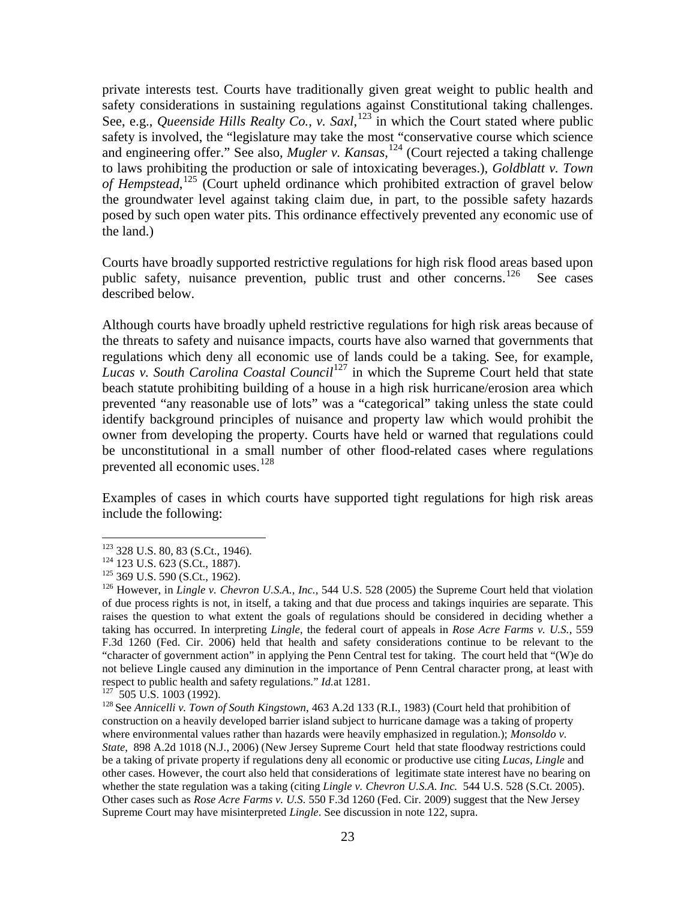private interests test. Courts have traditionally given great weight to public health and safety considerations in sustaining regulations against Constitutional taking challenges. See, e.g., *Queenside Hills Realty Co., v. Saxl*,[123] in which the Court stated where public safety is involved, the "legislature may take the most "conservative course which science and engineering offer." See also, *Mugler v. Kansas*,[124] (Court rejected a taking challenge to laws prohibiting the production or sale of intoxicating beverages.), *Goldblatt v. Town of Hempstead*,[125] (Court upheld ordinance which prohibited extraction of gravel below the groundwater level against taking claim due, in part, to the possible safety hazards posed by such open water pits. This ordinance effectively prevented any economic use of the land.)

Courts have broadly supported restrictive regulations for high risk flood areas based upon public safety, nuisance prevention, public trust and other concerns.[126] See cases described below.

Although courts have broadly upheld restrictive regulations for high risk areas because of the threats to safety and nuisance impacts, courts have also warned that governments that regulations which deny all economic use of lands could be a taking. See, for example, *Lucas v. South Carolina Coastal Council*[127] in which the Supreme Court held that state beach statute prohibiting building of a house in a high risk hurricane/erosion area which prevented "any reasonable use of lots" was a "categorical" taking unless the state could identify background principles of nuisance and property law which would prohibit the owner from developing the property. Courts have held or warned that regulations could be unconstitutional in a small number of other flood-related cases where regulations prevented all economic uses.[128]

Examples of cases in which courts have supported tight regulations for high risk areas include the following:

---

[123] 328 U.S. 80, 83 (S.Ct., 1946).

[124] 123 U.S. 623 (S.Ct., 1887).

[125] 369 U.S. 590 (S.Ct., 1962).

[126] However, in *Lingle v. Chevron U.S.A., Inc.,* 544 U.S. 528 (2005) the Supreme Court held that violation of due process rights is not, in itself, a taking and that due process and takings inquiries are separate. This raises the question to what extent the goals of regulations should be considered in deciding whether a taking has occurred. In interpreting *Lingle*, the federal court of appeals in *Rose Acre Farms v. U.S.*, 559 F.3d 1260 (Fed. Cir. 2006) held that health and safety considerations continue to be relevant to the "character of government action" in applying the Penn Central test for taking. The court held that "(W)e do not believe Lingle caused any diminution in the importance of Penn Central character prong, at least with respect to public health and safety regulations." *Id.*at 1281.

[127] 505 U.S. 1003 (1992).

[128] See *Annicelli v. Town of South Kingstown*, 463 A.2d 133 (R.I., 1983) (Court held that prohibition of construction on a heavily developed barrier island subject to hurricane damage was a taking of property where environmental values rather than hazards were heavily emphasized in regulation.); *Monsoldo v. State*, 898 A.2d 1018 (N.J., 2006) (New Jersey Supreme Court held that state floodway restrictions could be a taking of private property if regulations deny all economic or productive use citing *Lucas*, *Lingle* and other cases. However, the court also held that considerations of legitimate state interest have no bearing on whether the state regulation was a taking (citing *Lingle v. Chevron U.S.A. Inc.* 544 U.S. 528 (S.Ct. 2005). Other cases such as *Rose Acre Farms v. U.S.* 550 F.3d 1260 (Fed. Cir. 2009) suggest that the New Jersey Supreme Court may have misinterpreted *Lingle*. See discussion in note 122, supra.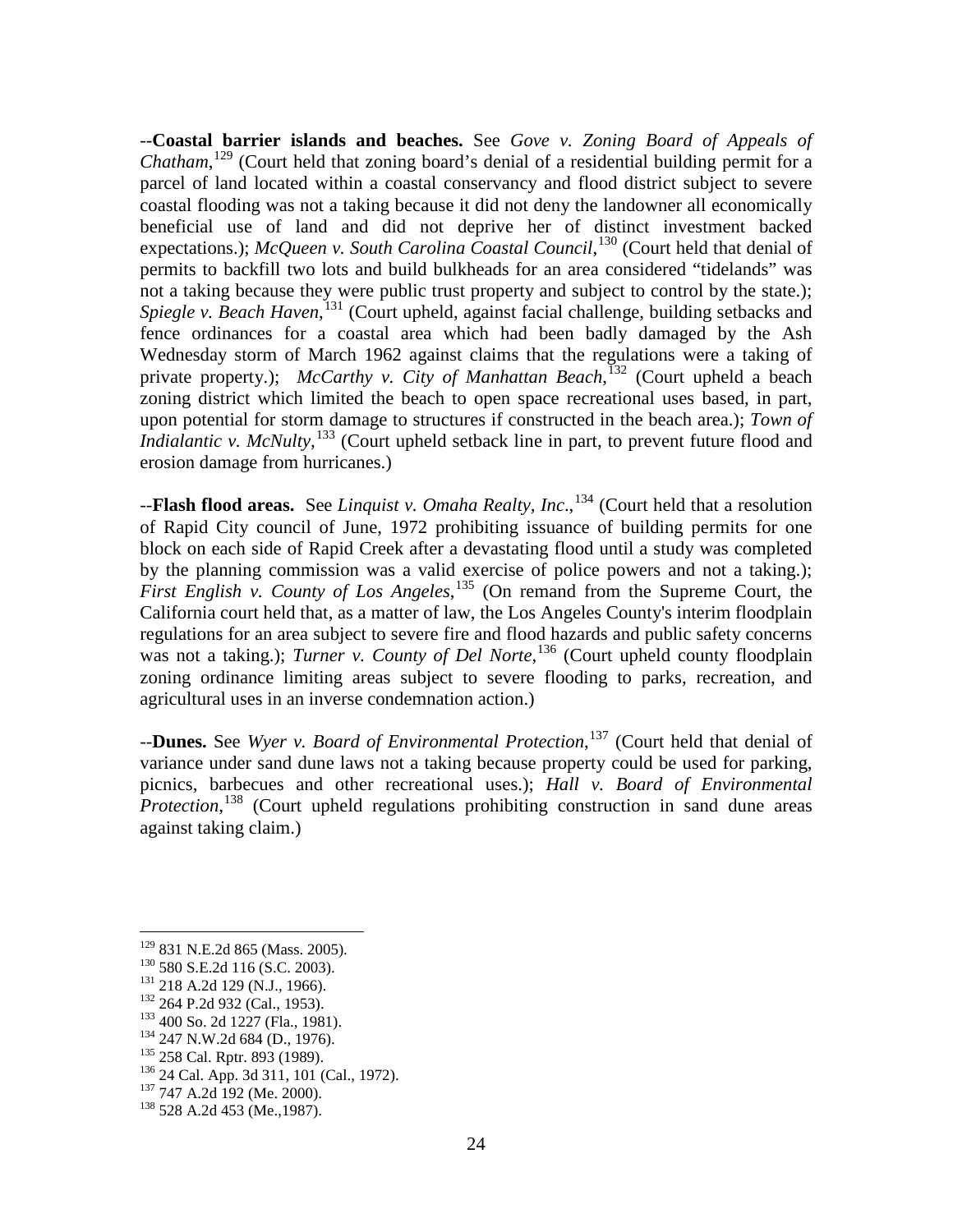--**Coastal barrier islands and beaches.** See *Gove v. Zoning Board of Appeals of Chatham*,[129] (Court held that zoning board's denial of a residential building permit for a parcel of land located within a coastal conservancy and flood district subject to severe coastal flooding was not a taking because it did not deny the landowner all economically beneficial use of land and did not deprive her of distinct investment backed expectations.); *McQueen v. South Carolina Coastal Council*,[130] (Court held that denial of permits to backfill two lots and build bulkheads for an area considered "tidelands" was not a taking because they were public trust property and subject to control by the state.); *Spiegle v. Beach Haven*,[131] (Court upheld, against facial challenge, building setbacks and fence ordinances for a coastal area which had been badly damaged by the Ash Wednesday storm of March 1962 against claims that the regulations were a taking of private property.); *McCarthy v. City of Manhattan Beach*,[132] (Court upheld a beach zoning district which limited the beach to open space recreational uses based, in part, upon potential for storm damage to structures if constructed in the beach area.); *Town of Indialantic v. McNulty*,[133] (Court upheld setback line in part, to prevent future flood and erosion damage from hurricanes.)

--**Flash flood areas.** See *Linquist v. Omaha Realty, Inc*.,[134] (Court held that a resolution of Rapid City council of June, 1972 prohibiting issuance of building permits for one block on each side of Rapid Creek after a devastating flood until a study was completed by the planning commission was a valid exercise of police powers and not a taking.); *First English v. County of Los Angeles*,[135] (On remand from the Supreme Court, the California court held that, as a matter of law, the Los Angeles County's interim floodplain regulations for an area subject to severe fire and flood hazards and public safety concerns was not a taking.); *Turner v. County of Del Norte*,[136] (Court upheld county floodplain zoning ordinance limiting areas subject to severe flooding to parks, recreation, and agricultural uses in an inverse condemnation action.)

--**Dunes.** See *Wyer v. Board of Environmental Protection*,[137] (Court held that denial of variance under sand dune laws not a taking because property could be used for parking, picnics, barbecues and other recreational uses.); *Hall v. Board of Environmental Protection*,[138] (Court upheld regulations prohibiting construction in sand dune areas against taking claim.)

---

[129] 831 N.E.2d 865 (Mass. 2005).
[130] 580 S.E.2d 116 (S.C. 2003).
[131] 218 A.2d 129 (N.J., 1966).
[132] 264 P.2d 932 (Cal., 1953).
[133] 400 So. 2d 1227 (Fla., 1981).
[134] 247 N.W.2d 684 (D., 1976).
[135] 258 Cal. Rptr. 893 (1989).
[136] 24 Cal. App. 3d 311, 101 (Cal., 1972).
[137] 747 A.2d 192 (Me. 2000).
[138] 528 A.2d 453 (Me.,1987).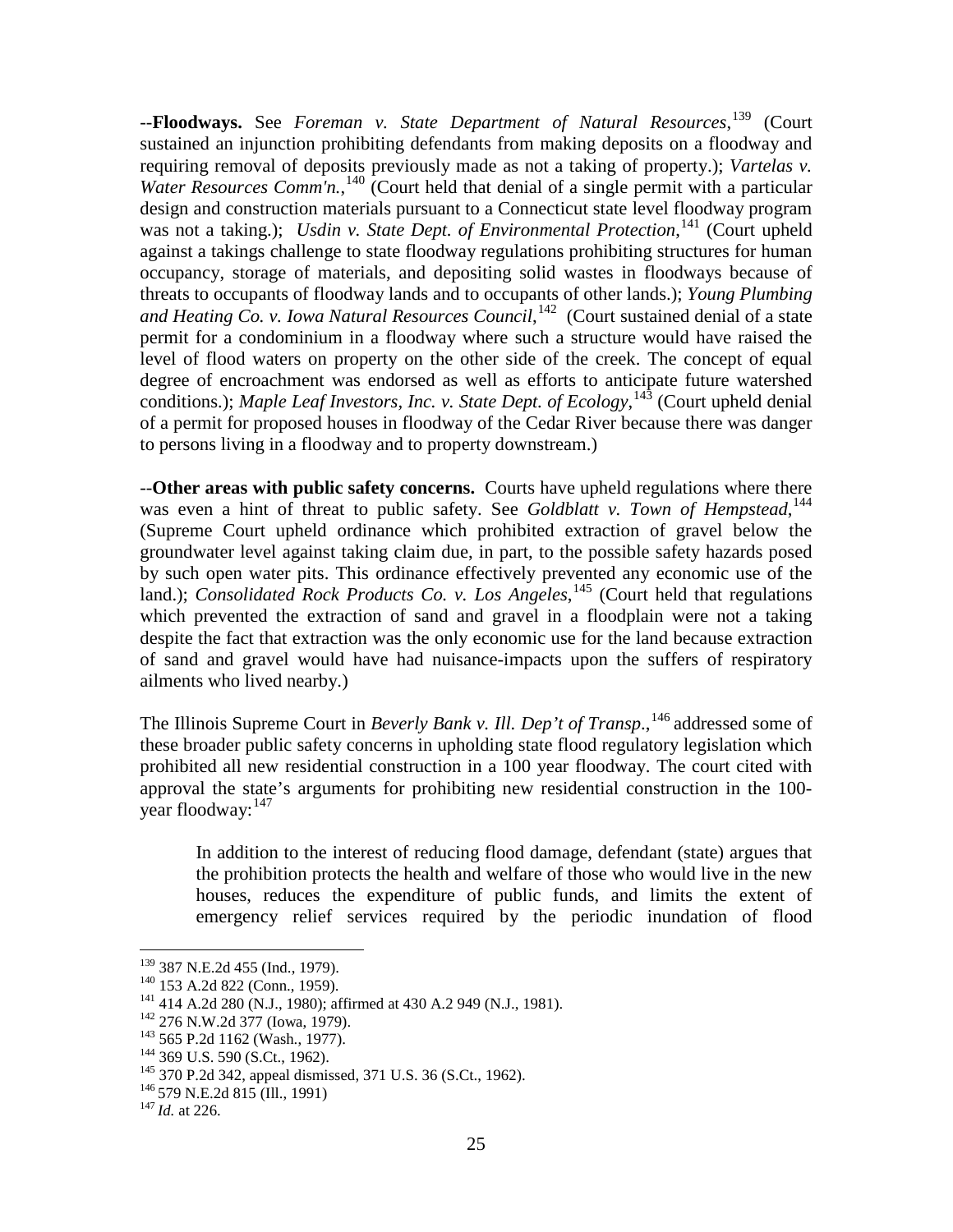--**Floodways.** See *Foreman v. State Department of Natural Resources*,[139] (Court sustained an injunction prohibiting defendants from making deposits on a floodway and requiring removal of deposits previously made as not a taking of property.); *Vartelas v. Water Resources Comm'n.*,[140] (Court held that denial of a single permit with a particular design and construction materials pursuant to a Connecticut state level floodway program was not a taking.); *Usdin v. State Dept. of Environmental Protection*,[141] (Court upheld against a takings challenge to state floodway regulations prohibiting structures for human occupancy, storage of materials, and depositing solid wastes in floodways because of threats to occupants of floodway lands and to occupants of other lands.); *Young Plumbing and Heating Co. v. Iowa Natural Resources Council*,[142] (Court sustained denial of a state permit for a condominium in a floodway where such a structure would have raised the level of flood waters on property on the other side of the creek. The concept of equal degree of encroachment was endorsed as well as efforts to anticipate future watershed conditions.); *Maple Leaf Investors, Inc. v. State Dept. of Ecology*,[143] (Court upheld denial of a permit for proposed houses in floodway of the Cedar River because there was danger to persons living in a floodway and to property downstream.)

--**Other areas with public safety concerns.** Courts have upheld regulations where there was even a hint of threat to public safety. See *Goldblatt v. Town of Hempstead*,[144] (Supreme Court upheld ordinance which prohibited extraction of gravel below the groundwater level against taking claim due, in part, to the possible safety hazards posed by such open water pits. This ordinance effectively prevented any economic use of the land.); *Consolidated Rock Products Co. v. Los Angeles*,[145] (Court held that regulations which prevented the extraction of sand and gravel in a floodplain were not a taking despite the fact that extraction was the only economic use for the land because extraction of sand and gravel would have had nuisance-impacts upon the suffers of respiratory ailments who lived nearby.)

The Illinois Supreme Court in *Beverly Bank v. Ill. Dep't of Transp*.,[146] addressed some of these broader public safety concerns in upholding state flood regulatory legislation which prohibited all new residential construction in a 100 year floodway. The court cited with approval the state's arguments for prohibiting new residential construction in the 100-year floodway:[147]

> In addition to the interest of reducing flood damage, defendant (state) argues that the prohibition protects the health and welfare of those who would live in the new houses, reduces the expenditure of public funds, and limits the extent of emergency relief services required by the periodic inundation of flood

---

[139] 387 N.E.2d 455 (Ind., 1979).
[140] 153 A.2d 822 (Conn., 1959).
[141] 414 A.2d 280 (N.J., 1980); affirmed at 430 A.2 949 (N.J., 1981).
[142] 276 N.W.2d 377 (Iowa, 1979).
[143] 565 P.2d 1162 (Wash., 1977).
[144] 369 U.S. 590 (S.Ct., 1962).
[145] 370 P.2d 342, appeal dismissed, 371 U.S. 36 (S.Ct., 1962).
[146] 579 N.E.2d 815 (Ill., 1991)
[147] *Id.* at 226.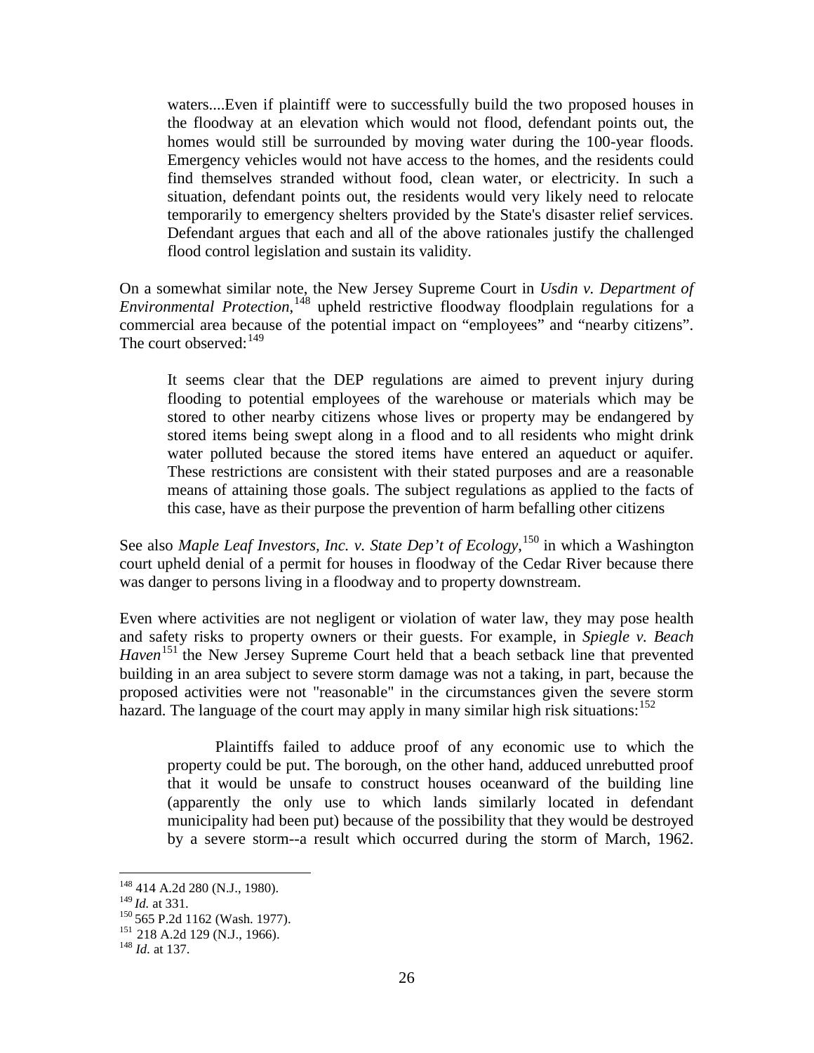waters....Even if plaintiff were to successfully build the two proposed houses in the floodway at an elevation which would not flood, defendant points out, the homes would still be surrounded by moving water during the 100-year floods. Emergency vehicles would not have access to the homes, and the residents could find themselves stranded without food, clean water, or electricity. In such a situation, defendant points out, the residents would very likely need to relocate temporarily to emergency shelters provided by the State's disaster relief services. Defendant argues that each and all of the above rationales justify the challenged flood control legislation and sustain its validity.

On a somewhat similar note, the New Jersey Supreme Court in *Usdin v. Department of Environmental Protection*,[148] upheld restrictive floodway floodplain regulations for a commercial area because of the potential impact on "employees" and "nearby citizens". The court observed:[149]

> It seems clear that the DEP regulations are aimed to prevent injury during flooding to potential employees of the warehouse or materials which may be stored to other nearby citizens whose lives or property may be endangered by stored items being swept along in a flood and to all residents who might drink water polluted because the stored items have entered an aqueduct or aquifer. These restrictions are consistent with their stated purposes and are a reasonable means of attaining those goals. The subject regulations as applied to the facts of this case, have as their purpose the prevention of harm befalling other citizens

See also *Maple Leaf Investors, Inc. v. State Dep't of Ecology*,[150] in which a Washington court upheld denial of a permit for houses in floodway of the Cedar River because there was danger to persons living in a floodway and to property downstream.

Even where activities are not negligent or violation of water law, they may pose health and safety risks to property owners or their guests. For example, in *Spiegle v. Beach Haven*[151] the New Jersey Supreme Court held that a beach setback line that prevented building in an area subject to severe storm damage was not a taking, in part, because the proposed activities were not "reasonable" in the circumstances given the severe storm hazard. The language of the court may apply in many similar high risk situations:[152]

> Plaintiffs failed to adduce proof of any economic use to which the property could be put. The borough, on the other hand, adduced unrebutted proof that it would be unsafe to construct houses oceanward of the building line (apparently the only use to which lands similarly located in defendant municipality had been put) because of the possibility that they would be destroyed by a severe storm--a result which occurred during the storm of March, 1962.

---

[148] 414 A.2d 280 (N.J., 1980).
[149] *Id.* at 331.
[150] 565 P.2d 1162 (Wash. 1977).
[151] 218 A.2d 129 (N.J., 1966).
[148] *Id.* at 137.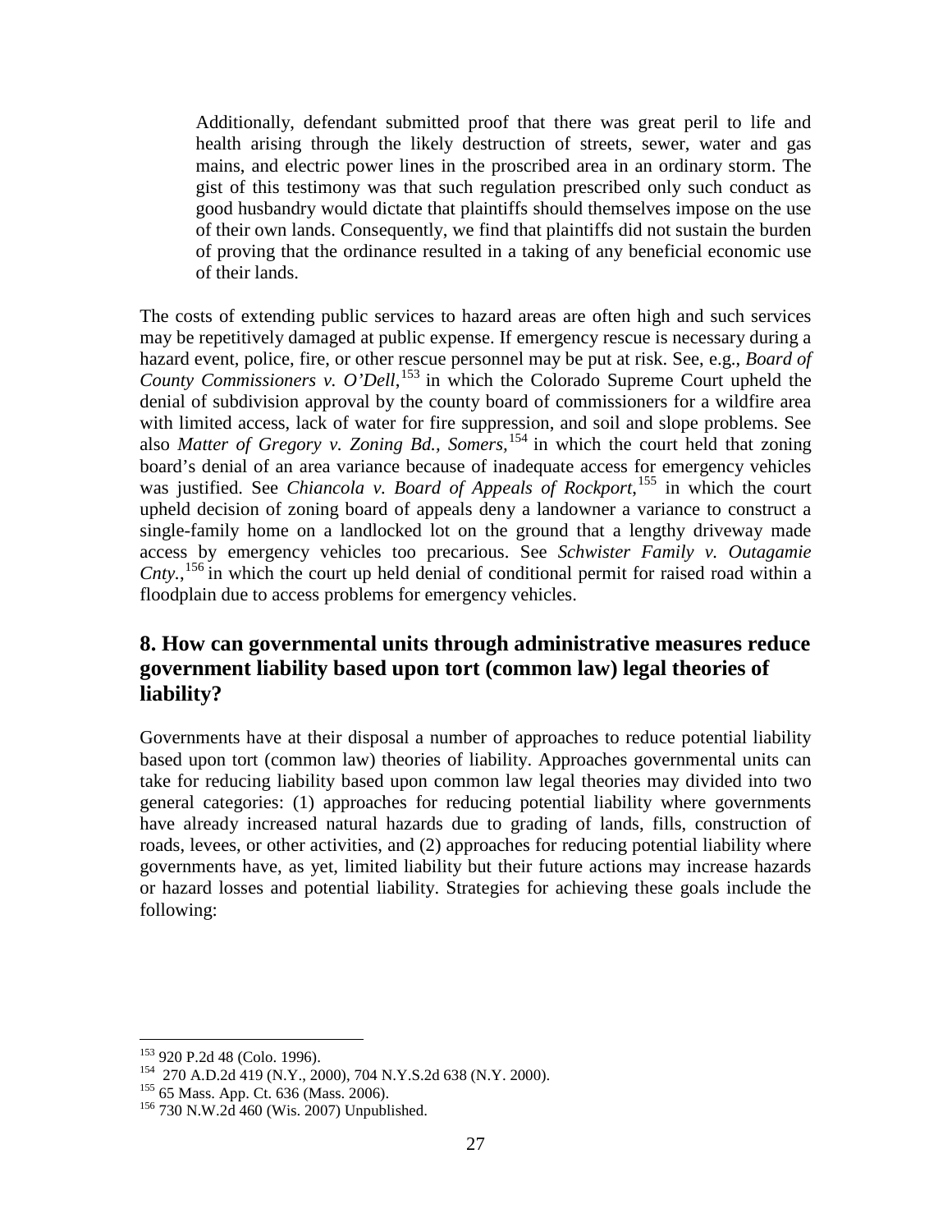> Additionally, defendant submitted proof that there was great peril to life and health arising through the likely destruction of streets, sewer, water and gas mains, and electric power lines in the proscribed area in an ordinary storm. The gist of this testimony was that such regulation prescribed only such conduct as good husbandry would dictate that plaintiffs should themselves impose on the use of their own lands. Consequently, we find that plaintiffs did not sustain the burden of proving that the ordinance resulted in a taking of any beneficial economic use of their lands.

The costs of extending public services to hazard areas are often high and such services may be repetitively damaged at public expense. If emergency rescue is necessary during a hazard event, police, fire, or other rescue personnel may be put at risk. See, e.g., *Board of County Commissioners v. O'Dell*,[153] in which the Colorado Supreme Court upheld the denial of subdivision approval by the county board of commissioners for a wildfire area with limited access, lack of water for fire suppression, and soil and slope problems. See also *Matter of Gregory v. Zoning Bd., Somers*,[154] in which the court held that zoning board's denial of an area variance because of inadequate access for emergency vehicles was justified. See *Chiancola v. Board of Appeals of Rockport*,[155] in which the court upheld decision of zoning board of appeals deny a landowner a variance to construct a single-family home on a landlocked lot on the ground that a lengthy driveway made access by emergency vehicles too precarious. See *Schwister Family v. Outagamie Cnty.*,[156] in which the court up held denial of conditional permit for raised road within a floodplain due to access problems for emergency vehicles.

## 8. How can governmental units through administrative measures reduce government liability based upon tort (common law) legal theories of liability?

Governments have at their disposal a number of approaches to reduce potential liability based upon tort (common law) theories of liability. Approaches governmental units can take for reducing liability based upon common law legal theories may divided into two general categories: (1) approaches for reducing potential liability where governments have already increased natural hazards due to grading of lands, fills, construction of roads, levees, or other activities, and (2) approaches for reducing potential liability where governments have, as yet, limited liability but their future actions may increase hazards or hazard losses and potential liability. Strategies for achieving these goals include the following:

---

[153] 920 P.2d 48 (Colo. 1996).

[154] 270 A.D.2d 419 (N.Y., 2000), 704 N.Y.S.2d 638 (N.Y. 2000).

[155] 65 Mass. App. Ct. 636 (Mass. 2006).

[156] 730 N.W.2d 460 (Wis. 2007) Unpublished.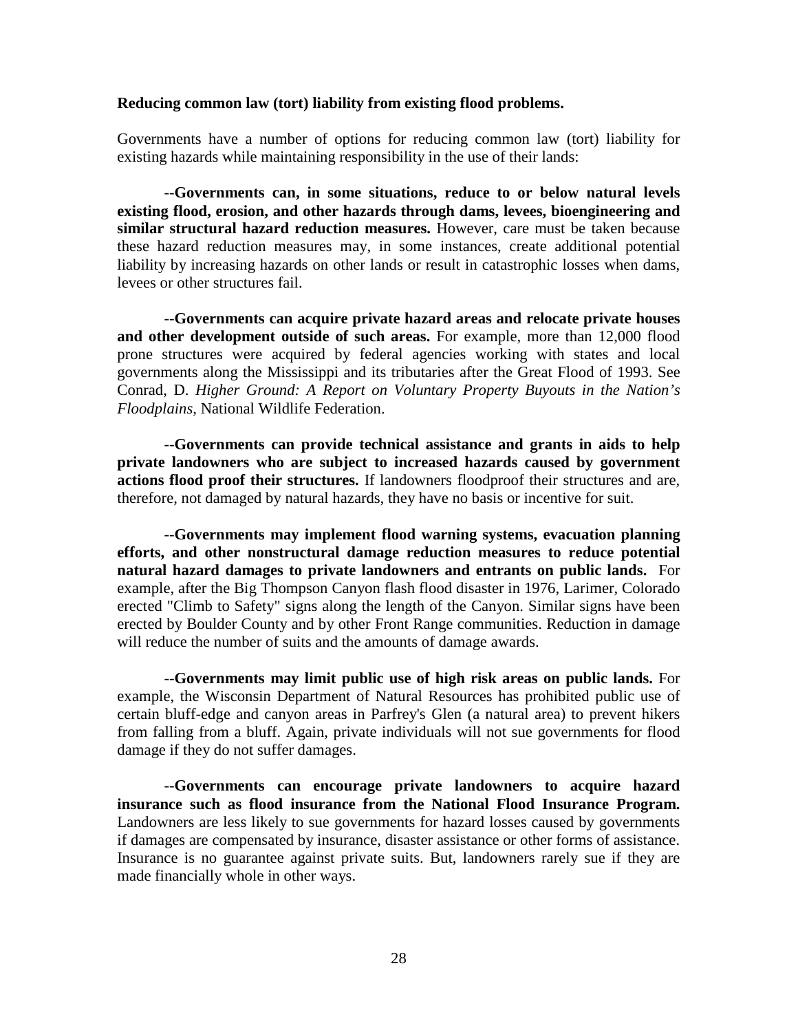**Reducing common law (tort) liability from existing flood problems.**

Governments have a number of options for reducing common law (tort) liability for existing hazards while maintaining responsibility in the use of their lands:

--**Governments can, in some situations, reduce to or below natural levels existing flood, erosion, and other hazards through dams, levees, bioengineering and similar structural hazard reduction measures.** However, care must be taken because these hazard reduction measures may, in some instances, create additional potential liability by increasing hazards on other lands or result in catastrophic losses when dams, levees or other structures fail.

--**Governments can acquire private hazard areas and relocate private houses and other development outside of such areas.** For example, more than 12,000 flood prone structures were acquired by federal agencies working with states and local governments along the Mississippi and its tributaries after the Great Flood of 1993. See Conrad, D. *Higher Ground: A Report on Voluntary Property Buyouts in the Nation's Floodplains,* National Wildlife Federation.

--**Governments can provide technical assistance and grants in aids to help private landowners who are subject to increased hazards caused by government actions flood proof their structures.** If landowners floodproof their structures and are, therefore, not damaged by natural hazards, they have no basis or incentive for suit.

--**Governments may implement flood warning systems, evacuation planning efforts, and other nonstructural damage reduction measures to reduce potential natural hazard damages to private landowners and entrants on public lands.** For example, after the Big Thompson Canyon flash flood disaster in 1976, Larimer, Colorado erected "Climb to Safety" signs along the length of the Canyon. Similar signs have been erected by Boulder County and by other Front Range communities. Reduction in damage will reduce the number of suits and the amounts of damage awards.

--**Governments may limit public use of high risk areas on public lands.** For example, the Wisconsin Department of Natural Resources has prohibited public use of certain bluff-edge and canyon areas in Parfrey's Glen (a natural area) to prevent hikers from falling from a bluff. Again, private individuals will not sue governments for flood damage if they do not suffer damages.

--**Governments can encourage private landowners to acquire hazard insurance such as flood insurance from the National Flood Insurance Program.** Landowners are less likely to sue governments for hazard losses caused by governments if damages are compensated by insurance, disaster assistance or other forms of assistance. Insurance is no guarantee against private suits. But, landowners rarely sue if they are made financially whole in other ways.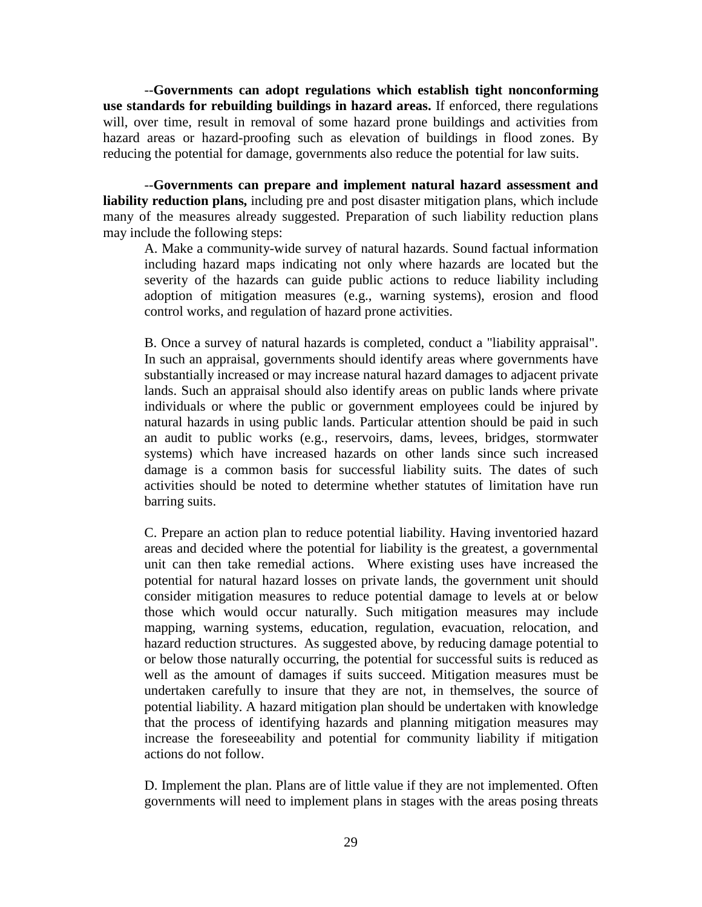--**Governments can adopt regulations which establish tight nonconforming use standards for rebuilding buildings in hazard areas.** If enforced, there regulations will, over time, result in removal of some hazard prone buildings and activities from hazard areas or hazard-proofing such as elevation of buildings in flood zones. By reducing the potential for damage, governments also reduce the potential for law suits.

--**Governments can prepare and implement natural hazard assessment and liability reduction plans,** including pre and post disaster mitigation plans, which include many of the measures already suggested. Preparation of such liability reduction plans may include the following steps:

A. Make a community-wide survey of natural hazards. Sound factual information including hazard maps indicating not only where hazards are located but the severity of the hazards can guide public actions to reduce liability including adoption of mitigation measures (e.g., warning systems), erosion and flood control works, and regulation of hazard prone activities.

B. Once a survey of natural hazards is completed, conduct a "liability appraisal". In such an appraisal, governments should identify areas where governments have substantially increased or may increase natural hazard damages to adjacent private lands. Such an appraisal should also identify areas on public lands where private individuals or where the public or government employees could be injured by natural hazards in using public lands. Particular attention should be paid in such an audit to public works (e.g., reservoirs, dams, levees, bridges, stormwater systems) which have increased hazards on other lands since such increased damage is a common basis for successful liability suits. The dates of such activities should be noted to determine whether statutes of limitation have run barring suits.

C. Prepare an action plan to reduce potential liability. Having inventoried hazard areas and decided where the potential for liability is the greatest, a governmental unit can then take remedial actions. Where existing uses have increased the potential for natural hazard losses on private lands, the government unit should consider mitigation measures to reduce potential damage to levels at or below those which would occur naturally. Such mitigation measures may include mapping, warning systems, education, regulation, evacuation, relocation, and hazard reduction structures. As suggested above, by reducing damage potential to or below those naturally occurring, the potential for successful suits is reduced as well as the amount of damages if suits succeed. Mitigation measures must be undertaken carefully to insure that they are not, in themselves, the source of potential liability. A hazard mitigation plan should be undertaken with knowledge that the process of identifying hazards and planning mitigation measures may increase the foreseeability and potential for community liability if mitigation actions do not follow.

D. Implement the plan. Plans are of little value if they are not implemented. Often governments will need to implement plans in stages with the areas posing threats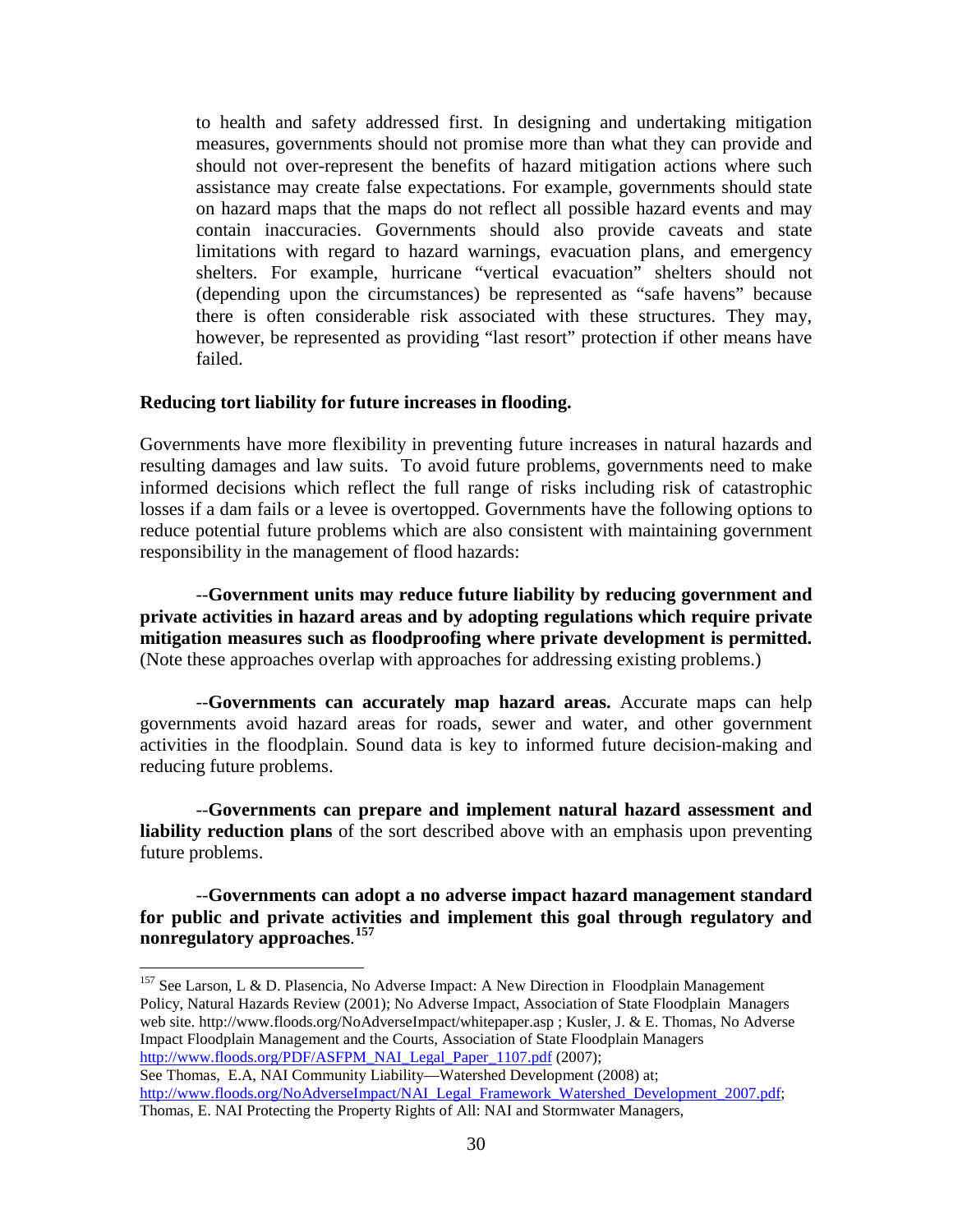to health and safety addressed first. In designing and undertaking mitigation measures, governments should not promise more than what they can provide and should not over-represent the benefits of hazard mitigation actions where such assistance may create false expectations. For example, governments should state on hazard maps that the maps do not reflect all possible hazard events and may contain inaccuracies. Governments should also provide caveats and state limitations with regard to hazard warnings, evacuation plans, and emergency shelters. For example, hurricane "vertical evacuation" shelters should not (depending upon the circumstances) be represented as "safe havens" because there is often considerable risk associated with these structures. They may, however, be represented as providing "last resort" protection if other means have failed.

**Reducing tort liability for future increases in flooding.**

Governments have more flexibility in preventing future increases in natural hazards and resulting damages and law suits. To avoid future problems, governments need to make informed decisions which reflect the full range of risks including risk of catastrophic losses if a dam fails or a levee is overtopped. Governments have the following options to reduce potential future problems which are also consistent with maintaining government responsibility in the management of flood hazards:

--**Government units may reduce future liability by reducing government and private activities in hazard areas and by adopting regulations which require private mitigation measures such as floodproofing where private development is permitted.** (Note these approaches overlap with approaches for addressing existing problems.)

--**Governments can accurately map hazard areas.** Accurate maps can help governments avoid hazard areas for roads, sewer and water, and other government activities in the floodplain. Sound data is key to informed future decision-making and reducing future problems.

--**Governments can prepare and implement natural hazard assessment and liability reduction plans** of the sort described above with an emphasis upon preventing future problems.

--**Governments can adopt a no adverse impact hazard management standard for public and private activities and implement this goal through regulatory and nonregulatory approaches**.[157]

---

[157] See Larson, L & D. Plasencia, No Adverse Impact: A New Direction in Floodplain Management Policy, Natural Hazards Review (2001); No Adverse Impact, Association of State Floodplain Managers web site. http://www.floods.org/NoAdverseImpact/whitepaper.asp ; Kusler, J. & E. Thomas, No Adverse Impact Floodplain Management and the Courts, Association of State Floodplain Managers http://www.floods.org/PDF/ASFPM_NAI_Legal_Paper_1107.pdf (2007);
See Thomas, E.A, NAI Community Liability—Watershed Development (2008) at; http://www.floods.org/NoAdverseImpact/NAI_Legal_Framework_Watershed_Development_2007.pdf;
Thomas, E. NAI Protecting the Property Rights of All: NAI and Stormwater Managers,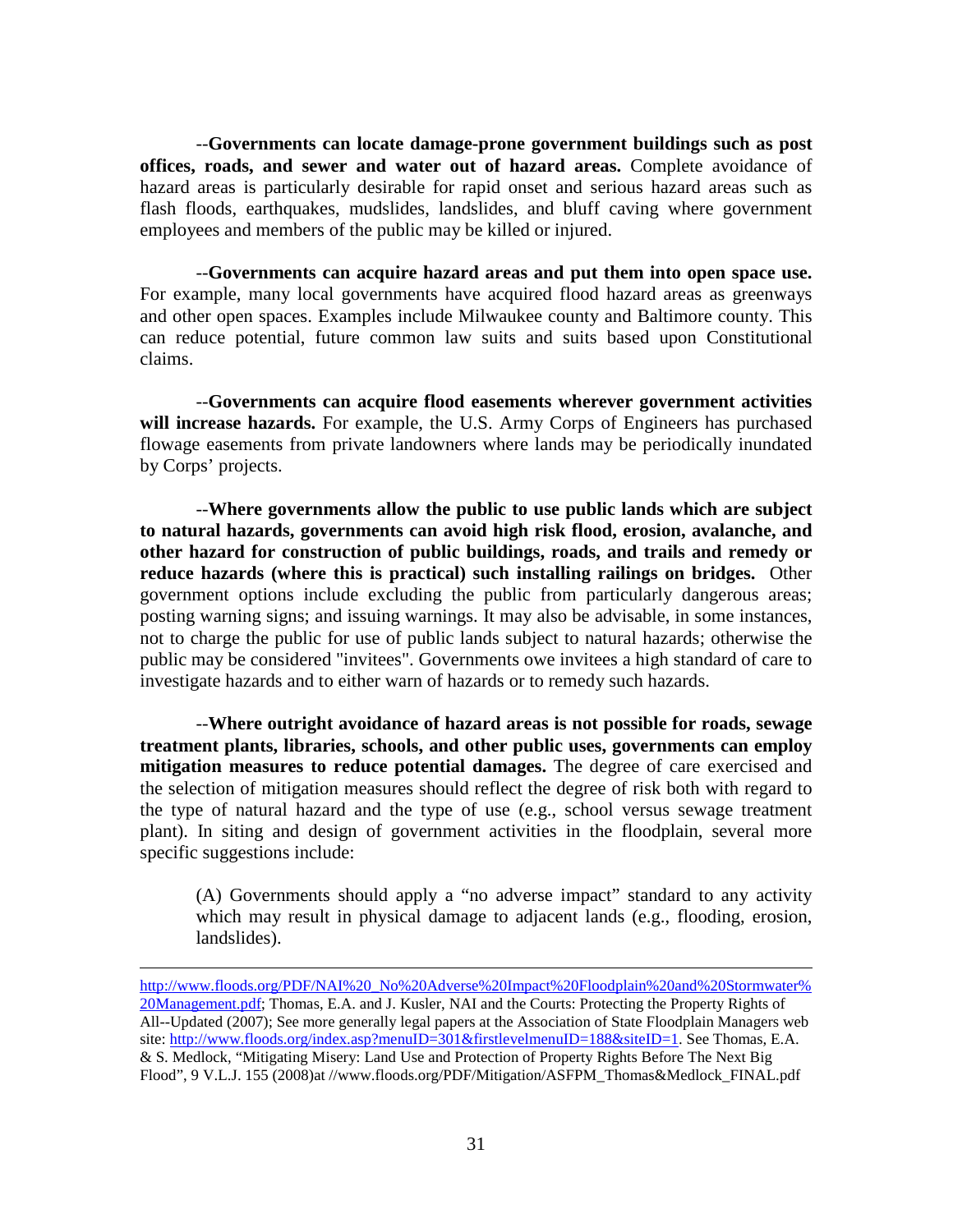--**Governments can locate damage-prone government buildings such as post offices, roads, and sewer and water out of hazard areas.** Complete avoidance of hazard areas is particularly desirable for rapid onset and serious hazard areas such as flash floods, earthquakes, mudslides, landslides, and bluff caving where government employees and members of the public may be killed or injured.

--**Governments can acquire hazard areas and put them into open space use.** For example, many local governments have acquired flood hazard areas as greenways and other open spaces. Examples include Milwaukee county and Baltimore county. This can reduce potential, future common law suits and suits based upon Constitutional claims.

--**Governments can acquire flood easements wherever government activities will increase hazards.** For example, the U.S. Army Corps of Engineers has purchased flowage easements from private landowners where lands may be periodically inundated by Corps' projects.

--**Where governments allow the public to use public lands which are subject to natural hazards, governments can avoid high risk flood, erosion, avalanche, and other hazard for construction of public buildings, roads, and trails and remedy or reduce hazards (where this is practical) such installing railings on bridges.** Other government options include excluding the public from particularly dangerous areas; posting warning signs; and issuing warnings. It may also be advisable, in some instances, not to charge the public for use of public lands subject to natural hazards; otherwise the public may be considered "invitees". Governments owe invitees a high standard of care to investigate hazards and to either warn of hazards or to remedy such hazards.

--**Where outright avoidance of hazard areas is not possible for roads, sewage treatment plants, libraries, schools, and other public uses, governments can employ mitigation measures to reduce potential damages.** The degree of care exercised and the selection of mitigation measures should reflect the degree of risk both with regard to the type of natural hazard and the type of use (e.g., school versus sewage treatment plant). In siting and design of government activities in the floodplain, several more specific suggestions include:

> (A) Governments should apply a "no adverse impact" standard to any activity which may result in physical damage to adjacent lands (e.g., flooding, erosion, landslides).

---

http://www.floods.org/PDF/NAI%20_No%20Adverse%20Impact%20Floodplain%20and%20Stormwater%20Management.pdf; Thomas, E.A. and J. Kusler, NAI and the Courts: Protecting the Property Rights of All--Updated (2007); See more generally legal papers at the Association of State Floodplain Managers web site: http://www.floods.org/index.asp?menuID=301&firstlevelmenuID=188&siteID=1. See Thomas, E.A. & S. Medlock, "Mitigating Misery: Land Use and Protection of Property Rights Before The Next Big Flood", 9 V.L.J. 155 (2008)at //www.floods.org/PDF/Mitigation/ASFPM_Thomas&Medlock_FINAL.pdf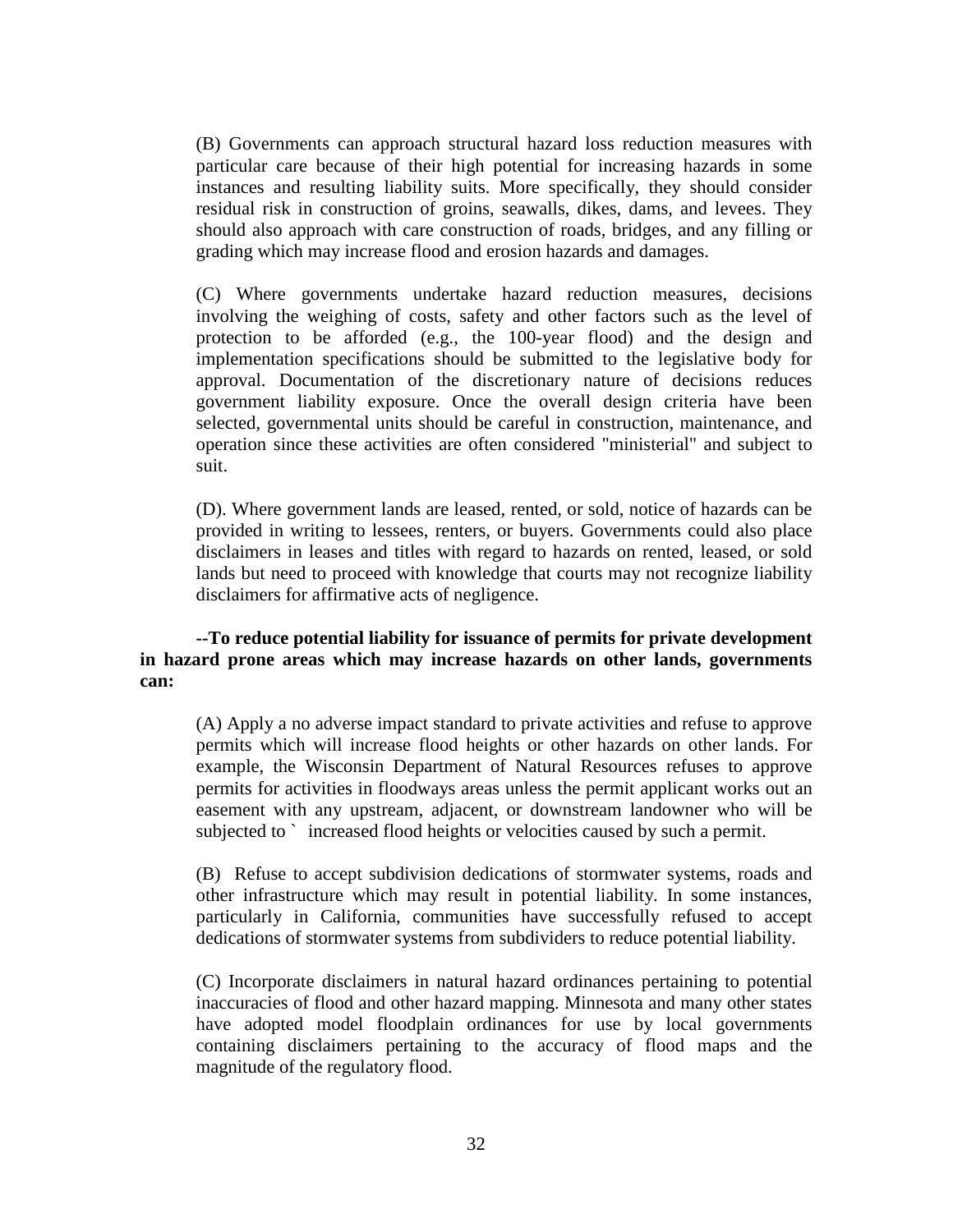(B) Governments can approach structural hazard loss reduction measures with particular care because of their high potential for increasing hazards in some instances and resulting liability suits. More specifically, they should consider residual risk in construction of groins, seawalls, dikes, dams, and levees. They should also approach with care construction of roads, bridges, and any filling or grading which may increase flood and erosion hazards and damages.

(C) Where governments undertake hazard reduction measures, decisions involving the weighing of costs, safety and other factors such as the level of protection to be afforded (e.g., the 100-year flood) and the design and implementation specifications should be submitted to the legislative body for approval. Documentation of the discretionary nature of decisions reduces government liability exposure. Once the overall design criteria have been selected, governmental units should be careful in construction, maintenance, and operation since these activities are often considered "ministerial" and subject to suit.

(D). Where government lands are leased, rented, or sold, notice of hazards can be provided in writing to lessees, renters, or buyers. Governments could also place disclaimers in leases and titles with regard to hazards on rented, leased, or sold lands but need to proceed with knowledge that courts may not recognize liability disclaimers for affirmative acts of negligence.

**--To reduce potential liability for issuance of permits for private development in hazard prone areas which may increase hazards on other lands, governments can:**

(A) Apply a no adverse impact standard to private activities and refuse to approve permits which will increase flood heights or other hazards on other lands. For example, the Wisconsin Department of Natural Resources refuses to approve permits for activities in floodways areas unless the permit applicant works out an easement with any upstream, adjacent, or downstream landowner who will be subjected to ` increased flood heights or velocities caused by such a permit.

(B) Refuse to accept subdivision dedications of stormwater systems, roads and other infrastructure which may result in potential liability. In some instances, particularly in California, communities have successfully refused to accept dedications of stormwater systems from subdividers to reduce potential liability.

(C) Incorporate disclaimers in natural hazard ordinances pertaining to potential inaccuracies of flood and other hazard mapping. Minnesota and many other states have adopted model floodplain ordinances for use by local governments containing disclaimers pertaining to the accuracy of flood maps and the magnitude of the regulatory flood.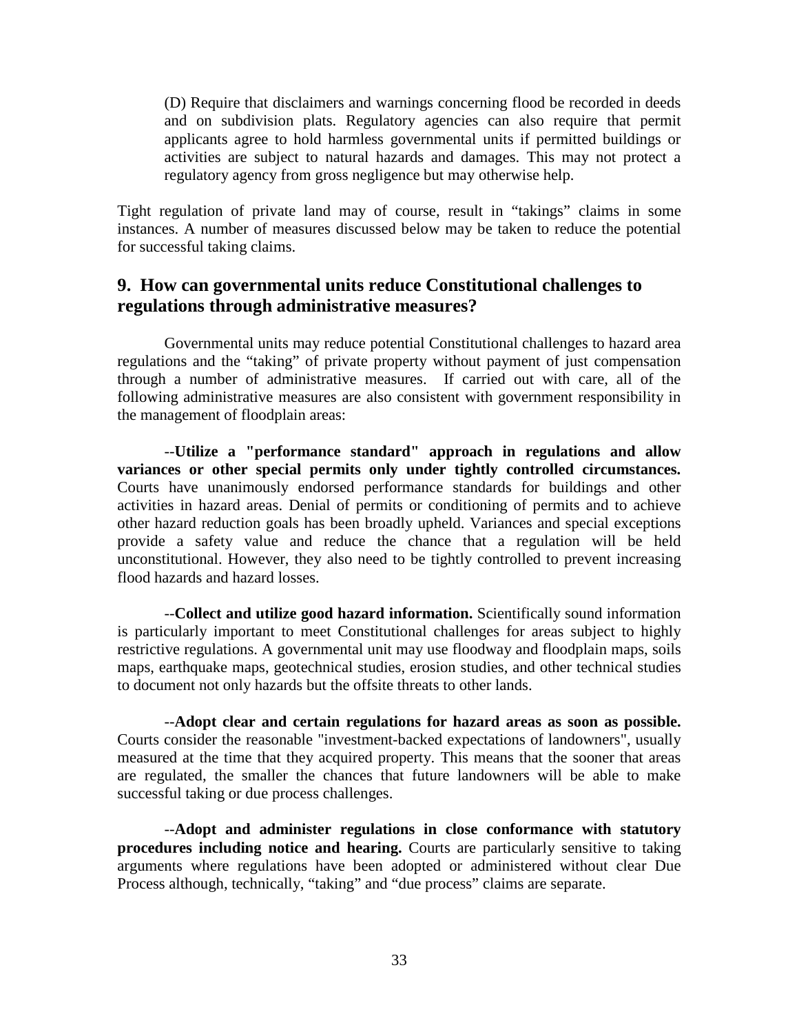(D) Require that disclaimers and warnings concerning flood be recorded in deeds and on subdivision plats. Regulatory agencies can also require that permit applicants agree to hold harmless governmental units if permitted buildings or activities are subject to natural hazards and damages. This may not protect a regulatory agency from gross negligence but may otherwise help.

Tight regulation of private land may of course, result in "takings" claims in some instances. A number of measures discussed below may be taken to reduce the potential for successful taking claims.

## 9. How can governmental units reduce Constitutional challenges to regulations through administrative measures?

Governmental units may reduce potential Constitutional challenges to hazard area regulations and the "taking" of private property without payment of just compensation through a number of administrative measures. If carried out with care, all of the following administrative measures are also consistent with government responsibility in the management of floodplain areas:

--**Utilize a "performance standard" approach in regulations and allow variances or other special permits only under tightly controlled circumstances.** Courts have unanimously endorsed performance standards for buildings and other activities in hazard areas. Denial of permits or conditioning of permits and to achieve other hazard reduction goals has been broadly upheld. Variances and special exceptions provide a safety value and reduce the chance that a regulation will be held unconstitutional. However, they also need to be tightly controlled to prevent increasing flood hazards and hazard losses.

--**Collect and utilize good hazard information.** Scientifically sound information is particularly important to meet Constitutional challenges for areas subject to highly restrictive regulations. A governmental unit may use floodway and floodplain maps, soils maps, earthquake maps, geotechnical studies, erosion studies, and other technical studies to document not only hazards but the offsite threats to other lands.

--**Adopt clear and certain regulations for hazard areas as soon as possible.** Courts consider the reasonable "investment-backed expectations of landowners", usually measured at the time that they acquired property. This means that the sooner that areas are regulated, the smaller the chances that future landowners will be able to make successful taking or due process challenges.

--**Adopt and administer regulations in close conformance with statutory procedures including notice and hearing.** Courts are particularly sensitive to taking arguments where regulations have been adopted or administered without clear Due Process although, technically, "taking" and "due process" claims are separate.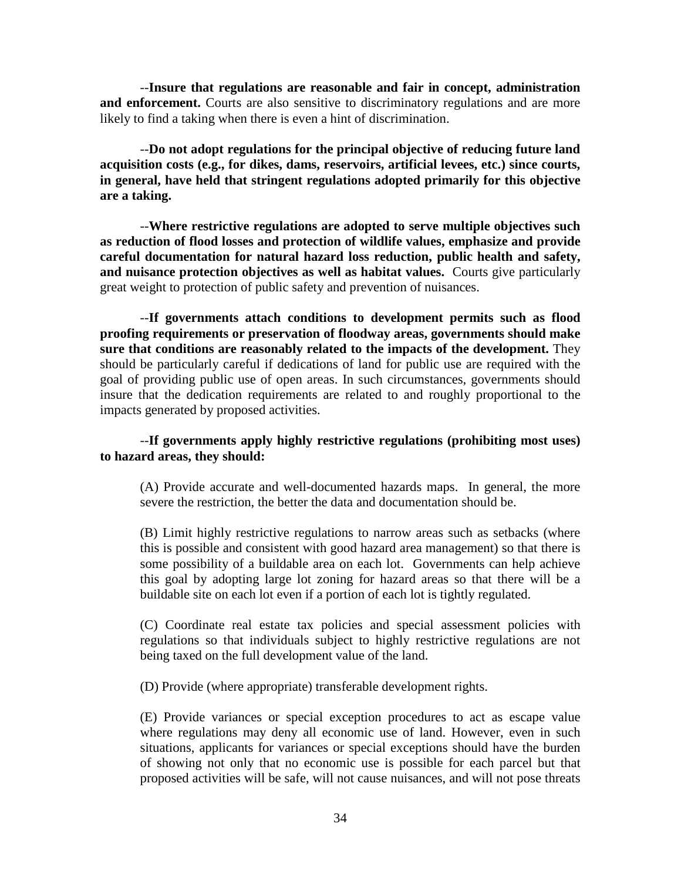--**Insure that regulations are reasonable and fair in concept, administration and enforcement.** Courts are also sensitive to discriminatory regulations and are more likely to find a taking when there is even a hint of discrimination.

--**Do not adopt regulations for the principal objective of reducing future land acquisition costs (e.g., for dikes, dams, reservoirs, artificial levees, etc.) since courts, in general, have held that stringent regulations adopted primarily for this objective are a taking.**

--**Where restrictive regulations are adopted to serve multiple objectives such as reduction of flood losses and protection of wildlife values, emphasize and provide careful documentation for natural hazard loss reduction, public health and safety, and nuisance protection objectives as well as habitat values.** Courts give particularly great weight to protection of public safety and prevention of nuisances.

--**If governments attach conditions to development permits such as flood proofing requirements or preservation of floodway areas, governments should make sure that conditions are reasonably related to the impacts of the development.** They should be particularly careful if dedications of land for public use are required with the goal of providing public use of open areas. In such circumstances, governments should insure that the dedication requirements are related to and roughly proportional to the impacts generated by proposed activities.

--**If governments apply highly restrictive regulations (prohibiting most uses) to hazard areas, they should:**

(A) Provide accurate and well-documented hazards maps. In general, the more severe the restriction, the better the data and documentation should be.

(B) Limit highly restrictive regulations to narrow areas such as setbacks (where this is possible and consistent with good hazard area management) so that there is some possibility of a buildable area on each lot. Governments can help achieve this goal by adopting large lot zoning for hazard areas so that there will be a buildable site on each lot even if a portion of each lot is tightly regulated.

(C) Coordinate real estate tax policies and special assessment policies with regulations so that individuals subject to highly restrictive regulations are not being taxed on the full development value of the land.

(D) Provide (where appropriate) transferable development rights.

(E) Provide variances or special exception procedures to act as escape value where regulations may deny all economic use of land. However, even in such situations, applicants for variances or special exceptions should have the burden of showing not only that no economic use is possible for each parcel but that proposed activities will be safe, will not cause nuisances, and will not pose threats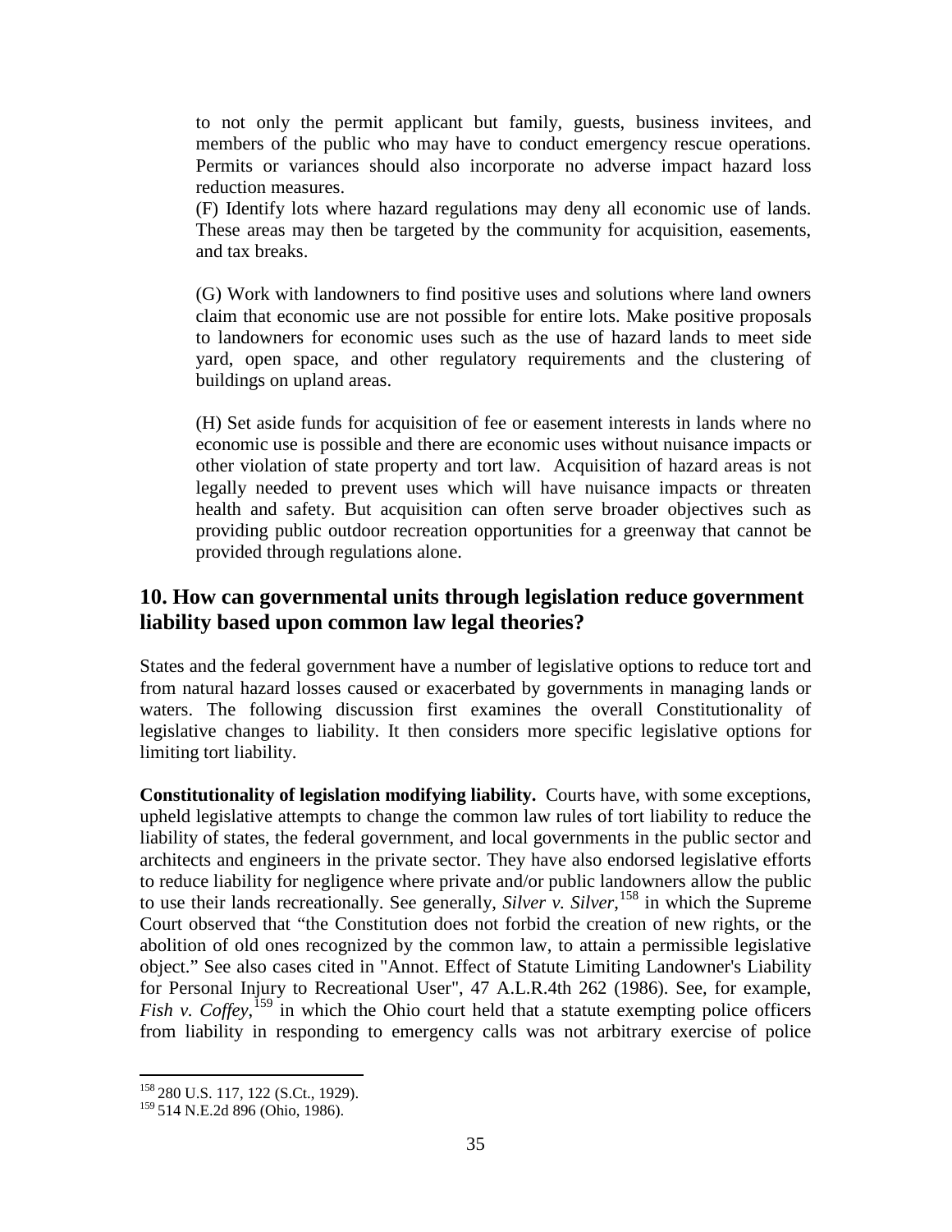to not only the permit applicant but family, guests, business invitees, and members of the public who may have to conduct emergency rescue operations. Permits or variances should also incorporate no adverse impact hazard loss reduction measures.

(F) Identify lots where hazard regulations may deny all economic use of lands. These areas may then be targeted by the community for acquisition, easements, and tax breaks.

(G) Work with landowners to find positive uses and solutions where land owners claim that economic use are not possible for entire lots. Make positive proposals to landowners for economic uses such as the use of hazard lands to meet side yard, open space, and other regulatory requirements and the clustering of buildings on upland areas.

(H) Set aside funds for acquisition of fee or easement interests in lands where no economic use is possible and there are economic uses without nuisance impacts or other violation of state property and tort law. Acquisition of hazard areas is not legally needed to prevent uses which will have nuisance impacts or threaten health and safety. But acquisition can often serve broader objectives such as providing public outdoor recreation opportunities for a greenway that cannot be provided through regulations alone.

## 10. How can governmental units through legislation reduce government liability based upon common law legal theories?

States and the federal government have a number of legislative options to reduce tort and from natural hazard losses caused or exacerbated by governments in managing lands or waters. The following discussion first examines the overall Constitutionality of legislative changes to liability. It then considers more specific legislative options for limiting tort liability.

**Constitutionality of legislation modifying liability.** Courts have, with some exceptions, upheld legislative attempts to change the common law rules of tort liability to reduce the liability of states, the federal government, and local governments in the public sector and architects and engineers in the private sector. They have also endorsed legislative efforts to reduce liability for negligence where private and/or public landowners allow the public to use their lands recreationally. See generally, *Silver v. Silver*,[158] in which the Supreme Court observed that "the Constitution does not forbid the creation of new rights, or the abolition of old ones recognized by the common law, to attain a permissible legislative object." See also cases cited in "Annot. Effect of Statute Limiting Landowner's Liability for Personal Injury to Recreational User", 47 A.L.R.4th 262 (1986). See, for example, *Fish v. Coffey*,[159] in which the Ohio court held that a statute exempting police officers from liability in responding to emergency calls was not arbitrary exercise of police

[158] 280 U.S. 117, 122 (S.Ct., 1929).
[159] 514 N.E.2d 896 (Ohio, 1986).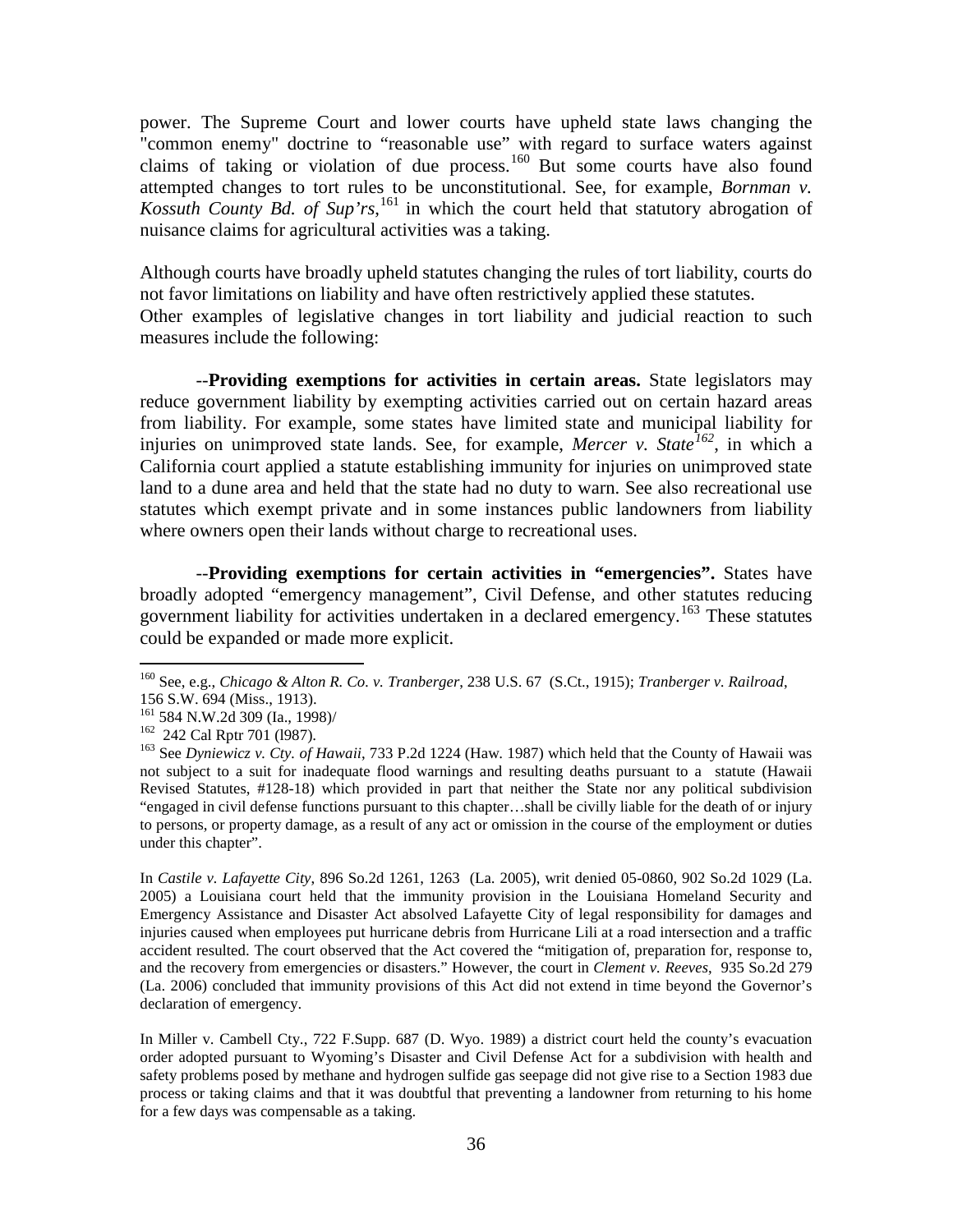power. The Supreme Court and lower courts have upheld state laws changing the "common enemy" doctrine to "reasonable use" with regard to surface waters against claims of taking or violation of due process.[160] But some courts have also found attempted changes to tort rules to be unconstitutional. See, for example, *Bornman v. Kossuth County Bd. of Sup'rs*,[161] in which the court held that statutory abrogation of nuisance claims for agricultural activities was a taking.

Although courts have broadly upheld statutes changing the rules of tort liability, courts do not favor limitations on liability and have often restrictively applied these statutes.
Other examples of legislative changes in tort liability and judicial reaction to such measures include the following:

--**Providing exemptions for activities in certain areas.** State legislators may reduce government liability by exempting activities carried out on certain hazard areas from liability. For example, some states have limited state and municipal liability for injuries on unimproved state lands. See, for example, *Mercer v. State*[162], in which a California court applied a statute establishing immunity for injuries on unimproved state land to a dune area and held that the state had no duty to warn. See also recreational use statutes which exempt private and in some instances public landowners from liability where owners open their lands without charge to recreational uses.

--**Providing exemptions for certain activities in "emergencies".** States have broadly adopted "emergency management", Civil Defense, and other statutes reducing government liability for activities undertaken in a declared emergency.[163] These statutes could be expanded or made more explicit.

---

[160] See, e.g., *Chicago & Alton R. Co. v. Tranberger*, 238 U.S. 67 (S.Ct., 1915); *Tranberger v. Railroad*, 156 S.W. 694 (Miss., 1913).

[161] 584 N.W.2d 309 (Ia., 1998)/

[162] 242 Cal Rptr 701 (l987).

[163] See *Dyniewicz v. Cty. of Hawaii*, 733 P.2d 1224 (Haw. 1987) which held that the County of Hawaii was not subject to a suit for inadequate flood warnings and resulting deaths pursuant to a statute (Hawaii Revised Statutes, #128-18) which provided in part that neither the State nor any political subdivision "engaged in civil defense functions pursuant to this chapter…shall be civilly liable for the death of or injury to persons, or property damage, as a result of any act or omission in the course of the employment or duties under this chapter".

In *Castile v. Lafayette City*, 896 So.2d 1261, 1263 (La. 2005), writ denied 05-0860, 902 So.2d 1029 (La. 2005) a Louisiana court held that the immunity provision in the Louisiana Homeland Security and Emergency Assistance and Disaster Act absolved Lafayette City of legal responsibility for damages and injuries caused when employees put hurricane debris from Hurricane Lili at a road intersection and a traffic accident resulted. The court observed that the Act covered the "mitigation of, preparation for, response to, and the recovery from emergencies or disasters." However, the court in *Clement v. Reeves*, 935 So.2d 279 (La. 2006) concluded that immunity provisions of this Act did not extend in time beyond the Governor's declaration of emergency.

In Miller v. Cambell Cty., 722 F.Supp. 687 (D. Wyo. 1989) a district court held the county's evacuation order adopted pursuant to Wyoming's Disaster and Civil Defense Act for a subdivision with health and safety problems posed by methane and hydrogen sulfide gas seepage did not give rise to a Section 1983 due process or taking claims and that it was doubtful that preventing a landowner from returning to his home for a few days was compensable as a taking.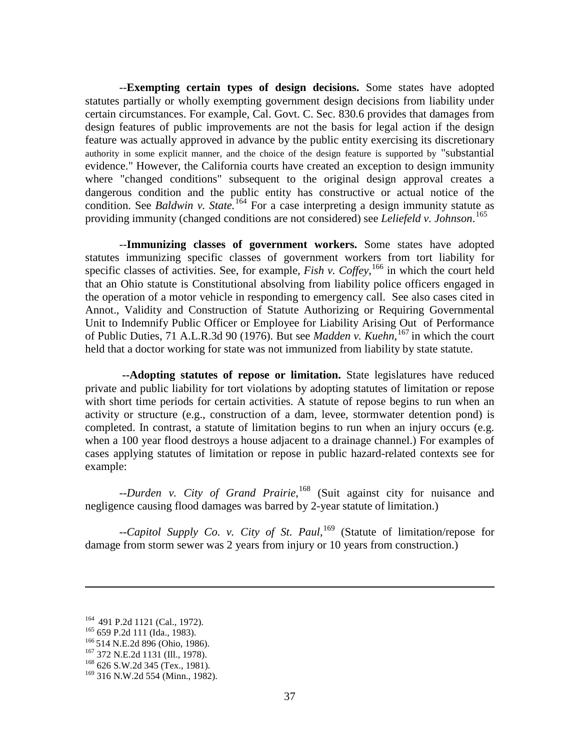--**Exempting certain types of design decisions.** Some states have adopted statutes partially or wholly exempting government design decisions from liability under certain circumstances. For example, Cal. Govt. C. Sec. 830.6 provides that damages from design features of public improvements are not the basis for legal action if the design feature was actually approved in advance by the public entity exercising its discretionary authority in some explicit manner, and the choice of the design feature is supported by "substantial evidence." However, the California courts have created an exception to design immunity where "changed conditions" subsequent to the original design approval creates a dangerous condition and the public entity has constructive or actual notice of the condition. See *Baldwin v. State.*[164] For a case interpreting a design immunity statute as providing immunity (changed conditions are not considered) see *Leliefeld v. Johnson*.[165]

--**Immunizing classes of government workers.** Some states have adopted statutes immunizing specific classes of government workers from tort liability for specific classes of activities. See, for example, *Fish v. Coffey*,[166] in which the court held that an Ohio statute is Constitutional absolving from liability police officers engaged in the operation of a motor vehicle in responding to emergency call. See also cases cited in Annot., Validity and Construction of Statute Authorizing or Requiring Governmental Unit to Indemnify Public Officer or Employee for Liability Arising Out of Performance of Public Duties, 71 A.L.R.3d 90 (1976). But see *Madden v. Kuehn*,[167] in which the court held that a doctor working for state was not immunized from liability by state statute.

**--Adopting statutes of repose or limitation.** State legislatures have reduced private and public liability for tort violations by adopting statutes of limitation or repose with short time periods for certain activities. A statute of repose begins to run when an activity or structure (e.g., construction of a dam, levee, stormwater detention pond) is completed. In contrast, a statute of limitation begins to run when an injury occurs (e.g. when a 100 year flood destroys a house adjacent to a drainage channel.) For examples of cases applying statutes of limitation or repose in public hazard-related contexts see for example:

--*Durden v. City of Grand Prairie*,[168] (Suit against city for nuisance and negligence causing flood damages was barred by 2-year statute of limitation.)

--*Capitol Supply Co. v. City of St. Paul*,[169] (Statute of limitation/repose for damage from storm sewer was 2 years from injury or 10 years from construction.)

---

[164] 491 P.2d 1121 (Cal., 1972).
[165] 659 P.2d 111 (Ida., 1983).
[166] 514 N.E.2d 896 (Ohio, 1986).
[167] 372 N.E.2d 1131 (Ill., 1978).
[168] 626 S.W.2d 345 (Tex., 1981).
[169] 316 N.W.2d 554 (Minn., 1982).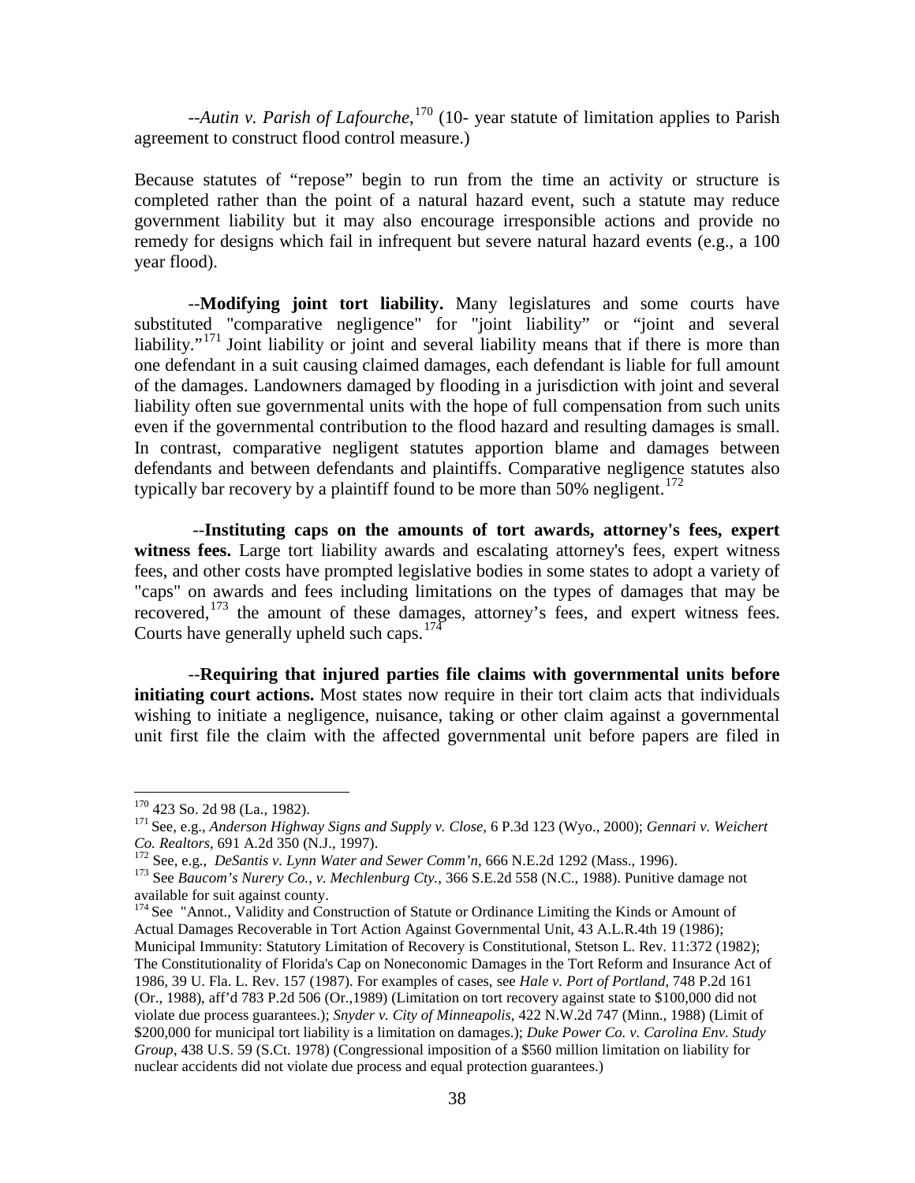--*Autin v. Parish of Lafourche*,[170] (10- year statute of limitation applies to Parish agreement to construct flood control measure.)

Because statutes of "repose" begin to run from the time an activity or structure is completed rather than the point of a natural hazard event, such a statute may reduce government liability but it may also encourage irresponsible actions and provide no remedy for designs which fail in infrequent but severe natural hazard events (e.g., a 100 year flood).

--**Modifying joint tort liability.** Many legislatures and some courts have substituted "comparative negligence" for "joint liability" or "joint and several liability."[171] Joint liability or joint and several liability means that if there is more than one defendant in a suit causing claimed damages, each defendant is liable for full amount of the damages. Landowners damaged by flooding in a jurisdiction with joint and several liability often sue governmental units with the hope of full compensation from such units even if the governmental contribution to the flood hazard and resulting damages is small. In contrast, comparative negligent statutes apportion blame and damages between defendants and between defendants and plaintiffs. Comparative negligence statutes also typically bar recovery by a plaintiff found to be more than 50% negligent.[172]

--**Instituting caps on the amounts of tort awards, attorney's fees, expert witness fees.** Large tort liability awards and escalating attorney's fees, expert witness fees, and other costs have prompted legislative bodies in some states to adopt a variety of "caps" on awards and fees including limitations on the types of damages that may be recovered,[173] the amount of these damages, attorney's fees, and expert witness fees. Courts have generally upheld such caps.[174]

--**Requiring that injured parties file claims with governmental units before initiating court actions.** Most states now require in their tort claim acts that individuals wishing to initiate a negligence, nuisance, taking or other claim against a governmental unit first file the claim with the affected governmental unit before papers are filed in

---

[170] 423 So. 2d 98 (La., 1982).

[171] See, e.g., *Anderson Highway Signs and Supply v. Close*, 6 P.3d 123 (Wyo., 2000); *Gennari v. Weichert Co. Realtors*, 691 A.2d 350 (N.J., 1997).

[172] See, e.g., *DeSantis v. Lynn Water and Sewer Comm'n*, 666 N.E.2d 1292 (Mass., 1996).

[173] See *Baucom's Nurery Co., v. Mechlenburg Cty.*, 366 S.E.2d 558 (N.C., 1988). Punitive damage not available for suit against county.

[174] See "Annot., Validity and Construction of Statute or Ordinance Limiting the Kinds or Amount of Actual Damages Recoverable in Tort Action Against Governmental Unit, 43 A.L.R.4th 19 (1986); Municipal Immunity: Statutory Limitation of Recovery is Constitutional, Stetson L. Rev. 11:372 (1982); The Constitutionality of Florida's Cap on Noneconomic Damages in the Tort Reform and Insurance Act of 1986, 39 U. Fla. L. Rev. 157 (1987). For examples of cases, see *Hale v. Port of Portland*, 748 P.2d 161 (Or., 1988), aff'd 783 P.2d 506 (Or.,1989) (Limitation on tort recovery against state to $100,000 did not violate due process guarantees.); *Snyder v. City of Minneapolis*, 422 N.W.2d 747 (Minn., 1988) (Limit of $200,000 for municipal tort liability is a limitation on damages.); *Duke Power Co. v. Carolina Env. Study Group*, 438 U.S. 59 (S.Ct. 1978) (Congressional imposition of a $560 million limitation on liability for nuclear accidents did not violate due process and equal protection guarantees.)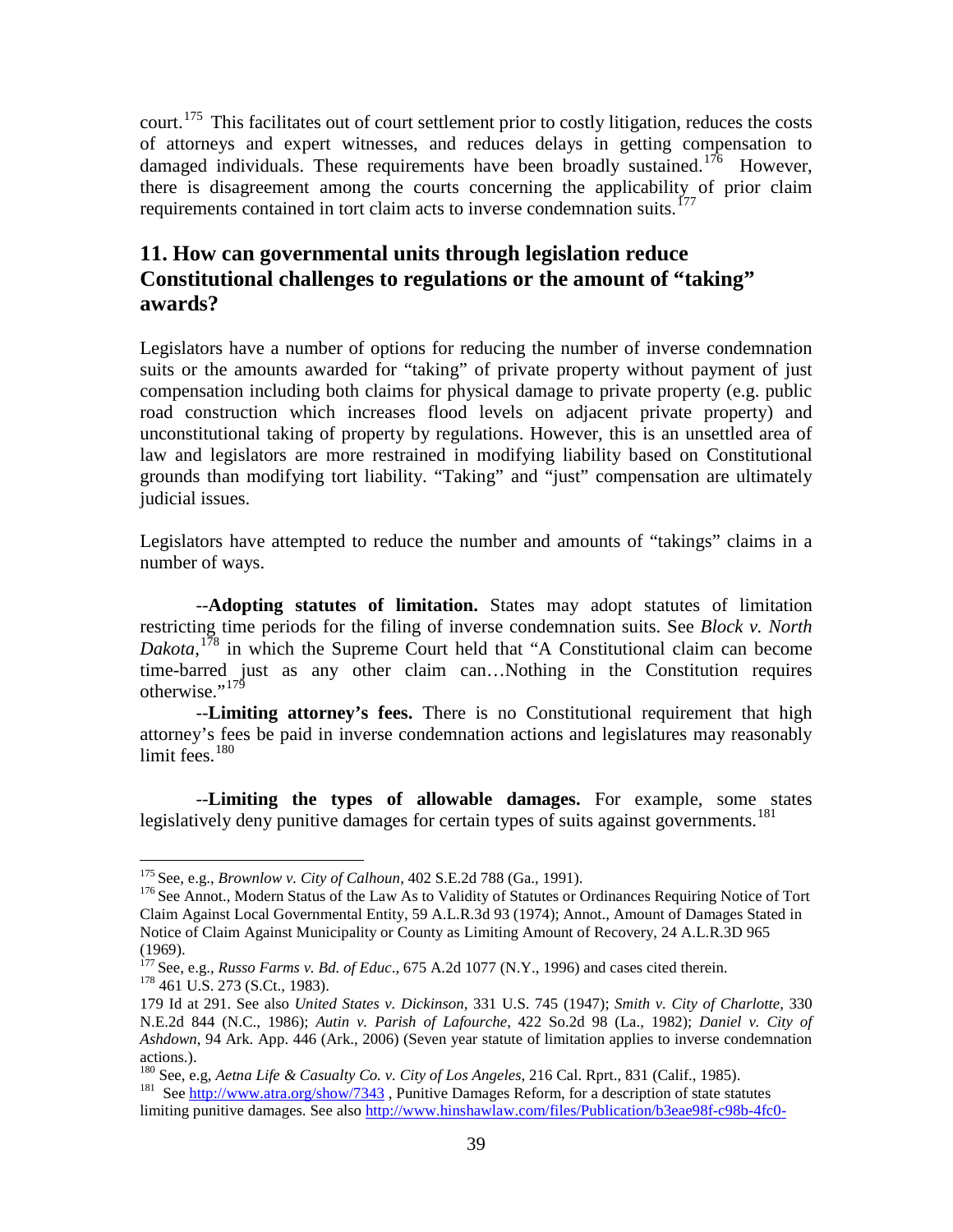court.[175] This facilitates out of court settlement prior to costly litigation, reduces the costs of attorneys and expert witnesses, and reduces delays in getting compensation to damaged individuals. These requirements have been broadly sustained.[176] However, there is disagreement among the courts concerning the applicability of prior claim requirements contained in tort claim acts to inverse condemnation suits.[177]

## 11. How can governmental units through legislation reduce Constitutional challenges to regulations or the amount of "taking" awards?

Legislators have a number of options for reducing the number of inverse condemnation suits or the amounts awarded for "taking" of private property without payment of just compensation including both claims for physical damage to private property (e.g. public road construction which increases flood levels on adjacent private property) and unconstitutional taking of property by regulations. However, this is an unsettled area of law and legislators are more restrained in modifying liability based on Constitutional grounds than modifying tort liability. "Taking" and "just" compensation are ultimately judicial issues.

Legislators have attempted to reduce the number and amounts of "takings" claims in a number of ways.

--**Adopting statutes of limitation.** States may adopt statutes of limitation restricting time periods for the filing of inverse condemnation suits. See *Block v. North Dakota*,[178] in which the Supreme Court held that "A Constitutional claim can become time-barred just as any other claim can…Nothing in the Constitution requires otherwise."[179]

--**Limiting attorney's fees.** There is no Constitutional requirement that high attorney's fees be paid in inverse condemnation actions and legislatures may reasonably limit fees.[180]

--**Limiting the types of allowable damages.** For example, some states legislatively deny punitive damages for certain types of suits against governments.[181]

---

[175] See, e.g., *Brownlow v. City of Calhoun*, 402 S.E.2d 788 (Ga., 1991).

[176] See Annot., Modern Status of the Law As to Validity of Statutes or Ordinances Requiring Notice of Tort Claim Against Local Governmental Entity, 59 A.L.R.3d 93 (1974); Annot., Amount of Damages Stated in Notice of Claim Against Municipality or County as Limiting Amount of Recovery, 24 A.L.R.3D 965 (1969).

[177] See, e.g., *Russo Farms v. Bd. of Educ*., 675 A.2d 1077 (N.Y., 1996) and cases cited therein.

[178] 461 U.S. 273 (S.Ct., 1983).

179 Id at 291. See also *United States v. Dickinson*, 331 U.S. 745 (1947); *Smith v. City of Charlotte*, 330 N.E.2d 844 (N.C., 1986); *Autin v. Parish of Lafourche*, 422 So.2d 98 (La., 1982); *Daniel v. City of Ashdown*, 94 Ark. App. 446 (Ark., 2006) (Seven year statute of limitation applies to inverse condemnation actions.).

[180] See, e.g, *Aetna Life & Casualty Co. v. City of Los Angeles*, 216 Cal. Rprt., 831 (Calif., 1985).

[181] See http://www.atra.org/show/7343 , Punitive Damages Reform, for a description of state statutes limiting punitive damages. See also http://www.hinshawlaw.com/files/Publication/b3eae98f-c98b-4fc0-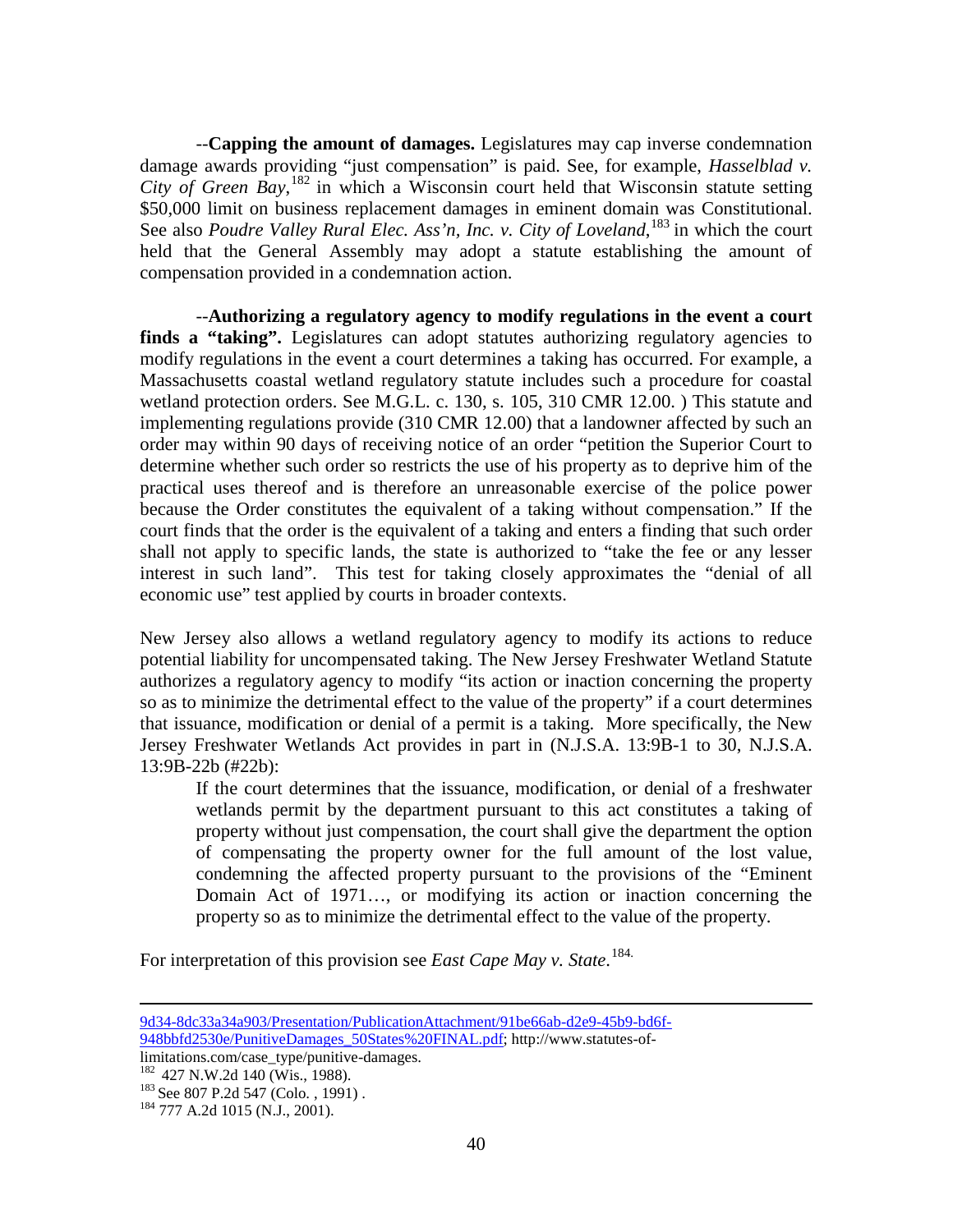--**Capping the amount of damages.** Legislatures may cap inverse condemnation damage awards providing "just compensation" is paid. See, for example, *Hasselblad v. City of Green Bay*,[182] in which a Wisconsin court held that Wisconsin statute setting $50,000 limit on business replacement damages in eminent domain was Constitutional. See also *Poudre Valley Rural Elec. Ass'n, Inc. v. City of Loveland*,[183] in which the court held that the General Assembly may adopt a statute establishing the amount of compensation provided in a condemnation action.

--**Authorizing a regulatory agency to modify regulations in the event a court finds a "taking".** Legislatures can adopt statutes authorizing regulatory agencies to modify regulations in the event a court determines a taking has occurred. For example, a Massachusetts coastal wetland regulatory statute includes such a procedure for coastal wetland protection orders. See M.G.L. c. 130, s. 105, 310 CMR 12.00. ) This statute and implementing regulations provide (310 CMR 12.00) that a landowner affected by such an order may within 90 days of receiving notice of an order "petition the Superior Court to determine whether such order so restricts the use of his property as to deprive him of the practical uses thereof and is therefore an unreasonable exercise of the police power because the Order constitutes the equivalent of a taking without compensation." If the court finds that the order is the equivalent of a taking and enters a finding that such order shall not apply to specific lands, the state is authorized to "take the fee or any lesser interest in such land". This test for taking closely approximates the "denial of all economic use" test applied by courts in broader contexts.

New Jersey also allows a wetland regulatory agency to modify its actions to reduce potential liability for uncompensated taking. The New Jersey Freshwater Wetland Statute authorizes a regulatory agency to modify "its action or inaction concerning the property so as to minimize the detrimental effect to the value of the property" if a court determines that issuance, modification or denial of a permit is a taking. More specifically, the New Jersey Freshwater Wetlands Act provides in part in (N.J.S.A. 13:9B-1 to 30, N.J.S.A. 13:9B-22b (#22b):

> If the court determines that the issuance, modification, or denial of a freshwater wetlands permit by the department pursuant to this act constitutes a taking of property without just compensation, the court shall give the department the option of compensating the property owner for the full amount of the lost value, condemning the affected property pursuant to the provisions of the "Eminent Domain Act of 1971…, or modifying its action or inaction concerning the property so as to minimize the detrimental effect to the value of the property.

For interpretation of this provision see *East Cape May v. State*.[184.]

---

9d34-8dc33a34a903/Presentation/PublicationAttachment/91be66ab-d2e9-45b9-bd6f-948bbfd2530e/PunitiveDamages_50States%20FINAL.pdf; http://www.statutes-of-limitations.com/case_type/punitive-damages.

[182] 427 N.W.2d 140 (Wis., 1988).

[183] See 807 P.2d 547 (Colo. , 1991) .

[184] 777 A.2d 1015 (N.J., 2001).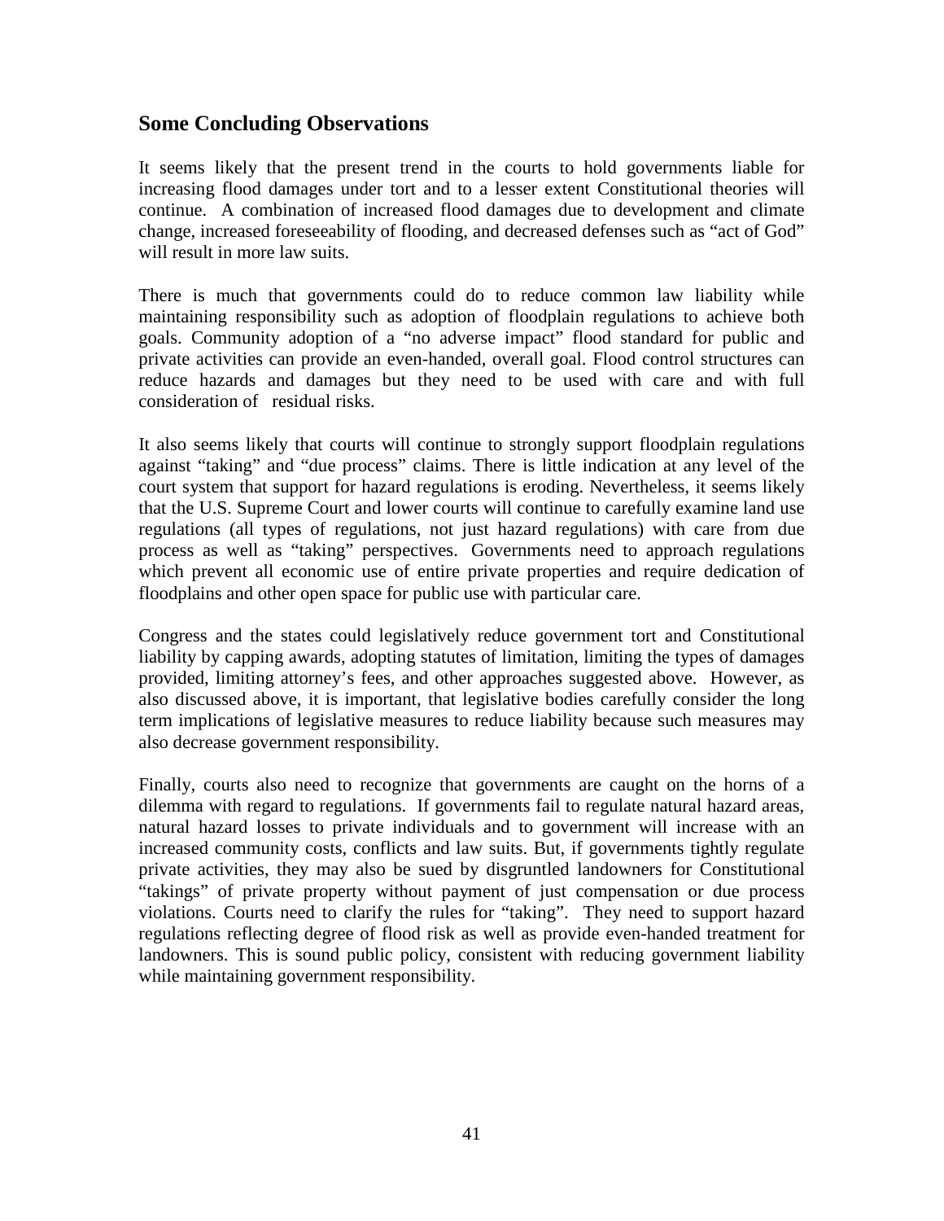## Some Concluding Observations

It seems likely that the present trend in the courts to hold governments liable for increasing flood damages under tort and to a lesser extent Constitutional theories will continue. A combination of increased flood damages due to development and climate change, increased foreseeability of flooding, and decreased defenses such as "act of God" will result in more law suits.

There is much that governments could do to reduce common law liability while maintaining responsibility such as adoption of floodplain regulations to achieve both goals. Community adoption of a "no adverse impact" flood standard for public and private activities can provide an even-handed, overall goal. Flood control structures can reduce hazards and damages but they need to be used with care and with full consideration of residual risks.

It also seems likely that courts will continue to strongly support floodplain regulations against "taking" and "due process" claims. There is little indication at any level of the court system that support for hazard regulations is eroding. Nevertheless, it seems likely that the U.S. Supreme Court and lower courts will continue to carefully examine land use regulations (all types of regulations, not just hazard regulations) with care from due process as well as "taking" perspectives. Governments need to approach regulations which prevent all economic use of entire private properties and require dedication of floodplains and other open space for public use with particular care.

Congress and the states could legislatively reduce government tort and Constitutional liability by capping awards, adopting statutes of limitation, limiting the types of damages provided, limiting attorney's fees, and other approaches suggested above. However, as also discussed above, it is important, that legislative bodies carefully consider the long term implications of legislative measures to reduce liability because such measures may also decrease government responsibility.

Finally, courts also need to recognize that governments are caught on the horns of a dilemma with regard to regulations. If governments fail to regulate natural hazard areas, natural hazard losses to private individuals and to government will increase with an increased community costs, conflicts and law suits. But, if governments tightly regulate private activities, they may also be sued by disgruntled landowners for Constitutional "takings" of private property without payment of just compensation or due process violations. Courts need to clarify the rules for "taking". They need to support hazard regulations reflecting degree of flood risk as well as provide even-handed treatment for landowners. This is sound public policy, consistent with reducing government liability while maintaining government responsibility.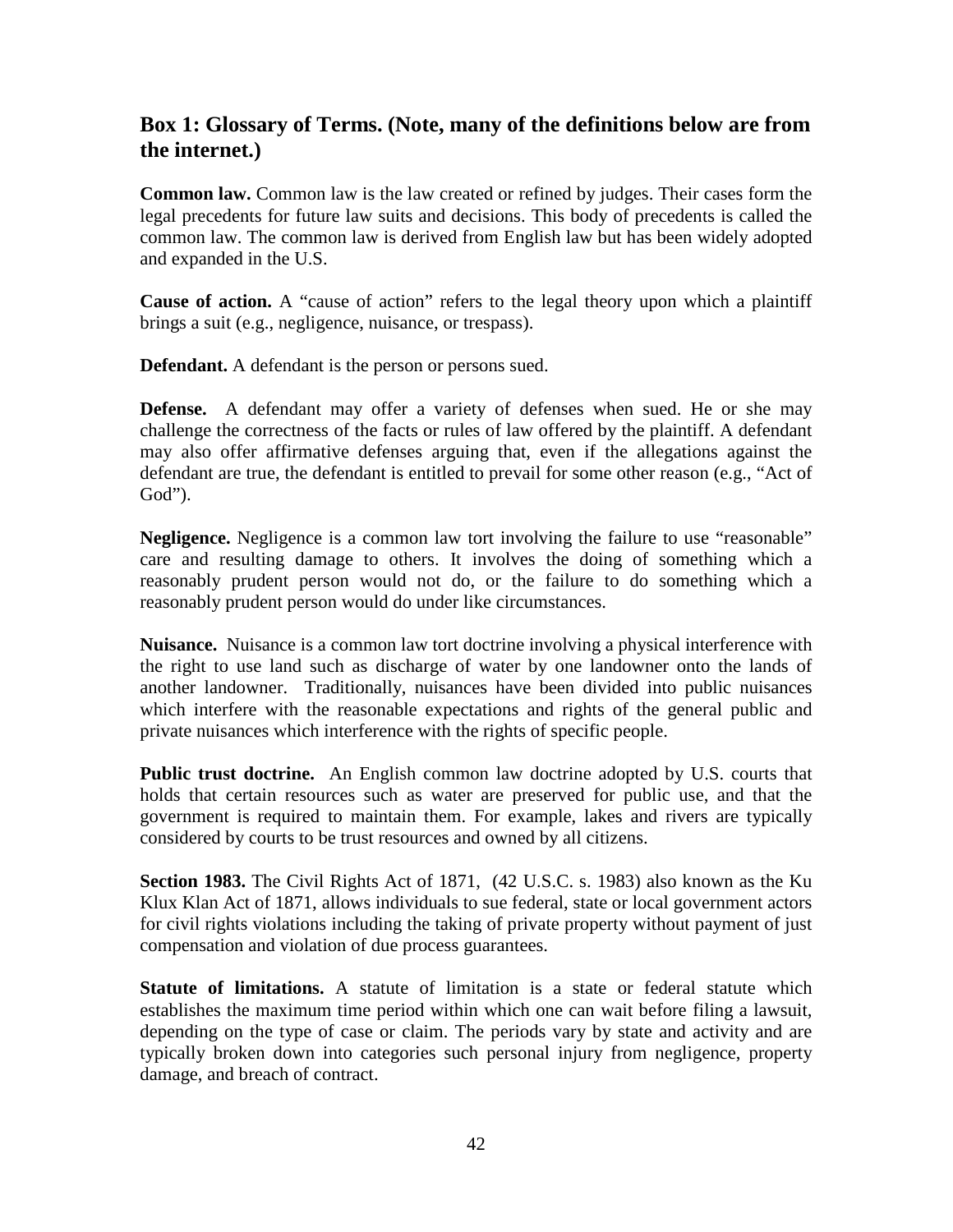## Box 1: Glossary of Terms. (Note, many of the definitions below are from the internet.)

**Common law.** Common law is the law created or refined by judges. Their cases form the legal precedents for future law suits and decisions. This body of precedents is called the common law. The common law is derived from English law but has been widely adopted and expanded in the U.S.

**Cause of action.** A "cause of action" refers to the legal theory upon which a plaintiff brings a suit (e.g., negligence, nuisance, or trespass).

**Defendant.** A defendant is the person or persons sued.

**Defense.** A defendant may offer a variety of defenses when sued. He or she may challenge the correctness of the facts or rules of law offered by the plaintiff. A defendant may also offer affirmative defenses arguing that, even if the allegations against the defendant are true, the defendant is entitled to prevail for some other reason (e.g., "Act of God").

**Negligence.** Negligence is a common law tort involving the failure to use "reasonable" care and resulting damage to others. It involves the doing of something which a reasonably prudent person would not do, or the failure to do something which a reasonably prudent person would do under like circumstances.

**Nuisance.** Nuisance is a common law tort doctrine involving a physical interference with the right to use land such as discharge of water by one landowner onto the lands of another landowner. Traditionally, nuisances have been divided into public nuisances which interfere with the reasonable expectations and rights of the general public and private nuisances which interference with the rights of specific people.

**Public trust doctrine.** An English common law doctrine adopted by U.S. courts that holds that certain resources such as water are preserved for public use, and that the government is required to maintain them. For example, lakes and rivers are typically considered by courts to be trust resources and owned by all citizens.

**Section 1983.** The Civil Rights Act of 1871, (42 U.S.C. s. 1983) also known as the Ku Klux Klan Act of 1871, allows individuals to sue federal, state or local government actors for civil rights violations including the taking of private property without payment of just compensation and violation of due process guarantees.

**Statute of limitations.** A statute of limitation is a state or federal statute which establishes the maximum time period within which one can wait before filing a lawsuit, depending on the type of case or claim. The periods vary by state and activity and are typically broken down into categories such personal injury from negligence, property damage, and breach of contract.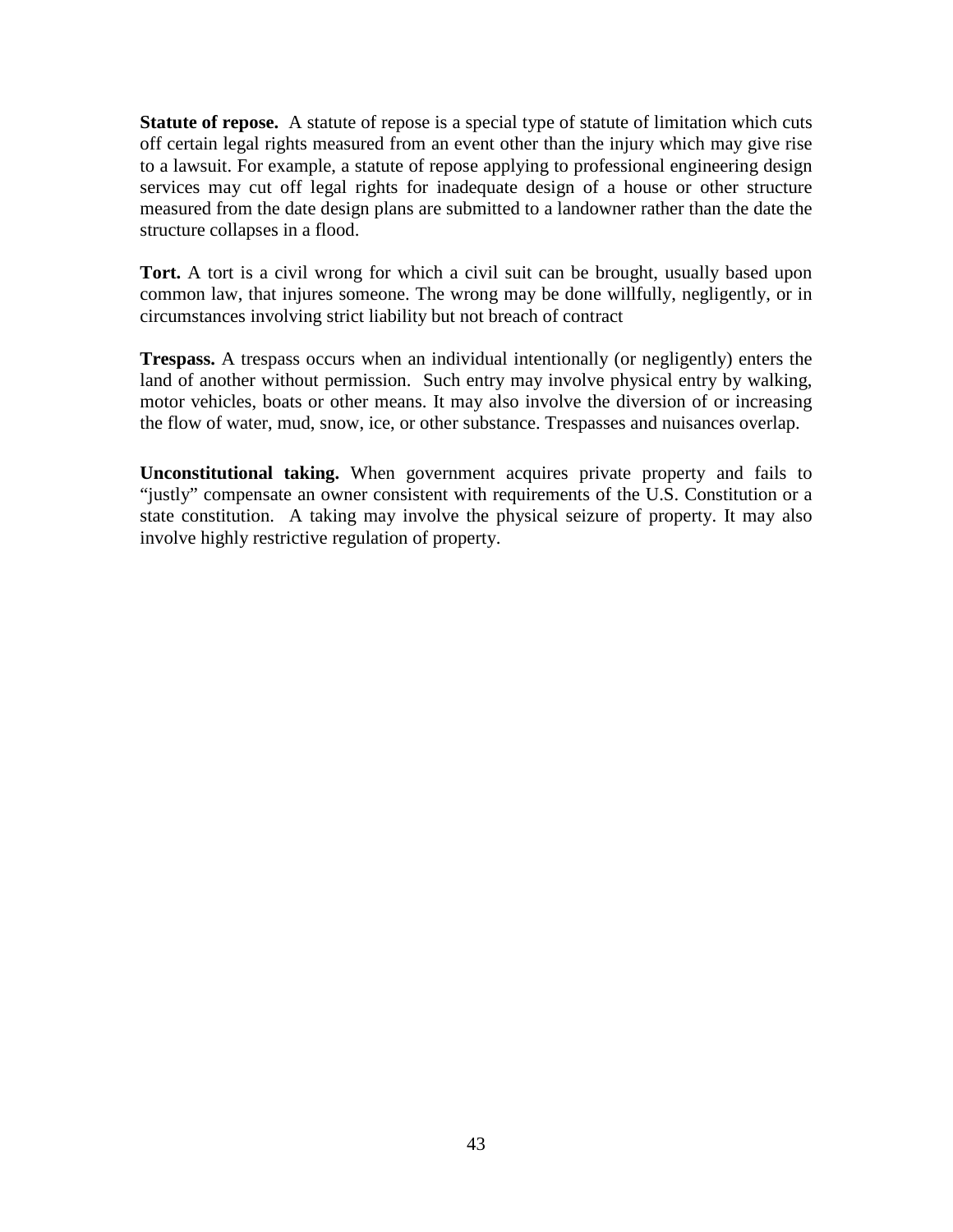**Statute of repose.** A statute of repose is a special type of statute of limitation which cuts off certain legal rights measured from an event other than the injury which may give rise to a lawsuit. For example, a statute of repose applying to professional engineering design services may cut off legal rights for inadequate design of a house or other structure measured from the date design plans are submitted to a landowner rather than the date the structure collapses in a flood.

**Tort.** A tort is a civil wrong for which a civil suit can be brought, usually based upon common law, that injures someone. The wrong may be done willfully, negligently, or in circumstances involving strict liability but not breach of contract

**Trespass.** A trespass occurs when an individual intentionally (or negligently) enters the land of another without permission. Such entry may involve physical entry by walking, motor vehicles, boats or other means. It may also involve the diversion of or increasing the flow of water, mud, snow, ice, or other substance. Trespasses and nuisances overlap.

**Unconstitutional taking.** When government acquires private property and fails to "justly" compensate an owner consistent with requirements of the U.S. Constitution or a state constitution. A taking may involve the physical seizure of property. It may also involve highly restrictive regulation of property.